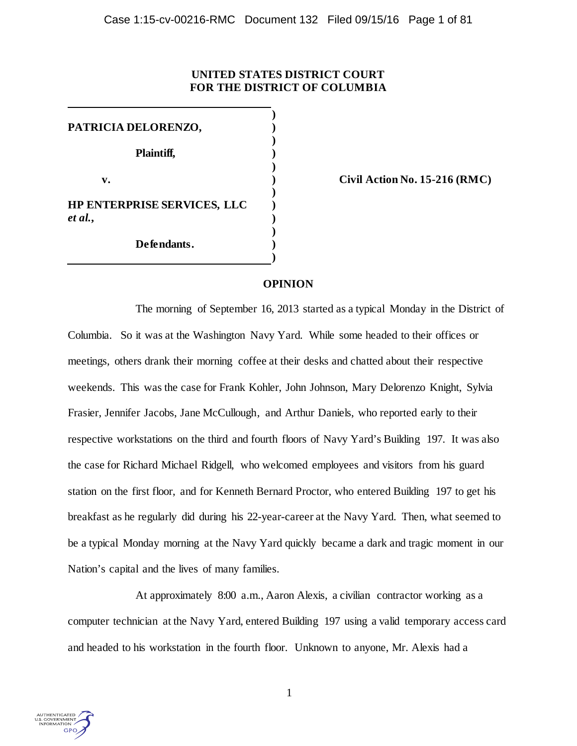**UNITED STATES DISTRICT COURT**
**FOR THE DISTRICT OF COLUMBIA**

| | |
|---|---|
| **PATRICIA DELORENZO,** | |
| **Plaintiff,** | |
| **v.** | **Civil Action No. 15-216 (RMC)** |
| **HP ENTERPRISE SERVICES, LLC *et al.*,** | |
| **Defendants.** | |

## OPINION

The morning of September 16, 2013 started as a typical Monday in the District of Columbia. So it was at the Washington Navy Yard. While some headed to their offices or meetings, others drank their morning coffee at their desks and chatted about their respective weekends. This was the case for Frank Kohler, John Johnson, Mary Delorenzo Knight, Sylvia Frasier, Jennifer Jacobs, Jane McCullough, and Arthur Daniels, who reported early to their respective workstations on the third and fourth floors of Navy Yard's Building 197. It was also the case for Richard Michael Ridgell, who welcomed employees and visitors from his guard station on the first floor, and for Kenneth Bernard Proctor, who entered Building 197 to get his breakfast as he regularly did during his 22-year-career at the Navy Yard. Then, what seemed to be a typical Monday morning at the Navy Yard quickly became a dark and tragic moment in our Nation's capital and the lives of many families.

At approximately 8:00 a.m., Aaron Alexis, a civilian contractor working as a computer technician at the Navy Yard, entered Building 197 using a valid temporary access card and headed to his workstation in the fourth floor. Unknown to anyone, Mr. Alexis had a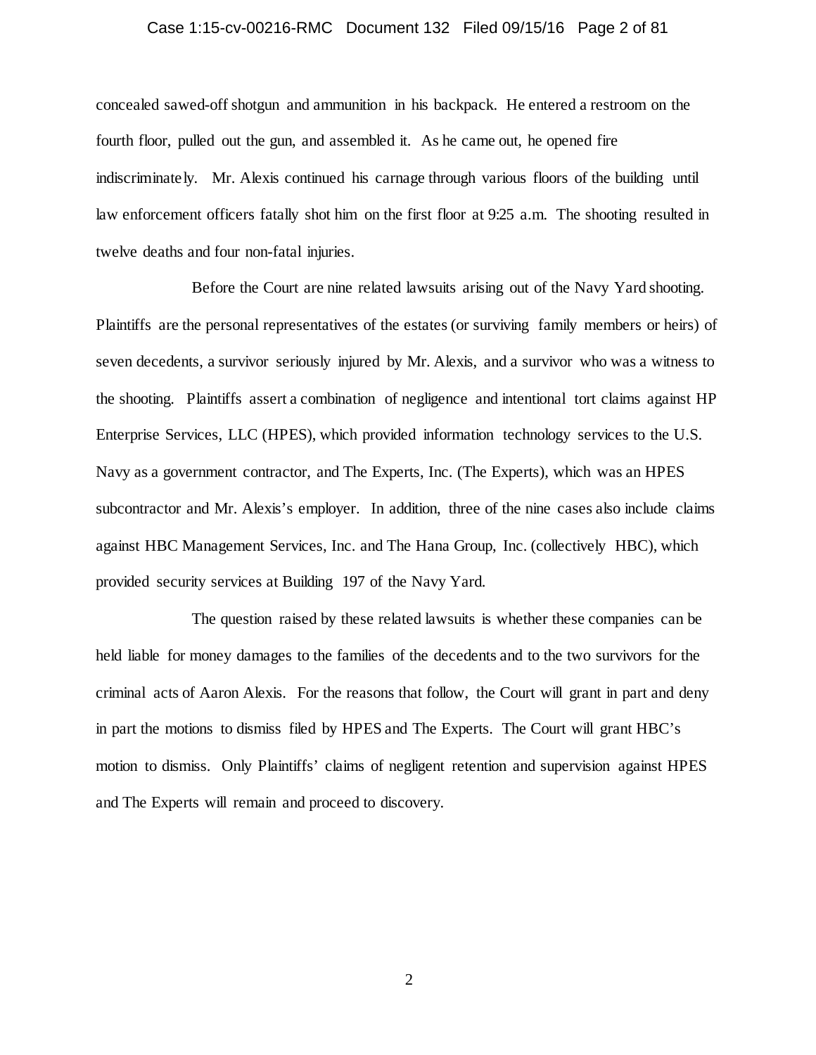concealed sawed-off shotgun and ammunition in his backpack. He entered a restroom on the fourth floor, pulled out the gun, and assembled it. As he came out, he opened fire indiscriminately. Mr. Alexis continued his carnage through various floors of the building until law enforcement officers fatally shot him on the first floor at 9:25 a.m. The shooting resulted in twelve deaths and four non-fatal injuries.

Before the Court are nine related lawsuits arising out of the Navy Yard shooting. Plaintiffs are the personal representatives of the estates (or surviving family members or heirs) of seven decedents, a survivor seriously injured by Mr. Alexis, and a survivor who was a witness to the shooting. Plaintiffs assert a combination of negligence and intentional tort claims against HP Enterprise Services, LLC (HPES), which provided information technology services to the U.S. Navy as a government contractor, and The Experts, Inc. (The Experts), which was an HPES subcontractor and Mr. Alexis's employer. In addition, three of the nine cases also include claims against HBC Management Services, Inc. and The Hana Group, Inc. (collectively HBC), which provided security services at Building 197 of the Navy Yard.

The question raised by these related lawsuits is whether these companies can be held liable for money damages to the families of the decedents and to the two survivors for the criminal acts of Aaron Alexis. For the reasons that follow, the Court will grant in part and deny in part the motions to dismiss filed by HPES and The Experts. The Court will grant HBC's motion to dismiss. Only Plaintiffs' claims of negligent retention and supervision against HPES and The Experts will remain and proceed to discovery.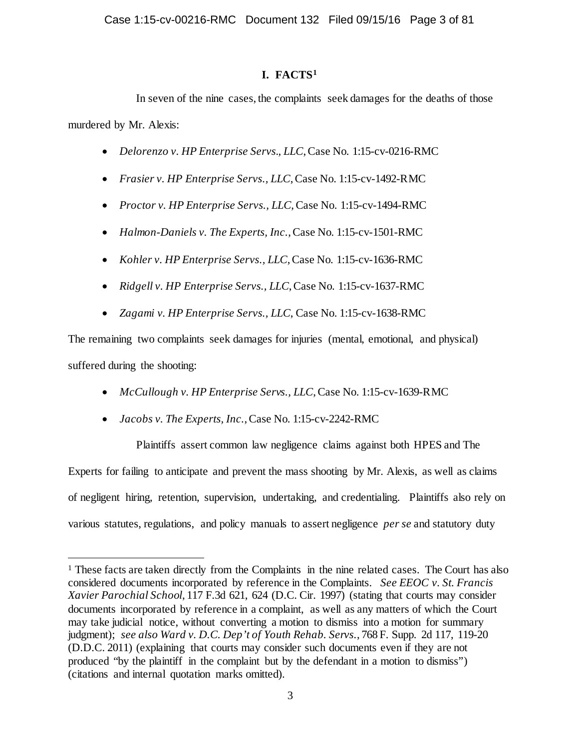# I. FACTS[1]

In seven of the nine cases, the complaints seek damages for the deaths of those murdered by Mr. Alexis:

- *Delorenzo v. HP Enterprise Servs., LLC*, Case No. 1:15-cv-0216-RMC
- *Frasier v. HP Enterprise Servs., LLC*, Case No. 1:15-cv-1492-RMC
- *Proctor v. HP Enterprise Servs., LLC*, Case No. 1:15-cv-1494-RMC
- *Halmon-Daniels v. The Experts, Inc.*, Case No. 1:15-cv-1501-RMC
- *Kohler v. HP Enterprise Servs., LLC*, Case No. 1:15-cv-1636-RMC
- *Ridgell v. HP Enterprise Servs., LLC*, Case No. 1:15-cv-1637-RMC
- *Zagami v. HP Enterprise Servs., LLC*, Case No. 1:15-cv-1638-RMC

The remaining two complaints seek damages for injuries (mental, emotional, and physical) suffered during the shooting:

- *McCullough v. HP Enterprise Servs., LLC*, Case No. 1:15-cv-1639-RMC
- *Jacobs v. The Experts, Inc.*, Case No. 1:15-cv-2242-RMC

Plaintiffs assert common law negligence claims against both HPES and The Experts for failing to anticipate and prevent the mass shooting by Mr. Alexis, as well as claims of negligent hiring, retention, supervision, undertaking, and credentialing. Plaintiffs also rely on various statutes, regulations, and policy manuals to assert negligence *per se* and statutory duty

---

[1] These facts are taken directly from the Complaints in the nine related cases. The Court has also considered documents incorporated by reference in the Complaints. *See EEOC v. St. Francis Xavier Parochial School*, 117 F.3d 621, 624 (D.C. Cir. 1997) (stating that courts may consider documents incorporated by reference in a complaint, as well as any matters of which the Court may take judicial notice, without converting a motion to dismiss into a motion for summary judgment); *see also Ward v. D.C. Dep't of Youth Rehab. Servs.*, 768 F. Supp. 2d 117, 119-20 (D.D.C. 2011) (explaining that courts may consider such documents even if they are not produced "by the plaintiff in the complaint but by the defendant in a motion to dismiss") (citations and internal quotation marks omitted).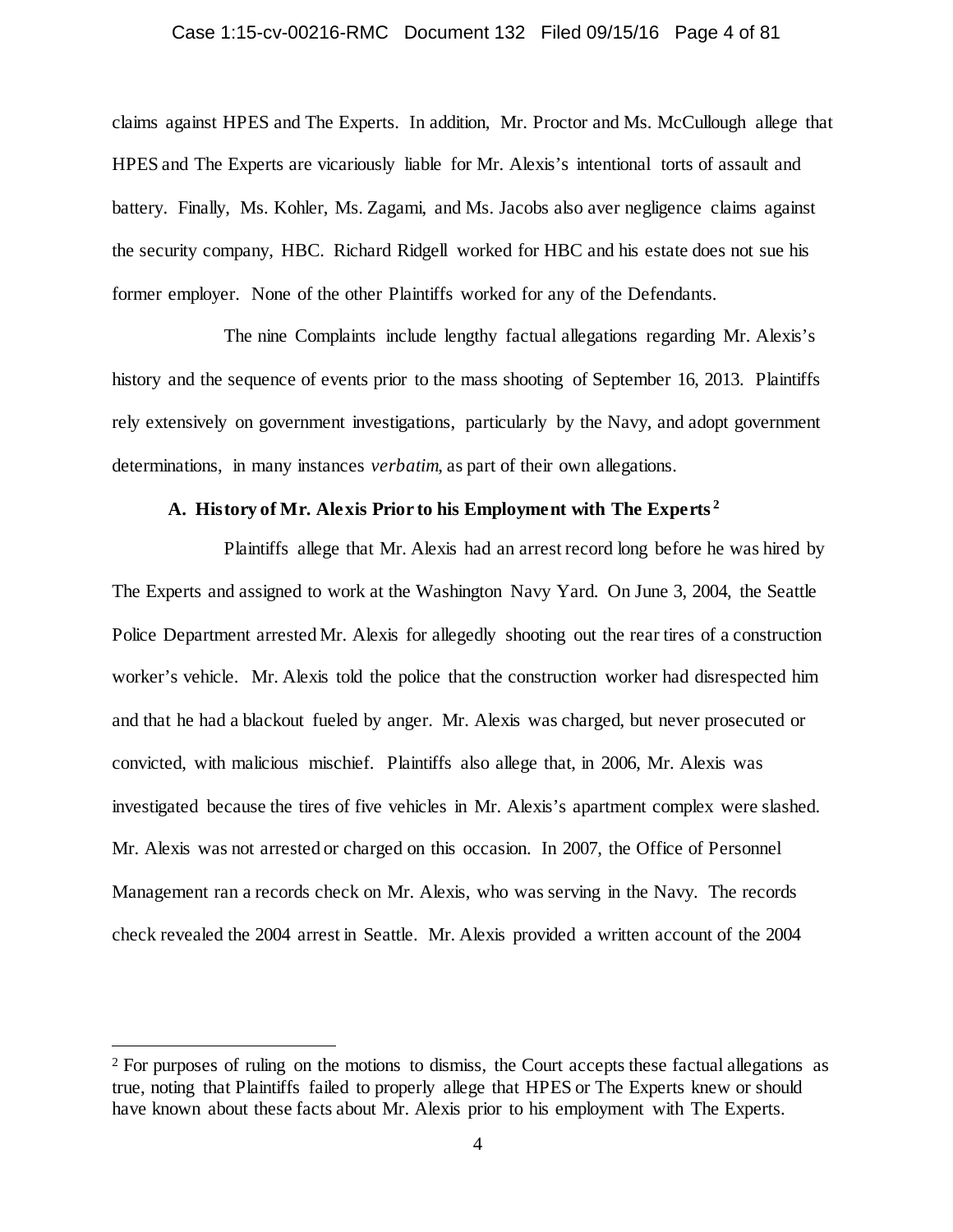claims against HPES and The Experts. In addition, Mr. Proctor and Ms. McCullough allege that HPES and The Experts are vicariously liable for Mr. Alexis's intentional torts of assault and battery. Finally, Ms. Kohler, Ms. Zagami, and Ms. Jacobs also aver negligence claims against the security company, HBC. Richard Ridgell worked for HBC and his estate does not sue his former employer. None of the other Plaintiffs worked for any of the Defendants.

The nine Complaints include lengthy factual allegations regarding Mr. Alexis's history and the sequence of events prior to the mass shooting of September 16, 2013. Plaintiffs rely extensively on government investigations, particularly by the Navy, and adopt government determinations, in many instances *verbatim*, as part of their own allegations.

### A. History of Mr. Alexis Prior to his Employment with The Experts[2]

Plaintiffs allege that Mr. Alexis had an arrest record long before he was hired by The Experts and assigned to work at the Washington Navy Yard. On June 3, 2004, the Seattle Police Department arrested Mr. Alexis for allegedly shooting out the rear tires of a construction worker's vehicle. Mr. Alexis told the police that the construction worker had disrespected him and that he had a blackout fueled by anger. Mr. Alexis was charged, but never prosecuted or convicted, with malicious mischief. Plaintiffs also allege that, in 2006, Mr. Alexis was investigated because the tires of five vehicles in Mr. Alexis's apartment complex were slashed. Mr. Alexis was not arrested or charged on this occasion. In 2007, the Office of Personnel Management ran a records check on Mr. Alexis, who was serving in the Navy. The records check revealed the 2004 arrest in Seattle. Mr. Alexis provided a written account of the 2004

[2] For purposes of ruling on the motions to dismiss, the Court accepts these factual allegations as true, noting that Plaintiffs failed to properly allege that HPES or The Experts knew or should have known about these facts about Mr. Alexis prior to his employment with The Experts.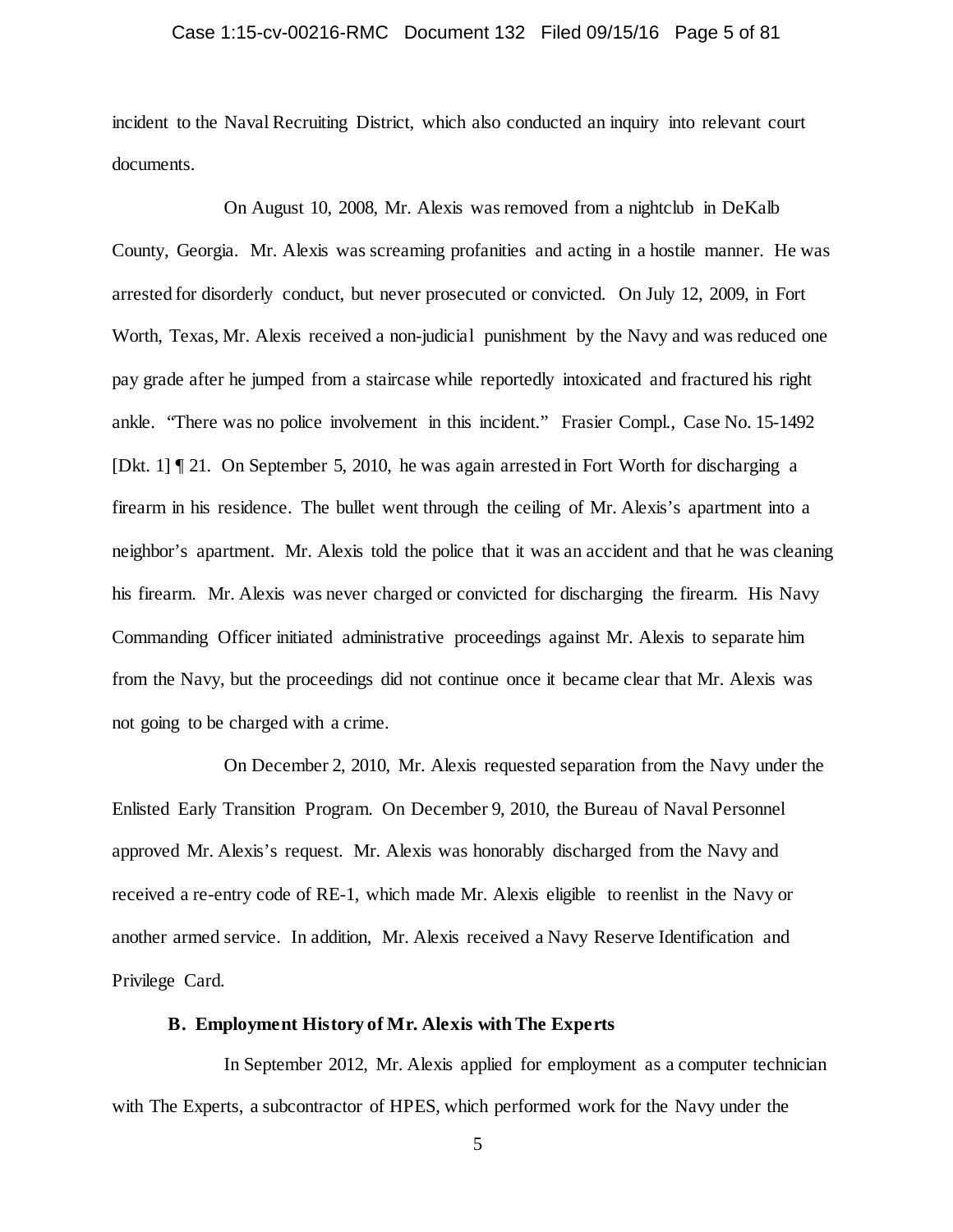incident to the Naval Recruiting District, which also conducted an inquiry into relevant court documents.

On August 10, 2008, Mr. Alexis was removed from a nightclub in DeKalb County, Georgia. Mr. Alexis was screaming profanities and acting in a hostile manner. He was arrested for disorderly conduct, but never prosecuted or convicted. On July 12, 2009, in Fort Worth, Texas, Mr. Alexis received a non-judicial punishment by the Navy and was reduced one pay grade after he jumped from a staircase while reportedly intoxicated and fractured his right ankle. "There was no police involvement in this incident." Frasier Compl., Case No. 15-1492 [Dkt. 1] ¶ 21. On September 5, 2010, he was again arrested in Fort Worth for discharging a firearm in his residence. The bullet went through the ceiling of Mr. Alexis's apartment into a neighbor's apartment. Mr. Alexis told the police that it was an accident and that he was cleaning his firearm. Mr. Alexis was never charged or convicted for discharging the firearm. His Navy Commanding Officer initiated administrative proceedings against Mr. Alexis to separate him from the Navy, but the proceedings did not continue once it became clear that Mr. Alexis was not going to be charged with a crime.

On December 2, 2010, Mr. Alexis requested separation from the Navy under the Enlisted Early Transition Program. On December 9, 2010, the Bureau of Naval Personnel approved Mr. Alexis's request. Mr. Alexis was honorably discharged from the Navy and received a re-entry code of RE-1, which made Mr. Alexis eligible to reenlist in the Navy or another armed service. In addition, Mr. Alexis received a Navy Reserve Identification and Privilege Card.

### B. Employment History of Mr. Alexis with The Experts

In September 2012, Mr. Alexis applied for employment as a computer technician with The Experts, a subcontractor of HPES, which performed work for the Navy under the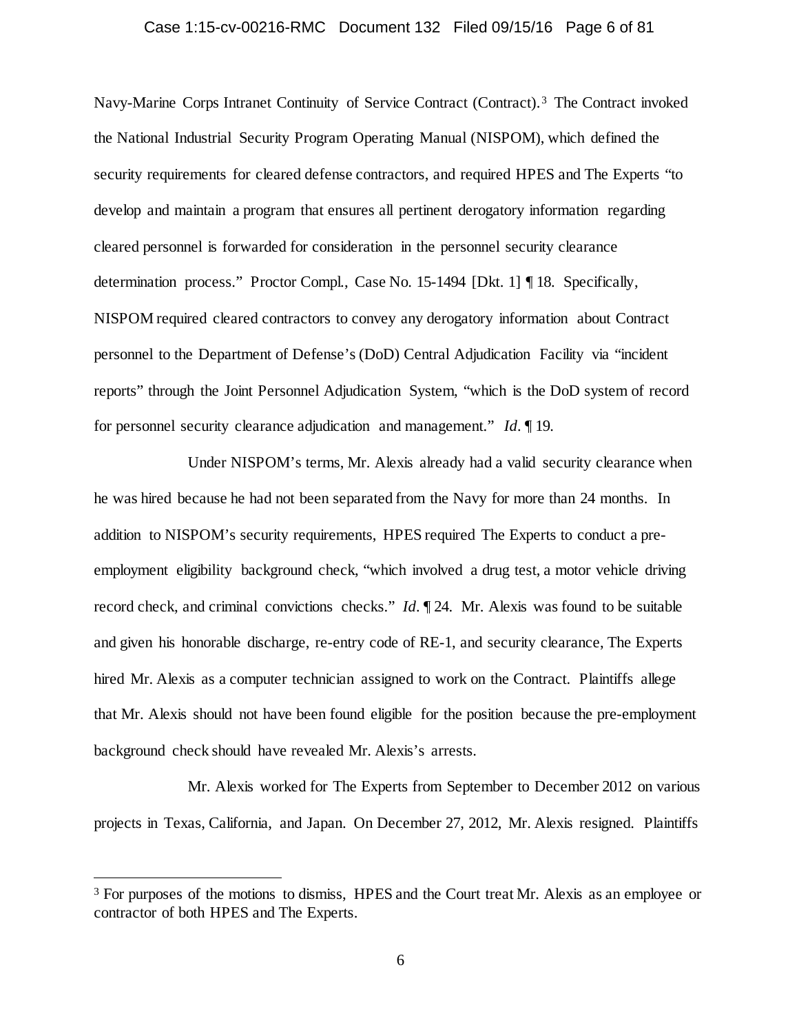Navy-Marine Corps Intranet Continuity of Service Contract (Contract).[3] The Contract invoked the National Industrial Security Program Operating Manual (NISPOM), which defined the security requirements for cleared defense contractors, and required HPES and The Experts "to develop and maintain a program that ensures all pertinent derogatory information regarding cleared personnel is forwarded for consideration in the personnel security clearance determination process." Proctor Compl., Case No. 15-1494 [Dkt. 1] ¶ 18. Specifically, NISPOM required cleared contractors to convey any derogatory information about Contract personnel to the Department of Defense's (DoD) Central Adjudication Facility via "incident reports" through the Joint Personnel Adjudication System, "which is the DoD system of record for personnel security clearance adjudication and management." *Id.* ¶ 19.

Under NISPOM's terms, Mr. Alexis already had a valid security clearance when he was hired because he had not been separated from the Navy for more than 24 months. In addition to NISPOM's security requirements, HPES required The Experts to conduct a pre-employment eligibility background check, "which involved a drug test, a motor vehicle driving record check, and criminal convictions checks." *Id.* ¶ 24. Mr. Alexis was found to be suitable and given his honorable discharge, re-entry code of RE-1, and security clearance, The Experts hired Mr. Alexis as a computer technician assigned to work on the Contract. Plaintiffs allege that Mr. Alexis should not have been found eligible for the position because the pre-employment background check should have revealed Mr. Alexis's arrests.

Mr. Alexis worked for The Experts from September to December 2012 on various projects in Texas, California, and Japan. On December 27, 2012, Mr. Alexis resigned. Plaintiffs

---

[3] For purposes of the motions to dismiss, HPES and the Court treat Mr. Alexis as an employee or contractor of both HPES and The Experts.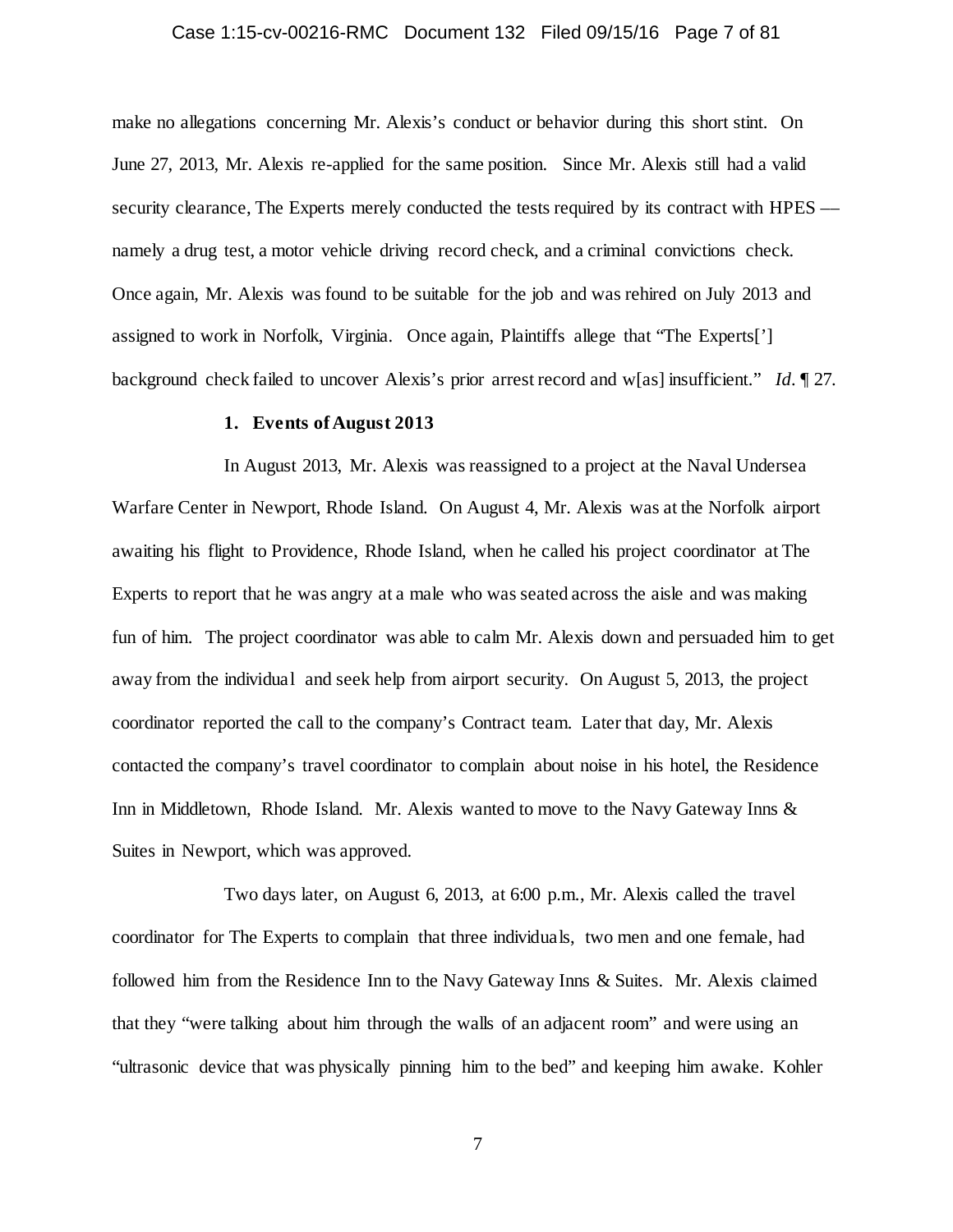make no allegations concerning Mr. Alexis's conduct or behavior during this short stint. On June 27, 2013, Mr. Alexis re-applied for the same position. Since Mr. Alexis still had a valid security clearance, The Experts merely conducted the tests required by its contract with HPES — namely a drug test, a motor vehicle driving record check, and a criminal convictions check. Once again, Mr. Alexis was found to be suitable for the job and was rehired on July 2013 and assigned to work in Norfolk, Virginia. Once again, Plaintiffs allege that "The Experts['] background check failed to uncover Alexis's prior arrest record and w[as] insufficient." *Id*. ¶ 27.

**1. Events of August 2013**

In August 2013, Mr. Alexis was reassigned to a project at the Naval Undersea Warfare Center in Newport, Rhode Island. On August 4, Mr. Alexis was at the Norfolk airport awaiting his flight to Providence, Rhode Island, when he called his project coordinator at The Experts to report that he was angry at a male who was seated across the aisle and was making fun of him. The project coordinator was able to calm Mr. Alexis down and persuaded him to get away from the individual and seek help from airport security. On August 5, 2013, the project coordinator reported the call to the company's Contract team. Later that day, Mr. Alexis contacted the company's travel coordinator to complain about noise in his hotel, the Residence Inn in Middletown, Rhode Island. Mr. Alexis wanted to move to the Navy Gateway Inns & Suites in Newport, which was approved.

Two days later, on August 6, 2013, at 6:00 p.m., Mr. Alexis called the travel coordinator for The Experts to complain that three individuals, two men and one female, had followed him from the Residence Inn to the Navy Gateway Inns & Suites. Mr. Alexis claimed that they "were talking about him through the walls of an adjacent room" and were using an "ultrasonic device that was physically pinning him to the bed" and keeping him awake. Kohler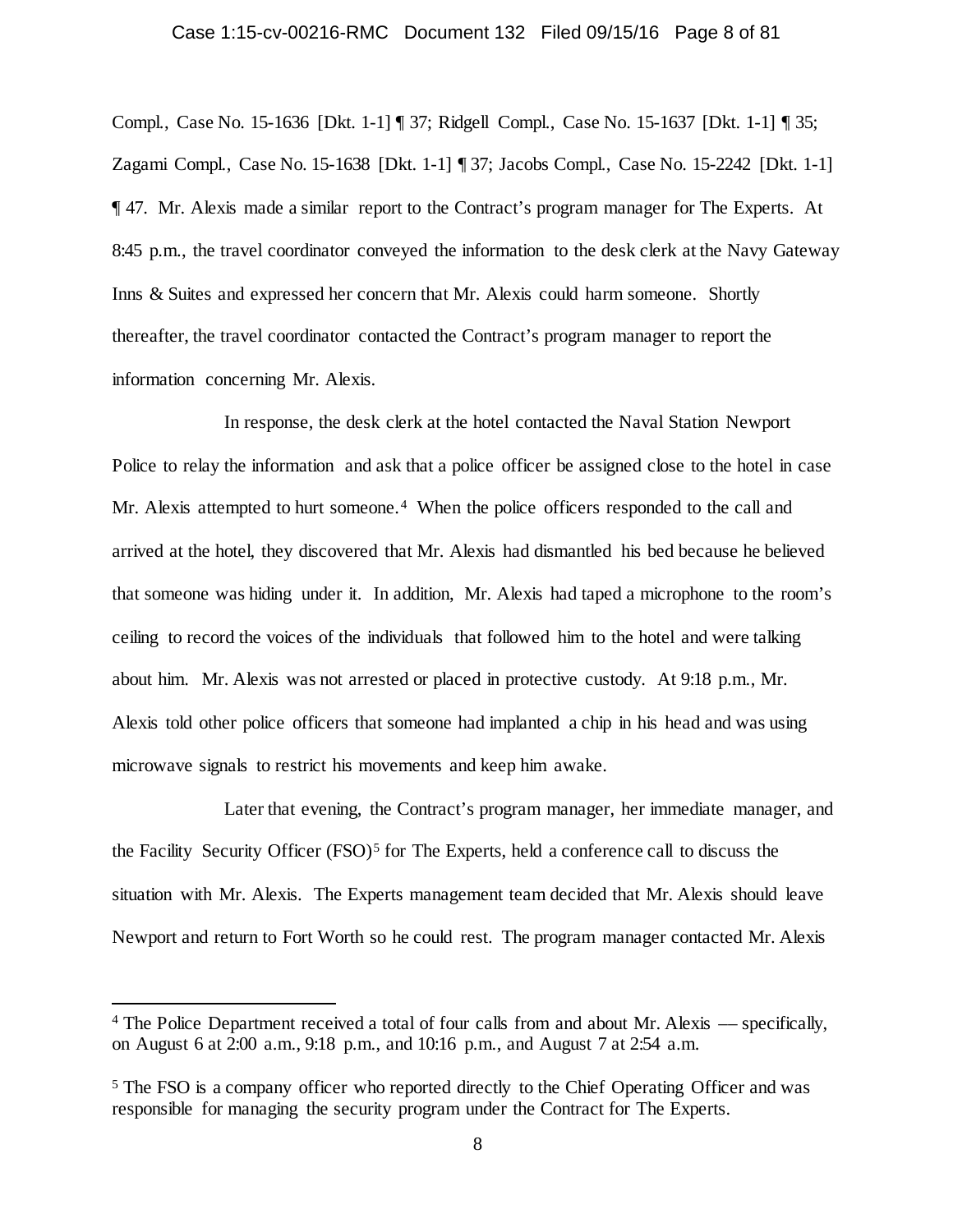Compl., Case No. 15-1636 [Dkt. 1-1] ¶ 37; Ridgell Compl., Case No. 15-1637 [Dkt. 1-1] ¶ 35; Zagami Compl., Case No. 15-1638 [Dkt. 1-1] ¶ 37; Jacobs Compl., Case No. 15-2242 [Dkt. 1-1] ¶ 47. Mr. Alexis made a similar report to the Contract's program manager for The Experts. At 8:45 p.m., the travel coordinator conveyed the information to the desk clerk at the Navy Gateway Inns & Suites and expressed her concern that Mr. Alexis could harm someone. Shortly thereafter, the travel coordinator contacted the Contract's program manager to report the information concerning Mr. Alexis.

In response, the desk clerk at the hotel contacted the Naval Station Newport Police to relay the information and ask that a police officer be assigned close to the hotel in case Mr. Alexis attempted to hurt someone.[4] When the police officers responded to the call and arrived at the hotel, they discovered that Mr. Alexis had dismantled his bed because he believed that someone was hiding under it. In addition, Mr. Alexis had taped a microphone to the room's ceiling to record the voices of the individuals that followed him to the hotel and were talking about him. Mr. Alexis was not arrested or placed in protective custody. At 9:18 p.m., Mr. Alexis told other police officers that someone had implanted a chip in his head and was using microwave signals to restrict his movements and keep him awake.

Later that evening, the Contract's program manager, her immediate manager, and the Facility Security Officer (FSO)[5] for The Experts, held a conference call to discuss the situation with Mr. Alexis. The Experts management team decided that Mr. Alexis should leave Newport and return to Fort Worth so he could rest. The program manager contacted Mr. Alexis

---

[4] The Police Department received a total of four calls from and about Mr. Alexis — specifically, on August 6 at 2:00 a.m., 9:18 p.m., and 10:16 p.m., and August 7 at 2:54 a.m.

[5] The FSO is a company officer who reported directly to the Chief Operating Officer and was responsible for managing the security program under the Contract for The Experts.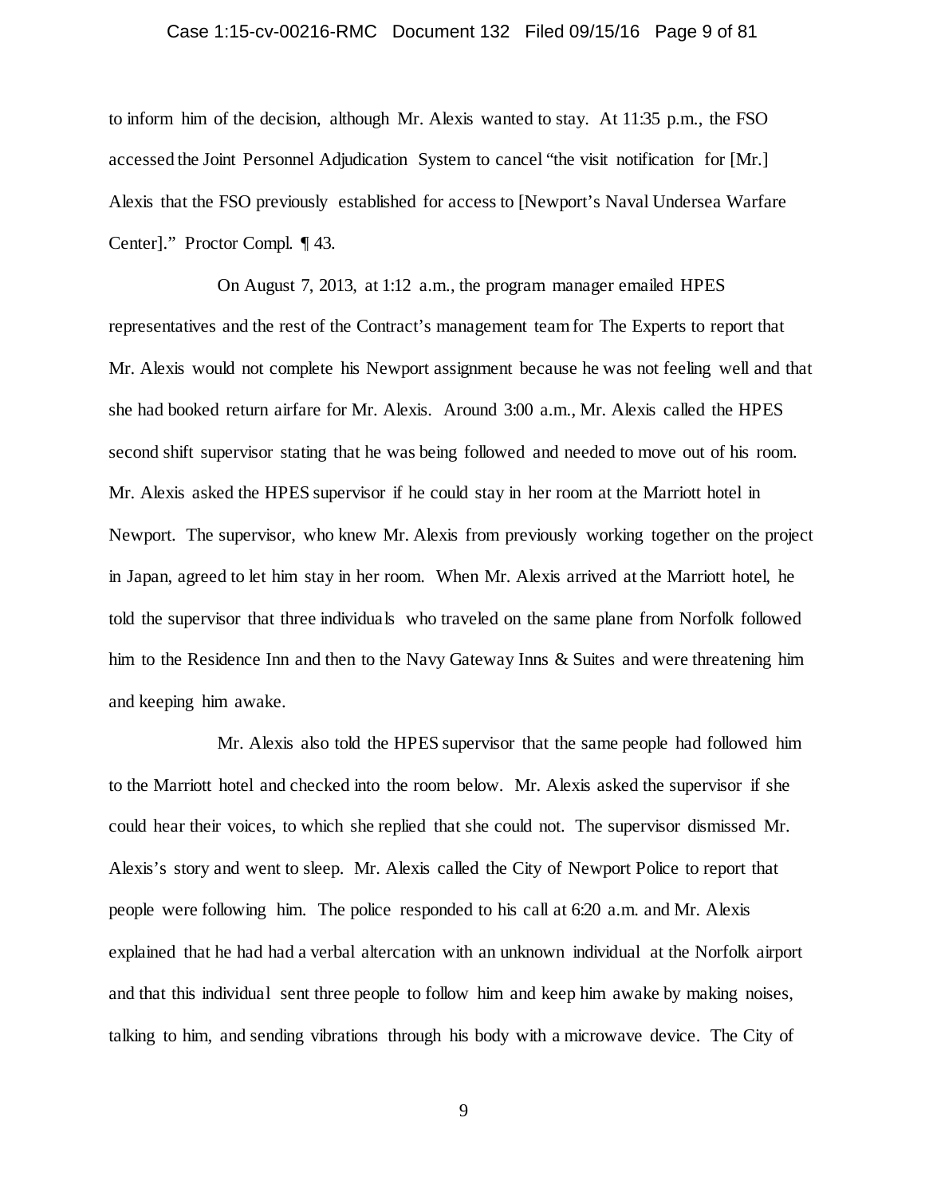to inform him of the decision, although Mr. Alexis wanted to stay. At 11:35 p.m., the FSO accessed the Joint Personnel Adjudication System to cancel "the visit notification for [Mr.] Alexis that the FSO previously established for access to [Newport's Naval Undersea Warfare Center]." Proctor Compl. ¶ 43.

On August 7, 2013, at 1:12 a.m., the program manager emailed HPES representatives and the rest of the Contract's management team for The Experts to report that Mr. Alexis would not complete his Newport assignment because he was not feeling well and that she had booked return airfare for Mr. Alexis. Around 3:00 a.m., Mr. Alexis called the HPES second shift supervisor stating that he was being followed and needed to move out of his room. Mr. Alexis asked the HPES supervisor if he could stay in her room at the Marriott hotel in Newport. The supervisor, who knew Mr. Alexis from previously working together on the project in Japan, agreed to let him stay in her room. When Mr. Alexis arrived at the Marriott hotel, he told the supervisor that three individuals who traveled on the same plane from Norfolk followed him to the Residence Inn and then to the Navy Gateway Inns & Suites and were threatening him and keeping him awake.

Mr. Alexis also told the HPES supervisor that the same people had followed him to the Marriott hotel and checked into the room below. Mr. Alexis asked the supervisor if she could hear their voices, to which she replied that she could not. The supervisor dismissed Mr. Alexis's story and went to sleep. Mr. Alexis called the City of Newport Police to report that people were following him. The police responded to his call at 6:20 a.m. and Mr. Alexis explained that he had had a verbal altercation with an unknown individual at the Norfolk airport and that this individual sent three people to follow him and keep him awake by making noises, talking to him, and sending vibrations through his body with a microwave device. The City of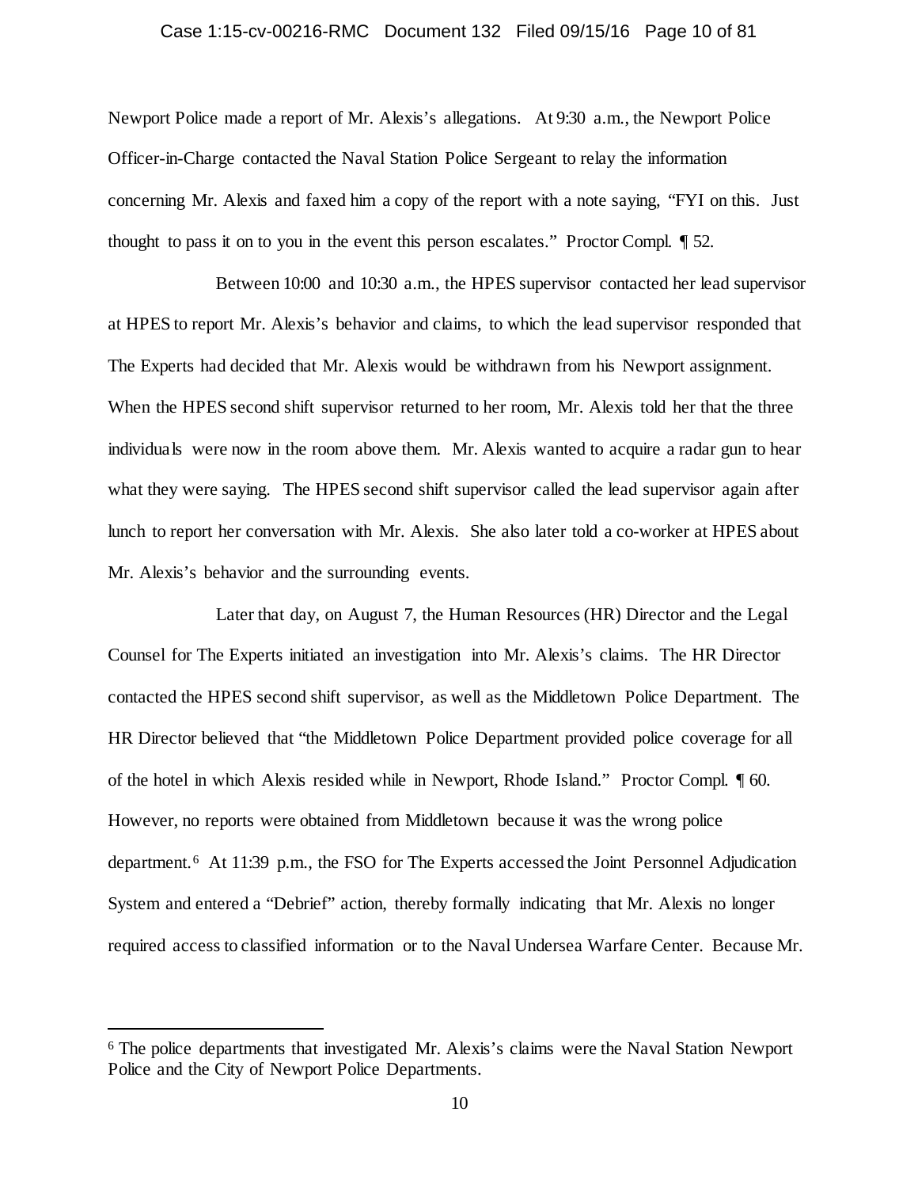Newport Police made a report of Mr. Alexis's allegations. At 9:30 a.m., the Newport Police Officer-in-Charge contacted the Naval Station Police Sergeant to relay the information concerning Mr. Alexis and faxed him a copy of the report with a note saying, "FYI on this. Just thought to pass it on to you in the event this person escalates." Proctor Compl. ¶ 52.

Between 10:00 and 10:30 a.m., the HPES supervisor contacted her lead supervisor at HPES to report Mr. Alexis's behavior and claims, to which the lead supervisor responded that The Experts had decided that Mr. Alexis would be withdrawn from his Newport assignment. When the HPES second shift supervisor returned to her room, Mr. Alexis told her that the three individuals were now in the room above them. Mr. Alexis wanted to acquire a radar gun to hear what they were saying. The HPES second shift supervisor called the lead supervisor again after lunch to report her conversation with Mr. Alexis. She also later told a co-worker at HPES about Mr. Alexis's behavior and the surrounding events.

Later that day, on August 7, the Human Resources (HR) Director and the Legal Counsel for The Experts initiated an investigation into Mr. Alexis's claims. The HR Director contacted the HPES second shift supervisor, as well as the Middletown Police Department. The HR Director believed that "the Middletown Police Department provided police coverage for all of the hotel in which Alexis resided while in Newport, Rhode Island." Proctor Compl. ¶ 60. However, no reports were obtained from Middletown because it was the wrong police department.[6] At 11:39 p.m., the FSO for The Experts accessed the Joint Personnel Adjudication System and entered a "Debrief" action, thereby formally indicating that Mr. Alexis no longer required access to classified information or to the Naval Undersea Warfare Center. Because Mr.

[6] The police departments that investigated Mr. Alexis's claims were the Naval Station Newport Police and the City of Newport Police Departments.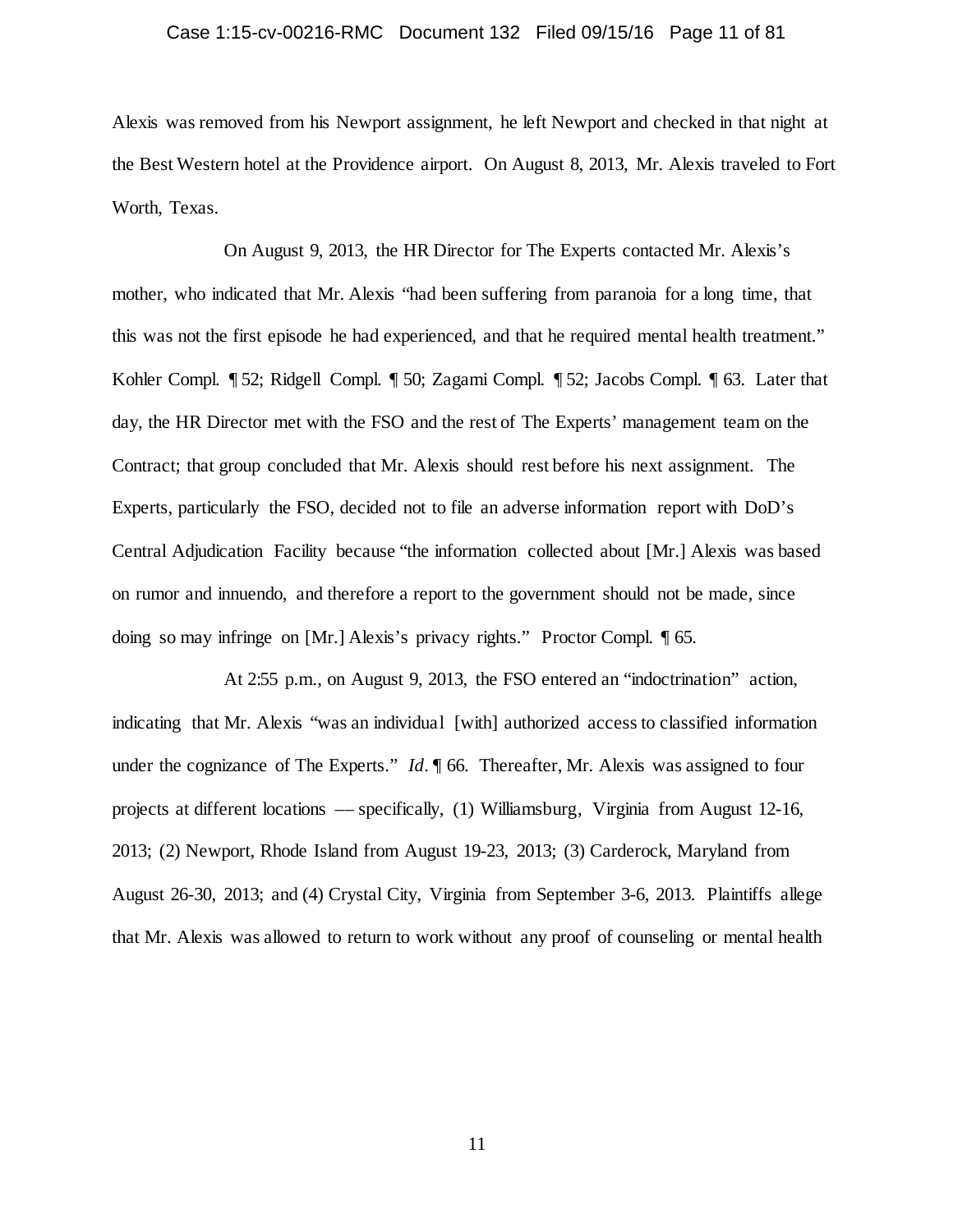Alexis was removed from his Newport assignment, he left Newport and checked in that night at the Best Western hotel at the Providence airport. On August 8, 2013, Mr. Alexis traveled to Fort Worth, Texas.

On August 9, 2013, the HR Director for The Experts contacted Mr. Alexis's mother, who indicated that Mr. Alexis "had been suffering from paranoia for a long time, that this was not the first episode he had experienced, and that he required mental health treatment." Kohler Compl. ¶ 52; Ridgell Compl. ¶ 50; Zagami Compl. ¶ 52; Jacobs Compl. ¶ 63. Later that day, the HR Director met with the FSO and the rest of The Experts' management team on the Contract; that group concluded that Mr. Alexis should rest before his next assignment. The Experts, particularly the FSO, decided not to file an adverse information report with DoD's Central Adjudication Facility because "the information collected about [Mr.] Alexis was based on rumor and innuendo, and therefore a report to the government should not be made, since doing so may infringe on [Mr.] Alexis's privacy rights." Proctor Compl. ¶ 65.

At 2:55 p.m., on August 9, 2013, the FSO entered an "indoctrination" action, indicating that Mr. Alexis "was an individual [with] authorized access to classified information under the cognizance of The Experts." *Id*. ¶ 66. Thereafter, Mr. Alexis was assigned to four projects at different locations — specifically, (1) Williamsburg, Virginia from August 12-16, 2013; (2) Newport, Rhode Island from August 19-23, 2013; (3) Carderock, Maryland from August 26-30, 2013; and (4) Crystal City, Virginia from September 3-6, 2013. Plaintiffs allege that Mr. Alexis was allowed to return to work without any proof of counseling or mental health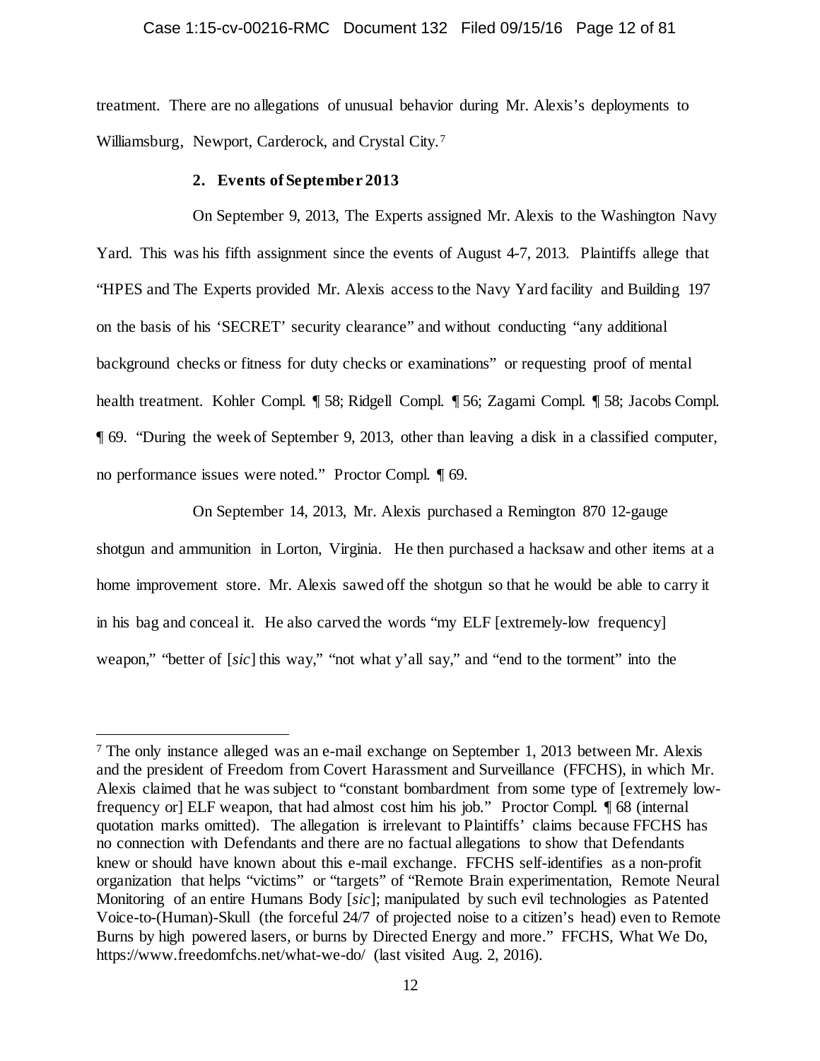treatment. There are no allegations of unusual behavior during Mr. Alexis's deployments to Williamsburg, Newport, Carderock, and Crystal City.[7]

### 2. Events of September 2013

On September 9, 2013, The Experts assigned Mr. Alexis to the Washington Navy Yard. This was his fifth assignment since the events of August 4-7, 2013. Plaintiffs allege that "HPES and The Experts provided Mr. Alexis access to the Navy Yard facility and Building 197 on the basis of his 'SECRET' security clearance" and without conducting "any additional background checks or fitness for duty checks or examinations" or requesting proof of mental health treatment. Kohler Compl. ¶ 58; Ridgell Compl. ¶ 56; Zagami Compl. ¶ 58; Jacobs Compl. ¶ 69. "During the week of September 9, 2013, other than leaving a disk in a classified computer, no performance issues were noted." Proctor Compl. ¶ 69.

On September 14, 2013, Mr. Alexis purchased a Remington 870 12-gauge shotgun and ammunition in Lorton, Virginia. He then purchased a hacksaw and other items at a home improvement store. Mr. Alexis sawed off the shotgun so that he would be able to carry it in his bag and conceal it. He also carved the words "my ELF [extremely-low frequency] weapon," "better of [*sic*] this way," "not what y'all say," and "end to the torment" into the

---

[7] The only instance alleged was an e-mail exchange on September 1, 2013 between Mr. Alexis and the president of Freedom from Covert Harassment and Surveillance (FFCHS), in which Mr. Alexis claimed that he was subject to "constant bombardment from some type of [extremely low-frequency or] ELF weapon, that had almost cost him his job." Proctor Compl. ¶ 68 (internal quotation marks omitted). The allegation is irrelevant to Plaintiffs' claims because FFCHS has no connection with Defendants and there are no factual allegations to show that Defendants knew or should have known about this e-mail exchange. FFCHS self-identifies as a non-profit organization that helps "victims" or "targets" of "Remote Brain experimentation, Remote Neural Monitoring of an entire Humans Body [*sic*]; manipulated by such evil technologies as Patented Voice-to-(Human)-Skull (the forceful 24/7 of projected noise to a citizen's head) even to Remote Burns by high powered lasers, or burns by Directed Energy and more." FFCHS, What We Do, https://www.freedomfchs.net/what-we-do/ (last visited Aug. 2, 2016).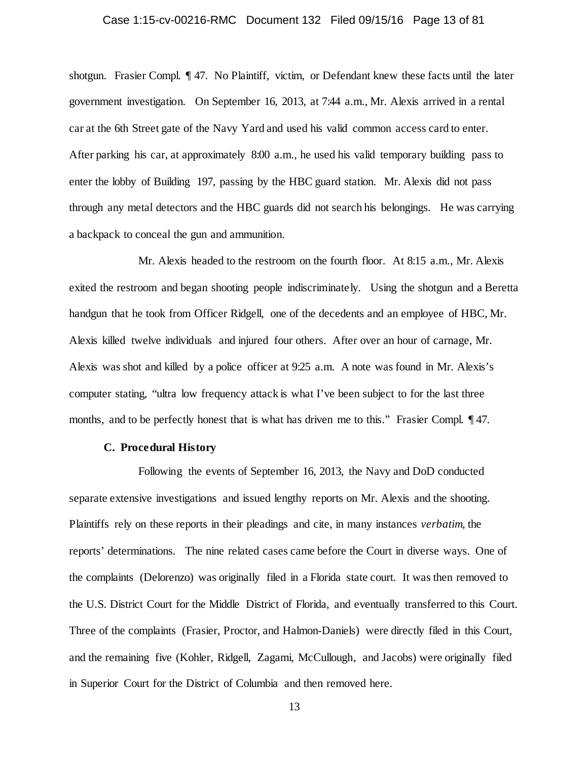shotgun. Frasier Compl. ¶ 47. No Plaintiff, victim, or Defendant knew these facts until the later government investigation. On September 16, 2013, at 7:44 a.m., Mr. Alexis arrived in a rental car at the 6th Street gate of the Navy Yard and used his valid common access card to enter. After parking his car, at approximately 8:00 a.m., he used his valid temporary building pass to enter the lobby of Building 197, passing by the HBC guard station. Mr. Alexis did not pass through any metal detectors and the HBC guards did not search his belongings. He was carrying a backpack to conceal the gun and ammunition.

Mr. Alexis headed to the restroom on the fourth floor. At 8:15 a.m., Mr. Alexis exited the restroom and began shooting people indiscriminately. Using the shotgun and a Beretta handgun that he took from Officer Ridgell, one of the decedents and an employee of HBC, Mr. Alexis killed twelve individuals and injured four others. After over an hour of carnage, Mr. Alexis was shot and killed by a police officer at 9:25 a.m. A note was found in Mr. Alexis's computer stating, "ultra low frequency attack is what I've been subject to for the last three months, and to be perfectly honest that is what has driven me to this." Frasier Compl. ¶ 47.

### C. Procedural History

Following the events of September 16, 2013, the Navy and DoD conducted separate extensive investigations and issued lengthy reports on Mr. Alexis and the shooting. Plaintiffs rely on these reports in their pleadings and cite, in many instances *verbatim*, the reports' determinations. The nine related cases came before the Court in diverse ways. One of the complaints (Delorenzo) was originally filed in a Florida state court. It was then removed to the U.S. District Court for the Middle District of Florida, and eventually transferred to this Court. Three of the complaints (Frasier, Proctor, and Halmon-Daniels) were directly filed in this Court, and the remaining five (Kohler, Ridgell, Zagami, McCullough, and Jacobs) were originally filed in Superior Court for the District of Columbia and then removed here.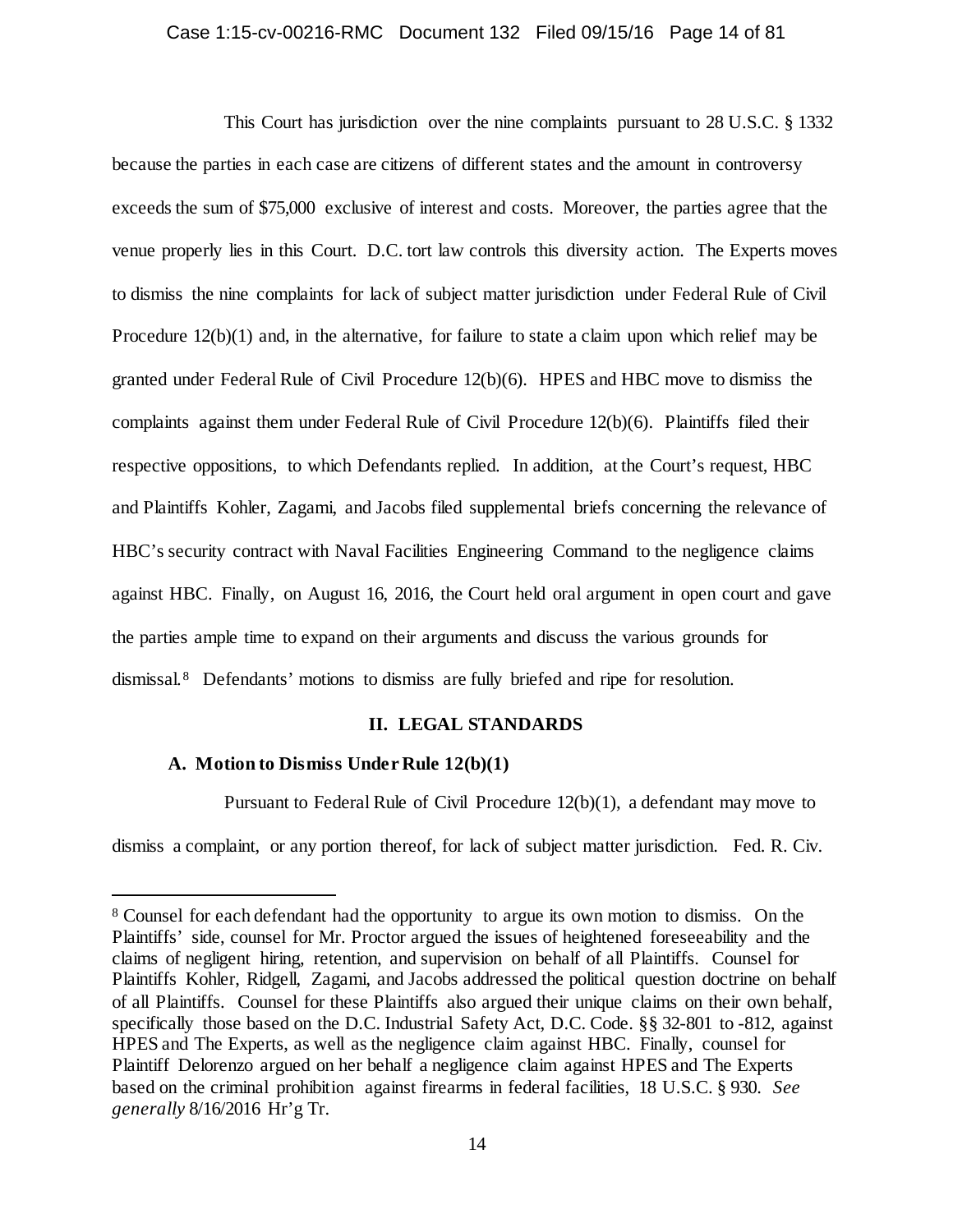This Court has jurisdiction over the nine complaints pursuant to 28 U.S.C. § 1332 because the parties in each case are citizens of different states and the amount in controversy exceeds the sum of $75,000 exclusive of interest and costs. Moreover, the parties agree that the venue properly lies in this Court. D.C. tort law controls this diversity action. The Experts moves to dismiss the nine complaints for lack of subject matter jurisdiction under Federal Rule of Civil Procedure 12(b)(1) and, in the alternative, for failure to state a claim upon which relief may be granted under Federal Rule of Civil Procedure 12(b)(6). HPES and HBC move to dismiss the complaints against them under Federal Rule of Civil Procedure 12(b)(6). Plaintiffs filed their respective oppositions, to which Defendants replied. In addition, at the Court's request, HBC and Plaintiffs Kohler, Zagami, and Jacobs filed supplemental briefs concerning the relevance of HBC's security contract with Naval Facilities Engineering Command to the negligence claims against HBC. Finally, on August 16, 2016, the Court held oral argument in open court and gave the parties ample time to expand on their arguments and discuss the various grounds for dismissal.[8] Defendants' motions to dismiss are fully briefed and ripe for resolution.

## II. LEGAL STANDARDS

### A. Motion to Dismiss Under Rule 12(b)(1)

Pursuant to Federal Rule of Civil Procedure 12(b)(1), a defendant may move to dismiss a complaint, or any portion thereof, for lack of subject matter jurisdiction. Fed. R. Civ.

---

[8] Counsel for each defendant had the opportunity to argue its own motion to dismiss. On the Plaintiffs' side, counsel for Mr. Proctor argued the issues of heightened foreseeability and the claims of negligent hiring, retention, and supervision on behalf of all Plaintiffs. Counsel for Plaintiffs Kohler, Ridgell, Zagami, and Jacobs addressed the political question doctrine on behalf of all Plaintiffs. Counsel for these Plaintiffs also argued their unique claims on their own behalf, specifically those based on the D.C. Industrial Safety Act, D.C. Code. §§ 32-801 to -812, against HPES and The Experts, as well as the negligence claim against HBC. Finally, counsel for Plaintiff Delorenzo argued on her behalf a negligence claim against HPES and The Experts based on the criminal prohibition against firearms in federal facilities, 18 U.S.C. § 930. *See generally* 8/16/2016 Hr'g Tr.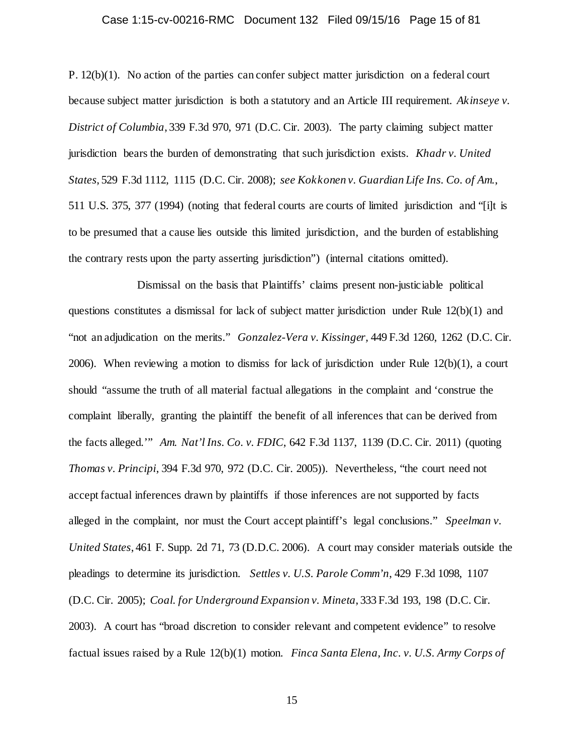P. 12(b)(1). No action of the parties can confer subject matter jurisdiction on a federal court because subject matter jurisdiction is both a statutory and an Article III requirement. *Akinseye v. District of Columbia*, 339 F.3d 970, 971 (D.C. Cir. 2003). The party claiming subject matter jurisdiction bears the burden of demonstrating that such jurisdiction exists. *Khadr v. United States*, 529 F.3d 1112, 1115 (D.C. Cir. 2008); *see Kokkonen v. Guardian Life Ins. Co. of Am.*, 511 U.S. 375, 377 (1994) (noting that federal courts are courts of limited jurisdiction and "[i]t is to be presumed that a cause lies outside this limited jurisdiction, and the burden of establishing the contrary rests upon the party asserting jurisdiction") (internal citations omitted).

Dismissal on the basis that Plaintiffs' claims present non-justiciable political questions constitutes a dismissal for lack of subject matter jurisdiction under Rule 12(b)(1) and "not an adjudication on the merits." *Gonzalez-Vera v. Kissinger*, 449 F.3d 1260, 1262 (D.C. Cir. 2006). When reviewing a motion to dismiss for lack of jurisdiction under Rule 12(b)(1), a court should "assume the truth of all material factual allegations in the complaint and 'construe the complaint liberally, granting the plaintiff the benefit of all inferences that can be derived from the facts alleged.'" *Am. Nat'l Ins. Co. v. FDIC*, 642 F.3d 1137, 1139 (D.C. Cir. 2011) (quoting *Thomas v. Principi*, 394 F.3d 970, 972 (D.C. Cir. 2005)). Nevertheless, "the court need not accept factual inferences drawn by plaintiffs if those inferences are not supported by facts alleged in the complaint, nor must the Court accept plaintiff's legal conclusions." *Speelman v. United States*, 461 F. Supp. 2d 71, 73 (D.D.C. 2006). A court may consider materials outside the pleadings to determine its jurisdiction. *Settles v. U.S. Parole Comm'n*, 429 F.3d 1098, 1107 (D.C. Cir. 2005); *Coal. for Underground Expansion v. Mineta*, 333 F.3d 193, 198 (D.C. Cir. 2003). A court has "broad discretion to consider relevant and competent evidence" to resolve factual issues raised by a Rule 12(b)(1) motion. *Finca Santa Elena, Inc. v. U.S. Army Corps of*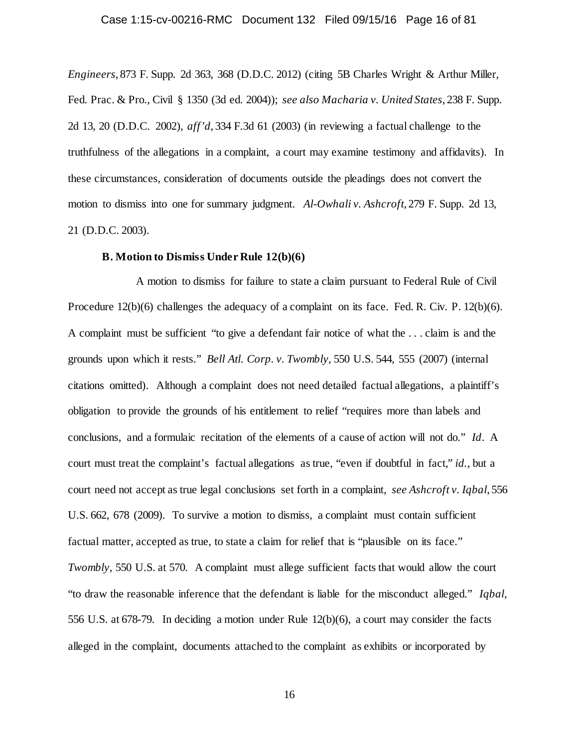*Engineers*, 873 F. Supp. 2d 363, 368 (D.D.C. 2012) (citing 5B Charles Wright & Arthur Miller, Fed. Prac. & Pro., Civil § 1350 (3d ed. 2004)); *see also Macharia v. United States*, 238 F. Supp. 2d 13, 20 (D.D.C. 2002), *aff'd*, 334 F.3d 61 (2003) (in reviewing a factual challenge to the truthfulness of the allegations in a complaint, a court may examine testimony and affidavits). In these circumstances, consideration of documents outside the pleadings does not convert the motion to dismiss into one for summary judgment. *Al-Owhali v. Ashcroft*, 279 F. Supp. 2d 13, 21 (D.D.C. 2003).

### B. Motion to Dismiss Under Rule 12(b)(6)

A motion to dismiss for failure to state a claim pursuant to Federal Rule of Civil Procedure 12(b)(6) challenges the adequacy of a complaint on its face. Fed. R. Civ. P. 12(b)(6). A complaint must be sufficient "to give a defendant fair notice of what the . . . claim is and the grounds upon which it rests." *Bell Atl. Corp. v. Twombly*, 550 U.S. 544, 555 (2007) (internal citations omitted). Although a complaint does not need detailed factual allegations, a plaintiff's obligation to provide the grounds of his entitlement to relief "requires more than labels and conclusions, and a formulaic recitation of the elements of a cause of action will not do." *Id*. A court must treat the complaint's factual allegations as true, "even if doubtful in fact," *id.*, but a court need not accept as true legal conclusions set forth in a complaint, *see Ashcroft v. Iqbal*, 556 U.S. 662, 678 (2009). To survive a motion to dismiss, a complaint must contain sufficient factual matter, accepted as true, to state a claim for relief that is "plausible on its face." *Twombly*, 550 U.S. at 570. A complaint must allege sufficient facts that would allow the court "to draw the reasonable inference that the defendant is liable for the misconduct alleged." *Iqbal*, 556 U.S. at 678-79. In deciding a motion under Rule 12(b)(6), a court may consider the facts alleged in the complaint, documents attached to the complaint as exhibits or incorporated by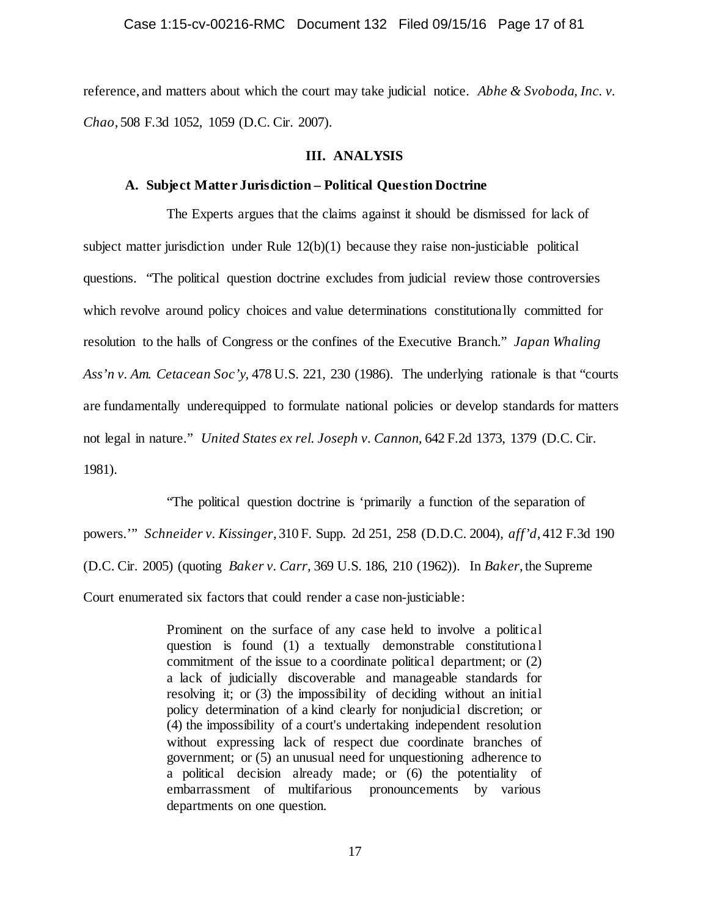reference, and matters about which the court may take judicial notice. *Abhe & Svoboda, Inc. v. Chao*, 508 F.3d 1052, 1059 (D.C. Cir. 2007).

## III. ANALYSIS

### A. Subject Matter Jurisdiction – Political Question Doctrine

The Experts argues that the claims against it should be dismissed for lack of subject matter jurisdiction under Rule 12(b)(1) because they raise non-justiciable political questions. "The political question doctrine excludes from judicial review those controversies which revolve around policy choices and value determinations constitutionally committed for resolution to the halls of Congress or the confines of the Executive Branch." *Japan Whaling Ass'n v. Am. Cetacean Soc'y*, 478 U.S. 221, 230 (1986). The underlying rationale is that "courts are fundamentally underequipped to formulate national policies or develop standards for matters not legal in nature." *United States ex rel. Joseph v. Cannon*, 642 F.2d 1373, 1379 (D.C. Cir. 1981).

"The political question doctrine is 'primarily a function of the separation of powers.'" *Schneider v. Kissinger*, 310 F. Supp. 2d 251, 258 (D.D.C. 2004), *aff'd*, 412 F.3d 190 (D.C. Cir. 2005) (quoting *Baker v. Carr*, 369 U.S. 186, 210 (1962)). In *Baker*, the Supreme Court enumerated six factors that could render a case non-justiciable:

> Prominent on the surface of any case held to involve a political question is found (1) a textually demonstrable constitutional commitment of the issue to a coordinate political department; or (2) a lack of judicially discoverable and manageable standards for resolving it; or (3) the impossibility of deciding without an initial policy determination of a kind clearly for nonjudicial discretion; or (4) the impossibility of a court's undertaking independent resolution without expressing lack of respect due coordinate branches of government; or (5) an unusual need for unquestioning adherence to a political decision already made; or (6) the potentiality of embarrassment of multifarious pronouncements by various departments on one question.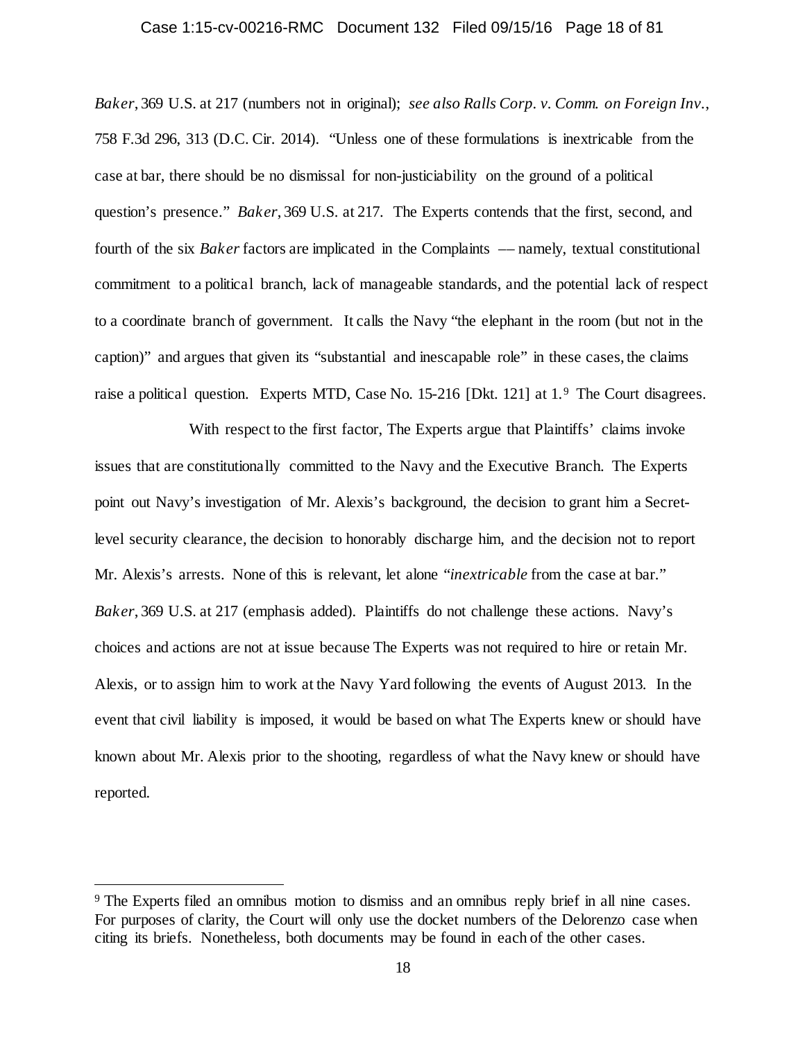*Baker*, 369 U.S. at 217 (numbers not in original); *see also Ralls Corp. v. Comm. on Foreign Inv.*, 758 F.3d 296, 313 (D.C. Cir. 2014). "Unless one of these formulations is inextricable from the case at bar, there should be no dismissal for non-justiciability on the ground of a political question's presence." *Baker*, 369 U.S. at 217. The Experts contends that the first, second, and fourth of the six *Baker* factors are implicated in the Complaints –– namely, textual constitutional commitment to a political branch, lack of manageable standards, and the potential lack of respect to a coordinate branch of government. It calls the Navy "the elephant in the room (but not in the caption)" and argues that given its "substantial and inescapable role" in these cases, the claims raise a political question. Experts MTD, Case No. 15-216 [Dkt. 121] at 1.[9] The Court disagrees.

With respect to the first factor, The Experts argue that Plaintiffs' claims invoke issues that are constitutionally committed to the Navy and the Executive Branch. The Experts point out Navy's investigation of Mr. Alexis's background, the decision to grant him a Secret-level security clearance, the decision to honorably discharge him, and the decision not to report Mr. Alexis's arrests. None of this is relevant, let alone "*inextricable* from the case at bar." *Baker*, 369 U.S. at 217 (emphasis added). Plaintiffs do not challenge these actions. Navy's choices and actions are not at issue because The Experts was not required to hire or retain Mr. Alexis, or to assign him to work at the Navy Yard following the events of August 2013. In the event that civil liability is imposed, it would be based on what The Experts knew or should have known about Mr. Alexis prior to the shooting, regardless of what the Navy knew or should have reported.

---

[9] The Experts filed an omnibus motion to dismiss and an omnibus reply brief in all nine cases. For purposes of clarity, the Court will only use the docket numbers of the Delorenzo case when citing its briefs. Nonetheless, both documents may be found in each of the other cases.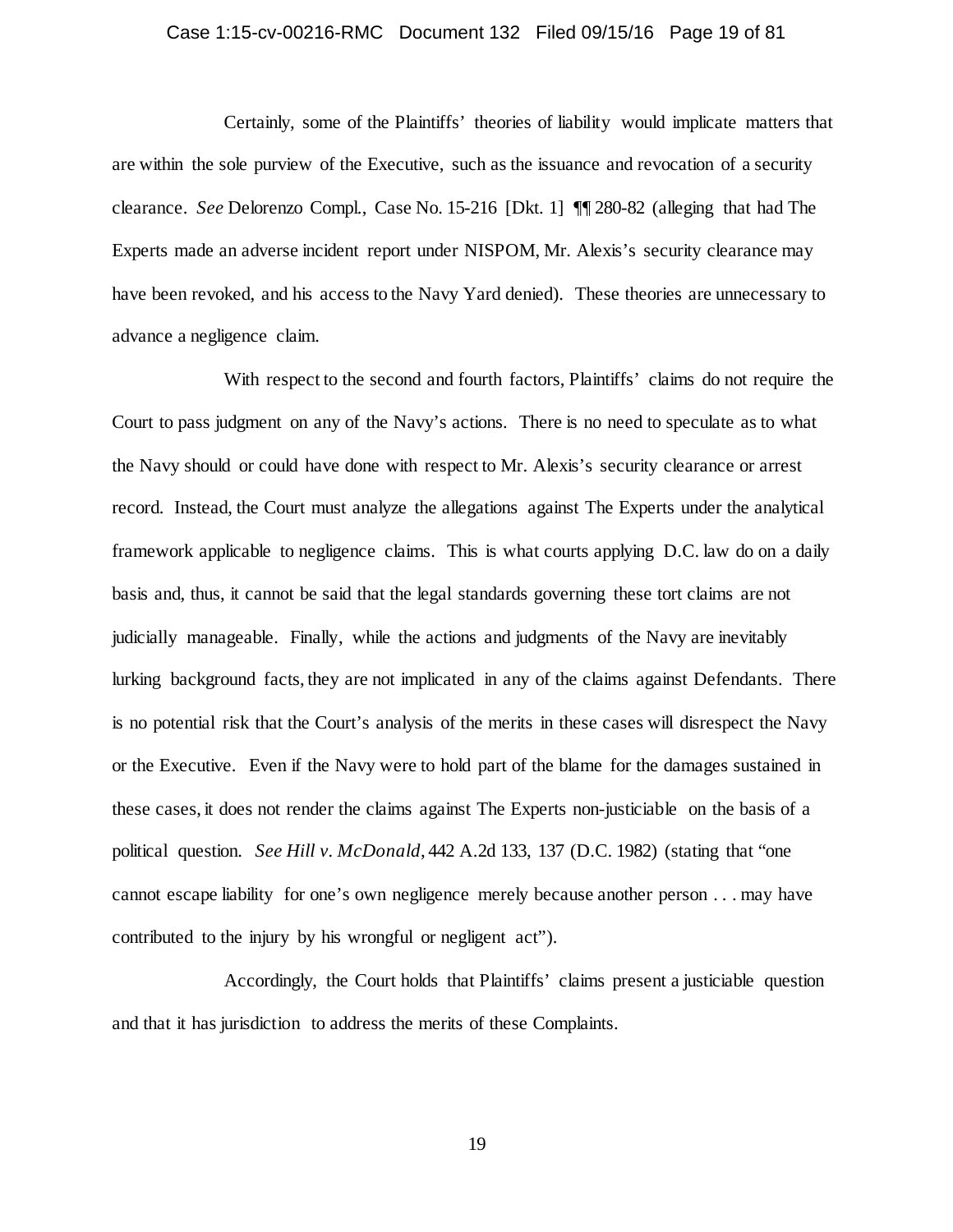Certainly, some of the Plaintiffs' theories of liability would implicate matters that are within the sole purview of the Executive, such as the issuance and revocation of a security clearance. *See* Delorenzo Compl., Case No. 15-216 [Dkt. 1] ¶¶ 280-82 (alleging that had The Experts made an adverse incident report under NISPOM, Mr. Alexis's security clearance may have been revoked, and his access to the Navy Yard denied). These theories are unnecessary to advance a negligence claim.

With respect to the second and fourth factors, Plaintiffs' claims do not require the Court to pass judgment on any of the Navy's actions. There is no need to speculate as to what the Navy should or could have done with respect to Mr. Alexis's security clearance or arrest record. Instead, the Court must analyze the allegations against The Experts under the analytical framework applicable to negligence claims. This is what courts applying D.C. law do on a daily basis and, thus, it cannot be said that the legal standards governing these tort claims are not judicially manageable. Finally, while the actions and judgments of the Navy are inevitably lurking background facts, they are not implicated in any of the claims against Defendants. There is no potential risk that the Court's analysis of the merits in these cases will disrespect the Navy or the Executive. Even if the Navy were to hold part of the blame for the damages sustained in these cases, it does not render the claims against The Experts non-justiciable on the basis of a political question. *See Hill v. McDonald*, 442 A.2d 133, 137 (D.C. 1982) (stating that "one cannot escape liability for one's own negligence merely because another person . . . may have contributed to the injury by his wrongful or negligent act").

Accordingly, the Court holds that Plaintiffs' claims present a justiciable question and that it has jurisdiction to address the merits of these Complaints.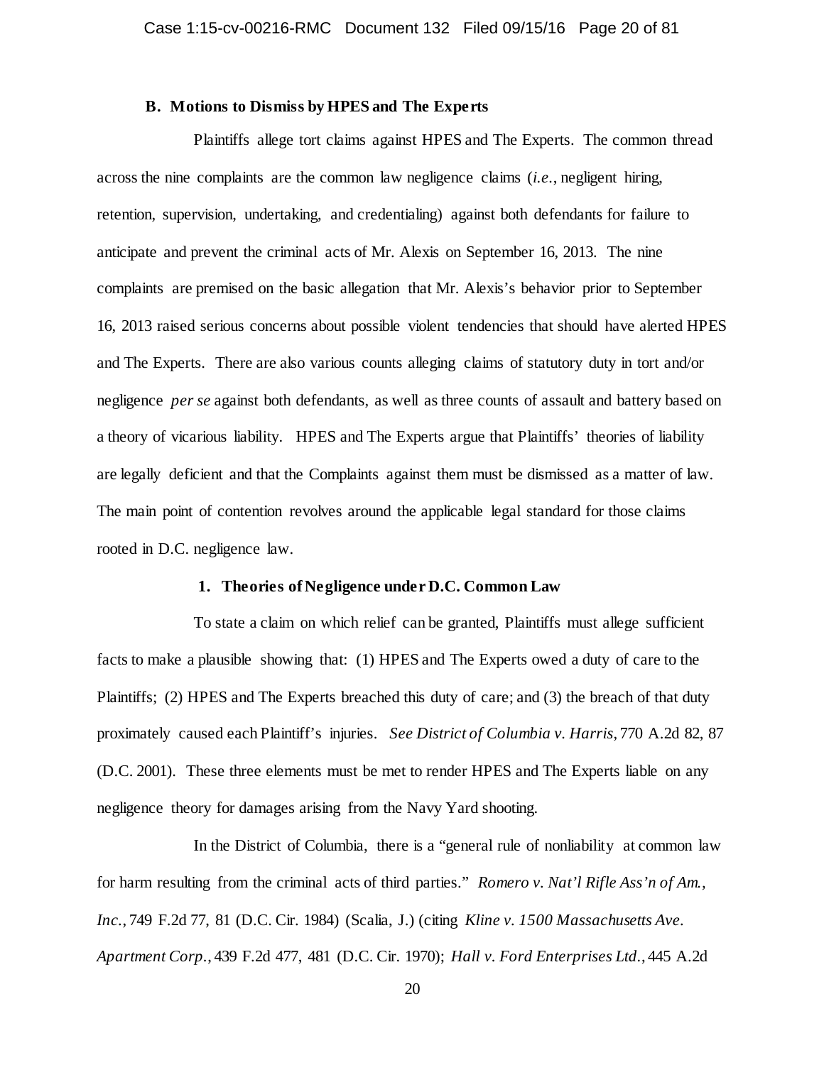### B. Motions to Dismiss by HPES and The Experts

Plaintiffs allege tort claims against HPES and The Experts. The common thread across the nine complaints are the common law negligence claims (*i.e.*, negligent hiring, retention, supervision, undertaking, and credentialing) against both defendants for failure to anticipate and prevent the criminal acts of Mr. Alexis on September 16, 2013. The nine complaints are premised on the basic allegation that Mr. Alexis's behavior prior to September 16, 2013 raised serious concerns about possible violent tendencies that should have alerted HPES and The Experts. There are also various counts alleging claims of statutory duty in tort and/or negligence *per se* against both defendants, as well as three counts of assault and battery based on a theory of vicarious liability. HPES and The Experts argue that Plaintiffs' theories of liability are legally deficient and that the Complaints against them must be dismissed as a matter of law. The main point of contention revolves around the applicable legal standard for those claims rooted in D.C. negligence law.

#### 1. Theories of Negligence under D.C. Common Law

To state a claim on which relief can be granted, Plaintiffs must allege sufficient facts to make a plausible showing that: (1) HPES and The Experts owed a duty of care to the Plaintiffs; (2) HPES and The Experts breached this duty of care; and (3) the breach of that duty proximately caused each Plaintiff's injuries. *See District of Columbia v. Harris*, 770 A.2d 82, 87 (D.C. 2001). These three elements must be met to render HPES and The Experts liable on any negligence theory for damages arising from the Navy Yard shooting.

In the District of Columbia, there is a "general rule of nonliability at common law for harm resulting from the criminal acts of third parties." *Romero v. Nat'l Rifle Ass'n of Am., Inc.*, 749 F.2d 77, 81 (D.C. Cir. 1984) (Scalia, J.) (citing *Kline v. 1500 Massachusetts Ave. Apartment Corp.*, 439 F.2d 477, 481 (D.C. Cir. 1970); *Hall v. Ford Enterprises Ltd.*, 445 A.2d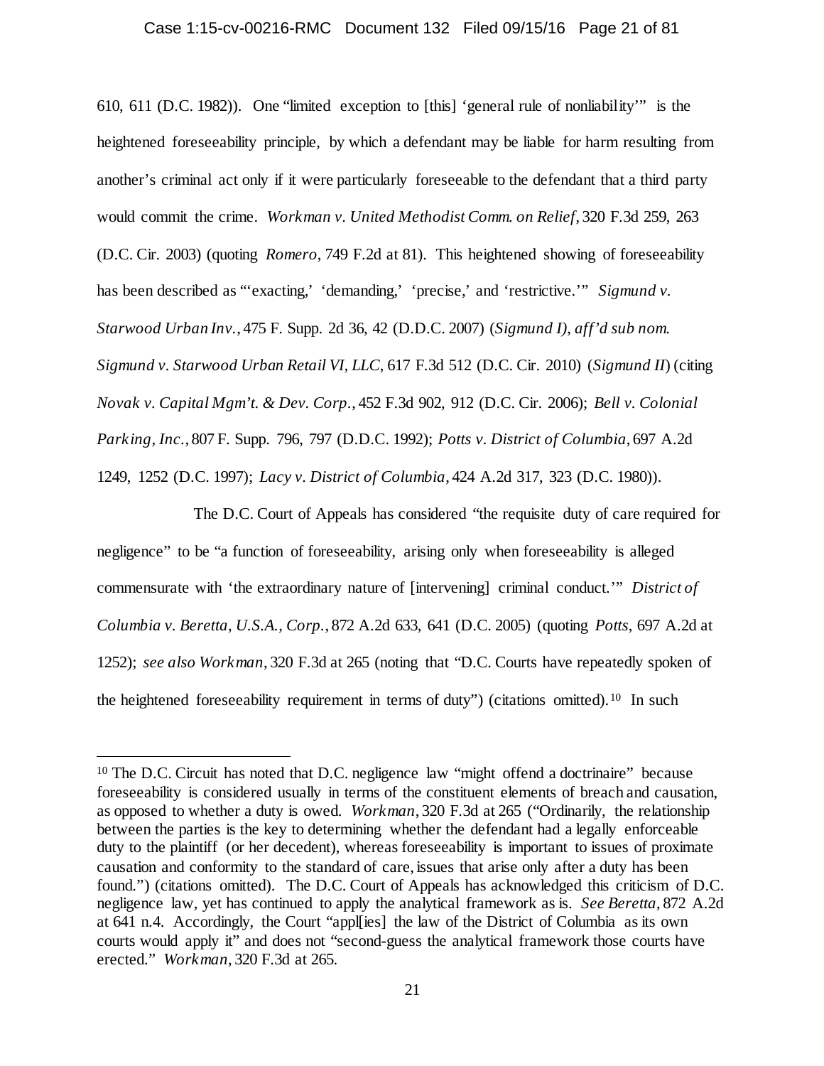610, 611 (D.C. 1982)). One "limited exception to [this] 'general rule of nonliability'" is the heightened foreseeability principle, by which a defendant may be liable for harm resulting from another's criminal act only if it were particularly foreseeable to the defendant that a third party would commit the crime. *Workman v. United Methodist Comm. on Relief*, 320 F.3d 259, 263 (D.C. Cir. 2003) (quoting *Romero*, 749 F.2d at 81). This heightened showing of foreseeability has been described as "'exacting,' 'demanding,' 'precise,' and 'restrictive.'" *Sigmund v. Starwood Urban Inv.*, 475 F. Supp. 2d 36, 42 (D.D.C. 2007) (*Sigmund I*), *aff'd sub nom. Sigmund v. Starwood Urban Retail VI, LLC*, 617 F.3d 512 (D.C. Cir. 2010) (*Sigmund II*) (citing *Novak v. Capital Mgm't. & Dev. Corp.*, 452 F.3d 902, 912 (D.C. Cir. 2006); *Bell v. Colonial Parking, Inc.*, 807 F. Supp. 796, 797 (D.D.C. 1992); *Potts v. District of Columbia*, 697 A.2d 1249, 1252 (D.C. 1997); *Lacy v. District of Columbia*, 424 A.2d 317, 323 (D.C. 1980)).

The D.C. Court of Appeals has considered "the requisite duty of care required for negligence" to be "a function of foreseeability, arising only when foreseeability is alleged commensurate with 'the extraordinary nature of [intervening] criminal conduct.'" *District of Columbia v. Beretta, U.S.A., Corp.*, 872 A.2d 633, 641 (D.C. 2005) (quoting *Potts*, 697 A.2d at 1252); *see also Workman*, 320 F.3d at 265 (noting that "D.C. Courts have repeatedly spoken of the heightened foreseeability requirement in terms of duty") (citations omitted).[10] In such

[10] The D.C. Circuit has noted that D.C. negligence law "might offend a doctrinaire" because foreseeability is considered usually in terms of the constituent elements of breach and causation, as opposed to whether a duty is owed. *Workman*, 320 F.3d at 265 ("Ordinarily, the relationship between the parties is the key to determining whether the defendant had a legally enforceable duty to the plaintiff (or her decedent), whereas foreseeability is important to issues of proximate causation and conformity to the standard of care, issues that arise only after a duty has been found.") (citations omitted). The D.C. Court of Appeals has acknowledged this criticism of D.C. negligence law, yet has continued to apply the analytical framework as is. *See Beretta*, 872 A.2d at 641 n.4. Accordingly, the Court "appl[ies] the law of the District of Columbia as its own courts would apply it" and does not "second-guess the analytical framework those courts have erected." *Workman*, 320 F.3d at 265.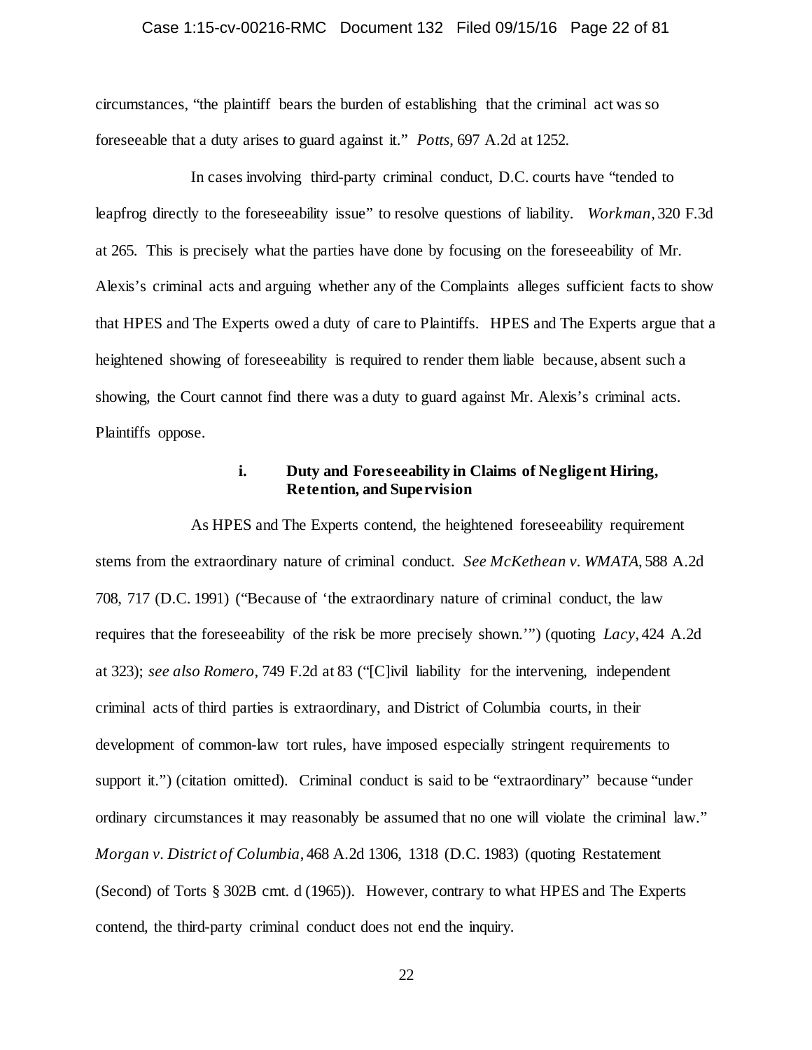circumstances, "the plaintiff bears the burden of establishing that the criminal act was so foreseeable that a duty arises to guard against it." *Potts*, 697 A.2d at 1252.

In cases involving third-party criminal conduct, D.C. courts have "tended to leapfrog directly to the foreseeability issue" to resolve questions of liability. *Workman*, 320 F.3d at 265. This is precisely what the parties have done by focusing on the foreseeability of Mr. Alexis's criminal acts and arguing whether any of the Complaints alleges sufficient facts to show that HPES and The Experts owed a duty of care to Plaintiffs. HPES and The Experts argue that a heightened showing of foreseeability is required to render them liable because, absent such a showing, the Court cannot find there was a duty to guard against Mr. Alexis's criminal acts. Plaintiffs oppose.

#### i. Duty and Foreseeability in Claims of Negligent Hiring, Retention, and Supervision

As HPES and The Experts contend, the heightened foreseeability requirement stems from the extraordinary nature of criminal conduct. *See McKethean v. WMATA*, 588 A.2d 708, 717 (D.C. 1991) ("Because of 'the extraordinary nature of criminal conduct, the law requires that the foreseeability of the risk be more precisely shown.'") (quoting *Lacy*, 424 A.2d at 323); *see also Romero*, 749 F.2d at 83 ("[C]ivil liability for the intervening, independent criminal acts of third parties is extraordinary, and District of Columbia courts, in their development of common-law tort rules, have imposed especially stringent requirements to support it.") (citation omitted). Criminal conduct is said to be "extraordinary" because "under ordinary circumstances it may reasonably be assumed that no one will violate the criminal law." *Morgan v. District of Columbia*, 468 A.2d 1306, 1318 (D.C. 1983) (quoting Restatement (Second) of Torts § 302B cmt. d (1965)). However, contrary to what HPES and The Experts contend, the third-party criminal conduct does not end the inquiry.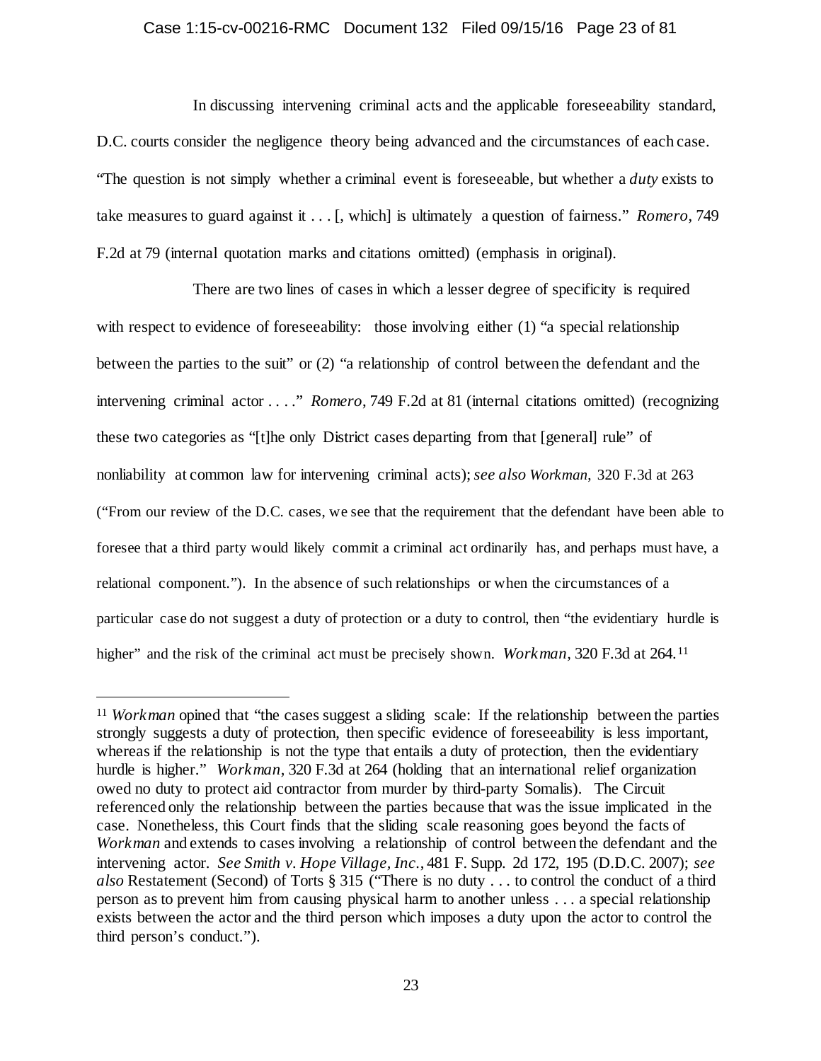In discussing intervening criminal acts and the applicable foreseeability standard, D.C. courts consider the negligence theory being advanced and the circumstances of each case. "The question is not simply whether a criminal event is foreseeable, but whether a *duty* exists to take measures to guard against it . . . [, which] is ultimately a question of fairness." *Romero*, 749 F.2d at 79 (internal quotation marks and citations omitted) (emphasis in original).

There are two lines of cases in which a lesser degree of specificity is required with respect to evidence of foreseeability: those involving either (1) "a special relationship between the parties to the suit" or (2) "a relationship of control between the defendant and the intervening criminal actor . . . ." *Romero*, 749 F.2d at 81 (internal citations omitted) (recognizing these two categories as "[t]he only District cases departing from that [general] rule" of nonliability at common law for intervening criminal acts); *see also Workman*, 320 F.3d at 263 ("From our review of the D.C. cases, we see that the requirement that the defendant have been able to foresee that a third party would likely commit a criminal act ordinarily has, and perhaps must have, a relational component."). In the absence of such relationships or when the circumstances of a particular case do not suggest a duty of protection or a duty to control, then "the evidentiary hurdle is higher" and the risk of the criminal act must be precisely shown. *Workman*, 320 F.3d at 264.[11]

---

[11] *Workman* opined that "the cases suggest a sliding scale: If the relationship between the parties strongly suggests a duty of protection, then specific evidence of foreseeability is less important, whereas if the relationship is not the type that entails a duty of protection, then the evidentiary hurdle is higher." *Workman*, 320 F.3d at 264 (holding that an international relief organization owed no duty to protect aid contractor from murder by third-party Somalis). The Circuit referenced only the relationship between the parties because that was the issue implicated in the case. Nonetheless, this Court finds that the sliding scale reasoning goes beyond the facts of *Workman* and extends to cases involving a relationship of control between the defendant and the intervening actor. *See Smith v. Hope Village, Inc.*, 481 F. Supp. 2d 172, 195 (D.D.C. 2007); *see also* Restatement (Second) of Torts § 315 ("There is no duty . . . to control the conduct of a third person as to prevent him from causing physical harm to another unless . . . a special relationship exists between the actor and the third person which imposes a duty upon the actor to control the third person's conduct.").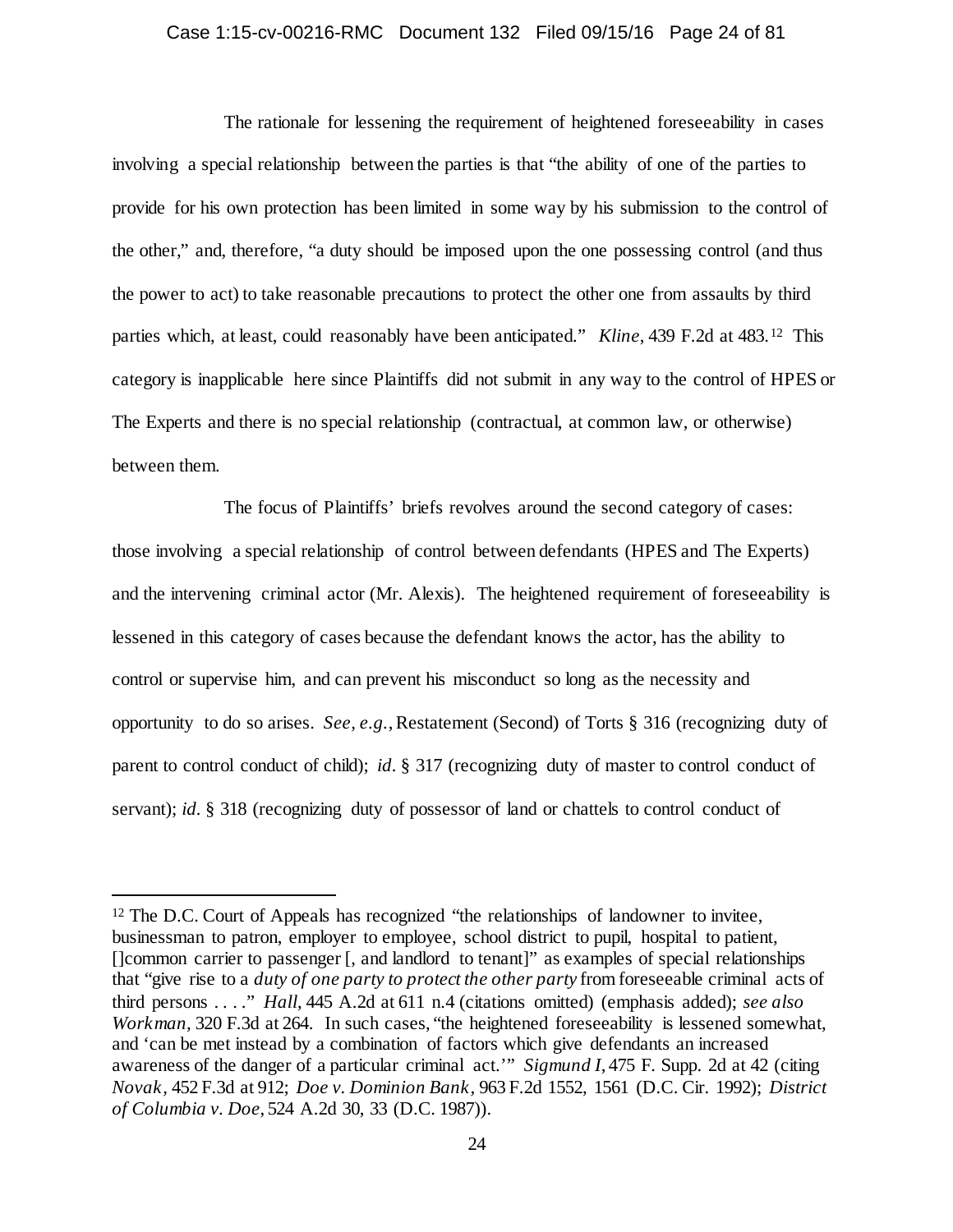The rationale for lessening the requirement of heightened foreseeability in cases involving a special relationship between the parties is that "the ability of one of the parties to provide for his own protection has been limited in some way by his submission to the control of the other," and, therefore, "a duty should be imposed upon the one possessing control (and thus the power to act) to take reasonable precautions to protect the other one from assaults by third parties which, at least, could reasonably have been anticipated." *Kline*, 439 F.2d at 483.[12] This category is inapplicable here since Plaintiffs did not submit in any way to the control of HPES or The Experts and there is no special relationship (contractual, at common law, or otherwise) between them.

The focus of Plaintiffs' briefs revolves around the second category of cases: those involving a special relationship of control between defendants (HPES and The Experts) and the intervening criminal actor (Mr. Alexis). The heightened requirement of foreseeability is lessened in this category of cases because the defendant knows the actor, has the ability to control or supervise him, and can prevent his misconduct so long as the necessity and opportunity to do so arises. *See, e.g.*, Restatement (Second) of Torts § 316 (recognizing duty of parent to control conduct of child); *id*. § 317 (recognizing duty of master to control conduct of servant); *id*. § 318 (recognizing duty of possessor of land or chattels to control conduct of

---

[12] The D.C. Court of Appeals has recognized "the relationships of landowner to invitee, businessman to patron, employer to employee, school district to pupil, hospital to patient, []common carrier to passenger [, and landlord to tenant]" as examples of special relationships that "give rise to a *duty of one party to protect the other party* from foreseeable criminal acts of third persons . . . ." *Hall*, 445 A.2d at 611 n.4 (citations omitted) (emphasis added); *see also Workman*, 320 F.3d at 264. In such cases, "the heightened foreseeability is lessened somewhat, and 'can be met instead by a combination of factors which give defendants an increased awareness of the danger of a particular criminal act.'" *Sigmund I*, 475 F. Supp. 2d at 42 (citing *Novak*, 452 F.3d at 912; *Doe v. Dominion Bank*, 963 F.2d 1552, 1561 (D.C. Cir. 1992); *District of Columbia v. Doe*, 524 A.2d 30, 33 (D.C. 1987)).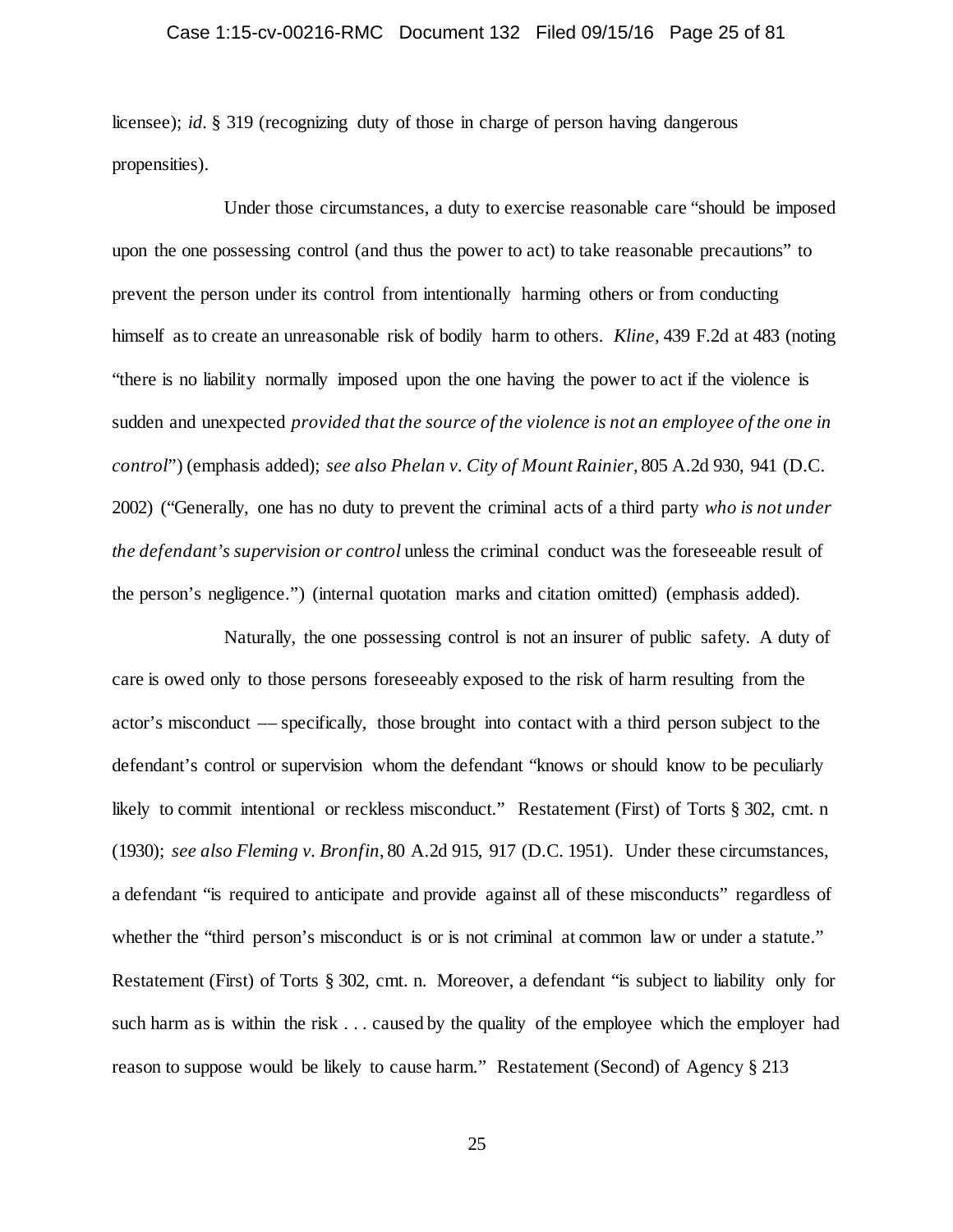licensee); *id.* § 319 (recognizing duty of those in charge of person having dangerous propensities).

Under those circumstances, a duty to exercise reasonable care "should be imposed upon the one possessing control (and thus the power to act) to take reasonable precautions" to prevent the person under its control from intentionally harming others or from conducting himself as to create an unreasonable risk of bodily harm to others. *Kline*, 439 F.2d at 483 (noting "there is no liability normally imposed upon the one having the power to act if the violence is sudden and unexpected *provided that the source of the violence is not an employee of the one in control*") (emphasis added); *see also Phelan v. City of Mount Rainier*, 805 A.2d 930, 941 (D.C. 2002) ("Generally, one has no duty to prevent the criminal acts of a third party *who is not under the defendant's supervision or control* unless the criminal conduct was the foreseeable result of the person's negligence.") (internal quotation marks and citation omitted) (emphasis added).

Naturally, the one possessing control is not an insurer of public safety. A duty of care is owed only to those persons foreseeably exposed to the risk of harm resulting from the actor's misconduct –– specifically, those brought into contact with a third person subject to the defendant's control or supervision whom the defendant "knows or should know to be peculiarly likely to commit intentional or reckless misconduct." Restatement (First) of Torts § 302, cmt. n (1930); *see also Fleming v. Bronfin*, 80 A.2d 915, 917 (D.C. 1951). Under these circumstances, a defendant "is required to anticipate and provide against all of these misconducts" regardless of whether the "third person's misconduct is or is not criminal at common law or under a statute." Restatement (First) of Torts § 302, cmt. n. Moreover, a defendant "is subject to liability only for such harm as is within the risk . . . caused by the quality of the employee which the employer had reason to suppose would be likely to cause harm." Restatement (Second) of Agency § 213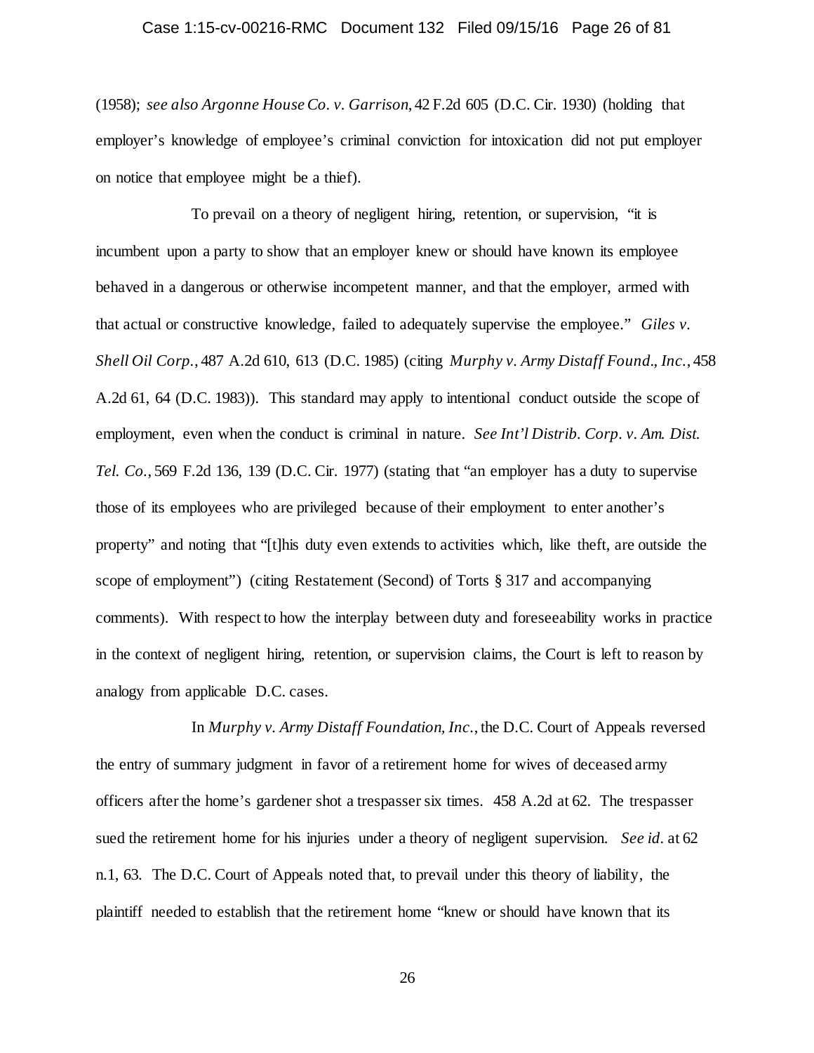(1958); *see also Argonne House Co. v. Garrison*, 42 F.2d 605 (D.C. Cir. 1930) (holding that employer's knowledge of employee's criminal conviction for intoxication did not put employer on notice that employee might be a thief).

To prevail on a theory of negligent hiring, retention, or supervision, "it is incumbent upon a party to show that an employer knew or should have known its employee behaved in a dangerous or otherwise incompetent manner, and that the employer, armed with that actual or constructive knowledge, failed to adequately supervise the employee." *Giles v. Shell Oil Corp.*, 487 A.2d 610, 613 (D.C. 1985) (citing *Murphy v. Army Distaff Found., Inc.*, 458 A.2d 61, 64 (D.C. 1983)). This standard may apply to intentional conduct outside the scope of employment, even when the conduct is criminal in nature. *See Int'l Distrib. Corp. v. Am. Dist. Tel. Co.*, 569 F.2d 136, 139 (D.C. Cir. 1977) (stating that "an employer has a duty to supervise those of its employees who are privileged because of their employment to enter another's property" and noting that "[t]his duty even extends to activities which, like theft, are outside the scope of employment") (citing Restatement (Second) of Torts § 317 and accompanying comments). With respect to how the interplay between duty and foreseeability works in practice in the context of negligent hiring, retention, or supervision claims, the Court is left to reason by analogy from applicable D.C. cases.

In *Murphy v. Army Distaff Foundation, Inc.*, the D.C. Court of Appeals reversed the entry of summary judgment in favor of a retirement home for wives of deceased army officers after the home's gardener shot a trespasser six times. 458 A.2d at 62. The trespasser sued the retirement home for his injuries under a theory of negligent supervision. *See id.* at 62 n.1, 63. The D.C. Court of Appeals noted that, to prevail under this theory of liability, the plaintiff needed to establish that the retirement home "knew or should have known that its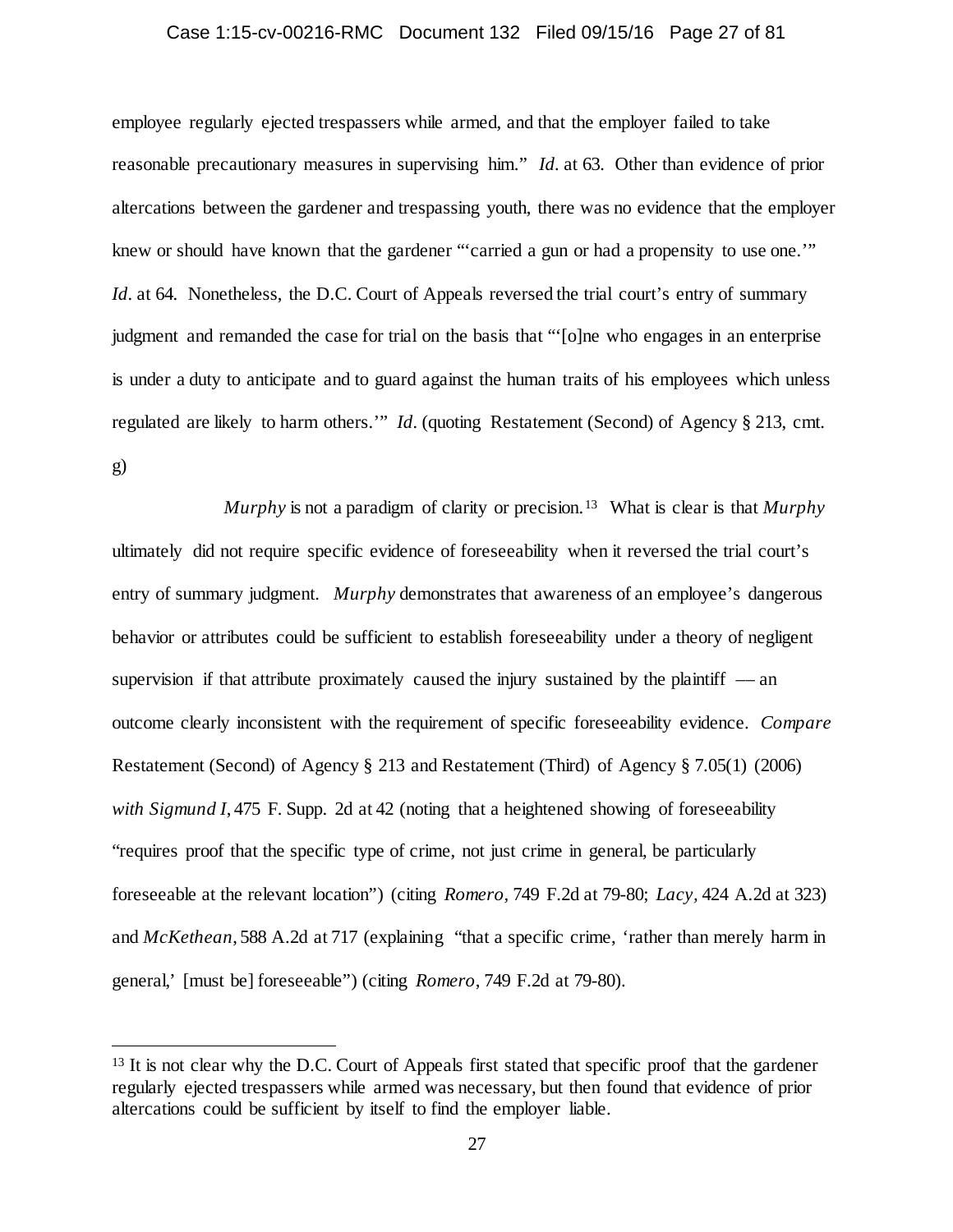employee regularly ejected trespassers while armed, and that the employer failed to take reasonable precautionary measures in supervising him." *Id.* at 63. Other than evidence of prior altercations between the gardener and trespassing youth, there was no evidence that the employer knew or should have known that the gardener "'carried a gun or had a propensity to use one.'" *Id.* at 64. Nonetheless, the D.C. Court of Appeals reversed the trial court's entry of summary judgment and remanded the case for trial on the basis that "'[o]ne who engages in an enterprise is under a duty to anticipate and to guard against the human traits of his employees which unless regulated are likely to harm others.'" *Id.* (quoting Restatement (Second) of Agency § 213, cmt. g)

*Murphy* is not a paradigm of clarity or precision.[13] What is clear is that *Murphy* ultimately did not require specific evidence of foreseeability when it reversed the trial court's entry of summary judgment. *Murphy* demonstrates that awareness of an employee's dangerous behavior or attributes could be sufficient to establish foreseeability under a theory of negligent supervision if that attribute proximately caused the injury sustained by the plaintiff — an outcome clearly inconsistent with the requirement of specific foreseeability evidence. *Compare* Restatement (Second) of Agency § 213 and Restatement (Third) of Agency § 7.05(1) (2006) *with Sigmund I*, 475 F. Supp. 2d at 42 (noting that a heightened showing of foreseeability "requires proof that the specific type of crime, not just crime in general, be particularly foreseeable at the relevant location") (citing *Romero*, 749 F.2d at 79-80; *Lacy*, 424 A.2d at 323) and *McKethean*, 588 A.2d at 717 (explaining "that a specific crime, 'rather than merely harm in general,' [must be] foreseeable") (citing *Romero*, 749 F.2d at 79-80).

---

[13] It is not clear why the D.C. Court of Appeals first stated that specific proof that the gardener regularly ejected trespassers while armed was necessary, but then found that evidence of prior altercations could be sufficient by itself to find the employer liable.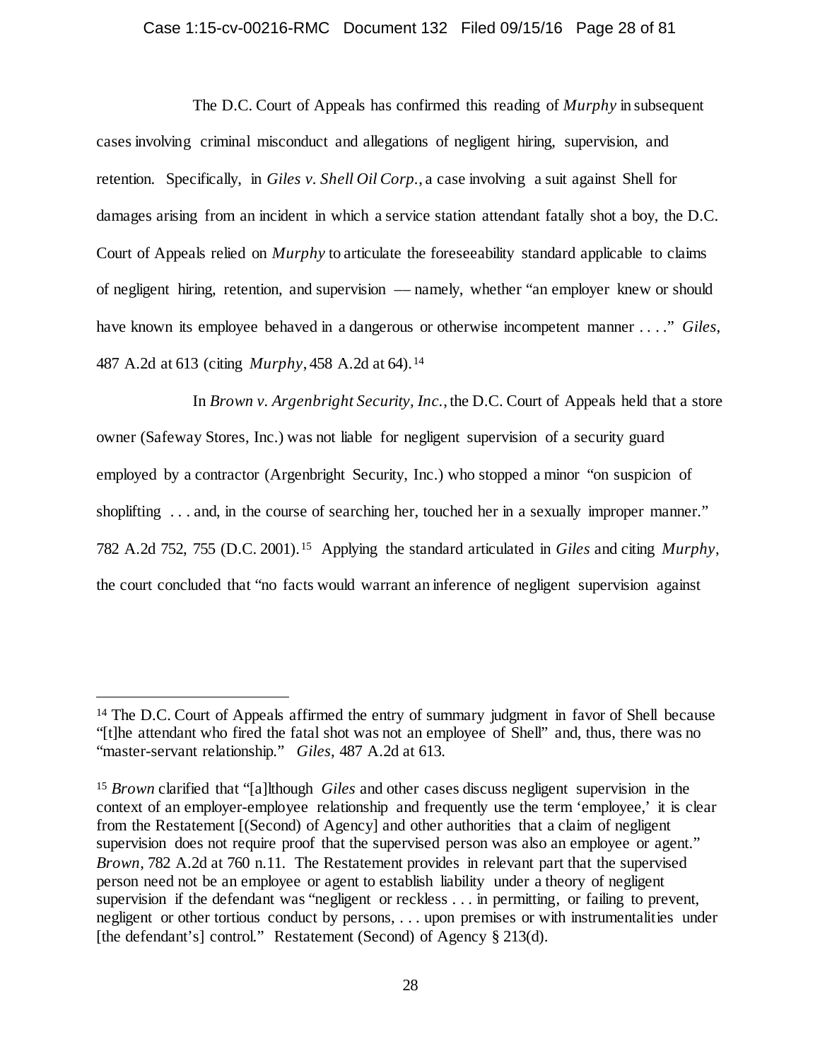The D.C. Court of Appeals has confirmed this reading of *Murphy* in subsequent cases involving criminal misconduct and allegations of negligent hiring, supervision, and retention. Specifically, in *Giles v. Shell Oil Corp.*, a case involving a suit against Shell for damages arising from an incident in which a service station attendant fatally shot a boy, the D.C. Court of Appeals relied on *Murphy* to articulate the foreseeability standard applicable to claims of negligent hiring, retention, and supervision — namely, whether "an employer knew or should have known its employee behaved in a dangerous or otherwise incompetent manner . . . ." *Giles*, 487 A.2d at 613 (citing *Murphy*, 458 A.2d at 64).[14]

In *Brown v. Argenbright Security, Inc.*, the D.C. Court of Appeals held that a store owner (Safeway Stores, Inc.) was not liable for negligent supervision of a security guard employed by a contractor (Argenbright Security, Inc.) who stopped a minor "on suspicion of shoplifting . . . and, in the course of searching her, touched her in a sexually improper manner." 782 A.2d 752, 755 (D.C. 2001).[15] Applying the standard articulated in *Giles* and citing *Murphy*, the court concluded that "no facts would warrant an inference of negligent supervision against

---

[14] The D.C. Court of Appeals affirmed the entry of summary judgment in favor of Shell because "[t]he attendant who fired the fatal shot was not an employee of Shell" and, thus, there was no "master-servant relationship." *Giles*, 487 A.2d at 613.

[15] *Brown* clarified that "[a]lthough *Giles* and other cases discuss negligent supervision in the context of an employer-employee relationship and frequently use the term 'employee,' it is clear from the Restatement [(Second) of Agency] and other authorities that a claim of negligent supervision does not require proof that the supervised person was also an employee or agent." *Brown*, 782 A.2d at 760 n.11. The Restatement provides in relevant part that the supervised person need not be an employee or agent to establish liability under a theory of negligent supervision if the defendant was "negligent or reckless . . . in permitting, or failing to prevent, negligent or other tortious conduct by persons, . . . upon premises or with instrumentalities under [the defendant's] control." Restatement (Second) of Agency § 213(d).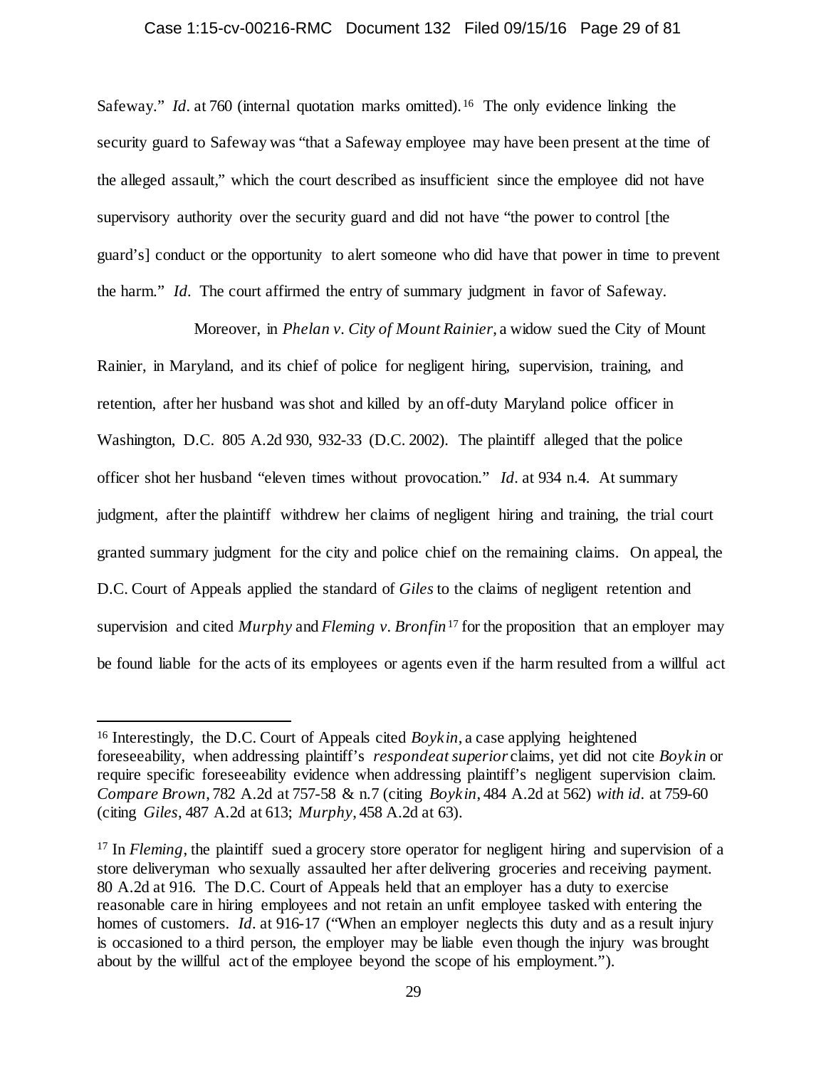Safeway." *Id*. at 760 (internal quotation marks omitted).[16] The only evidence linking the security guard to Safeway was "that a Safeway employee may have been present at the time of the alleged assault," which the court described as insufficient since the employee did not have supervisory authority over the security guard and did not have "the power to control [the guard's] conduct or the opportunity to alert someone who did have that power in time to prevent the harm." *Id*. The court affirmed the entry of summary judgment in favor of Safeway.

Moreover, in *Phelan v. City of Mount Rainier*, a widow sued the City of Mount Rainier, in Maryland, and its chief of police for negligent hiring, supervision, training, and retention, after her husband was shot and killed by an off-duty Maryland police officer in Washington, D.C. 805 A.2d 930, 932-33 (D.C. 2002). The plaintiff alleged that the police officer shot her husband "eleven times without provocation." *Id*. at 934 n.4. At summary judgment, after the plaintiff withdrew her claims of negligent hiring and training, the trial court granted summary judgment for the city and police chief on the remaining claims. On appeal, the D.C. Court of Appeals applied the standard of *Giles* to the claims of negligent retention and supervision and cited *Murphy* and *Fleming v. Bronfin*[17] for the proposition that an employer may be found liable for the acts of its employees or agents even if the harm resulted from a willful act

---

[16] Interestingly, the D.C. Court of Appeals cited *Boykin*, a case applying heightened foreseeability, when addressing plaintiff's *respondeat superior* claims, yet did not cite *Boykin* or require specific foreseeability evidence when addressing plaintiff's negligent supervision claim. *Compare Brown*, 782 A.2d at 757-58 & n.7 (citing *Boykin*, 484 A.2d at 562) *with id*. at 759-60 (citing *Giles*, 487 A.2d at 613; *Murphy*, 458 A.2d at 63).

[17] In *Fleming*, the plaintiff sued a grocery store operator for negligent hiring and supervision of a store deliveryman who sexually assaulted her after delivering groceries and receiving payment. 80 A.2d at 916. The D.C. Court of Appeals held that an employer has a duty to exercise reasonable care in hiring employees and not retain an unfit employee tasked with entering the homes of customers. *Id*. at 916-17 ("When an employer neglects this duty and as a result injury is occasioned to a third person, the employer may be liable even though the injury was brought about by the willful act of the employee beyond the scope of his employment.").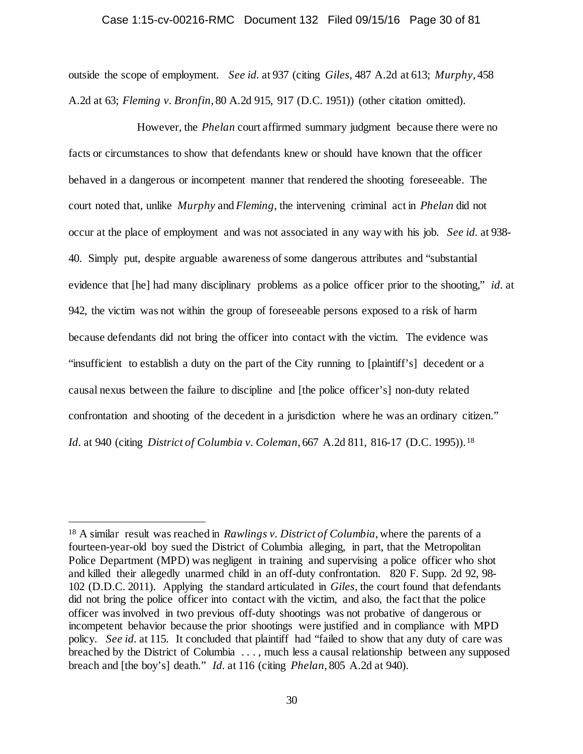outside the scope of employment. *See id.* at 937 (citing *Giles*, 487 A.2d at 613; *Murphy*, 458 A.2d at 63; *Fleming v. Bronfin*, 80 A.2d 915, 917 (D.C. 1951)) (other citation omitted).

However, the *Phelan* court affirmed summary judgment because there were no facts or circumstances to show that defendants knew or should have known that the officer behaved in a dangerous or incompetent manner that rendered the shooting foreseeable. The court noted that, unlike *Murphy* and *Fleming*, the intervening criminal act in *Phelan* did not occur at the place of employment and was not associated in any way with his job. *See id.* at 938-40. Simply put, despite arguable awareness of some dangerous attributes and "substantial evidence that [he] had many disciplinary problems as a police officer prior to the shooting," *id.* at 942, the victim was not within the group of foreseeable persons exposed to a risk of harm because defendants did not bring the officer into contact with the victim. The evidence was "insufficient to establish a duty on the part of the City running to [plaintiff's] decedent or a causal nexus between the failure to discipline and [the police officer's] non-duty related confrontation and shooting of the decedent in a jurisdiction where he was an ordinary citizen." *Id.* at 940 (citing *District of Columbia v. Coleman*, 667 A.2d 811, 816-17 (D.C. 1995)).[18]

---

[18] A similar result was reached in *Rawlings v. District of Columbia*, where the parents of a fourteen-year-old boy sued the District of Columbia alleging, in part, that the Metropolitan Police Department (MPD) was negligent in training and supervising a police officer who shot and killed their allegedly unarmed child in an off-duty confrontation. 820 F. Supp. 2d 92, 98-102 (D.D.C. 2011). Applying the standard articulated in *Giles*, the court found that defendants did not bring the police officer into contact with the victim, and also, the fact that the police officer was involved in two previous off-duty shootings was not probative of dangerous or incompetent behavior because the prior shootings were justified and in compliance with MPD policy. *See id.* at 115. It concluded that plaintiff had "failed to show that any duty of care was breached by the District of Columbia . . . , much less a causal relationship between any supposed breach and [the boy's] death." *Id.* at 116 (citing *Phelan*, 805 A.2d at 940).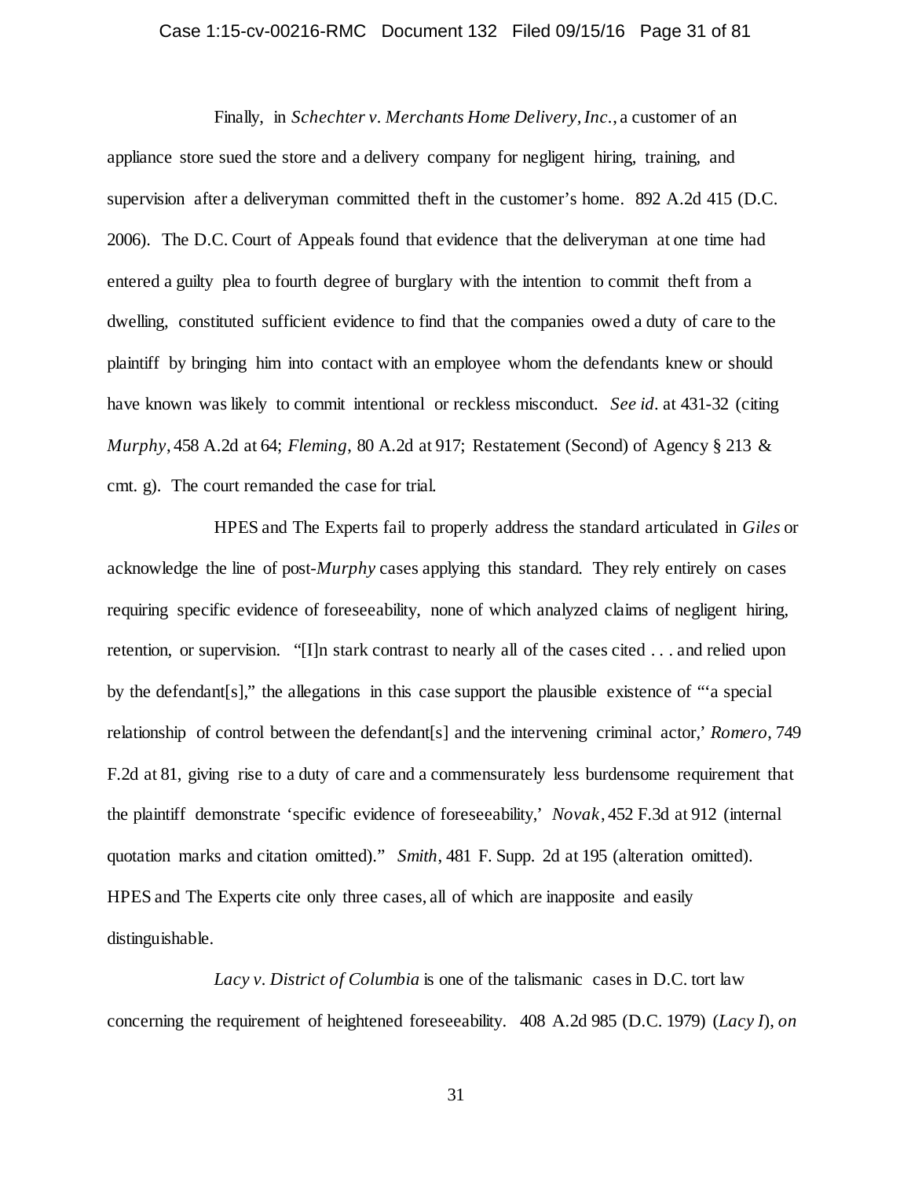Finally, in *Schechter v. Merchants Home Delivery, Inc.*, a customer of an appliance store sued the store and a delivery company for negligent hiring, training, and supervision after a deliveryman committed theft in the customer's home. 892 A.2d 415 (D.C. 2006). The D.C. Court of Appeals found that evidence that the deliveryman at one time had entered a guilty plea to fourth degree of burglary with the intention to commit theft from a dwelling, constituted sufficient evidence to find that the companies owed a duty of care to the plaintiff by bringing him into contact with an employee whom the defendants knew or should have known was likely to commit intentional or reckless misconduct. *See id.* at 431-32 (citing *Murphy*, 458 A.2d at 64; *Fleming*, 80 A.2d at 917; Restatement (Second) of Agency § 213 & cmt. g). The court remanded the case for trial.

HPES and The Experts fail to properly address the standard articulated in *Giles* or acknowledge the line of post-*Murphy* cases applying this standard. They rely entirely on cases requiring specific evidence of foreseeability, none of which analyzed claims of negligent hiring, retention, or supervision. "[I]n stark contrast to nearly all of the cases cited . . . and relied upon by the defendant[s]," the allegations in this case support the plausible existence of "'a special relationship of control between the defendant[s] and the intervening criminal actor,' *Romero*, 749 F.2d at 81, giving rise to a duty of care and a commensurately less burdensome requirement that the plaintiff demonstrate 'specific evidence of foreseeability,' *Novak*, 452 F.3d at 912 (internal quotation marks and citation omitted)." *Smith*, 481 F. Supp. 2d at 195 (alteration omitted). HPES and The Experts cite only three cases, all of which are inapposite and easily distinguishable.

*Lacy v. District of Columbia* is one of the talismanic cases in D.C. tort law concerning the requirement of heightened foreseeability. 408 A.2d 985 (D.C. 1979) (*Lacy I*), *on*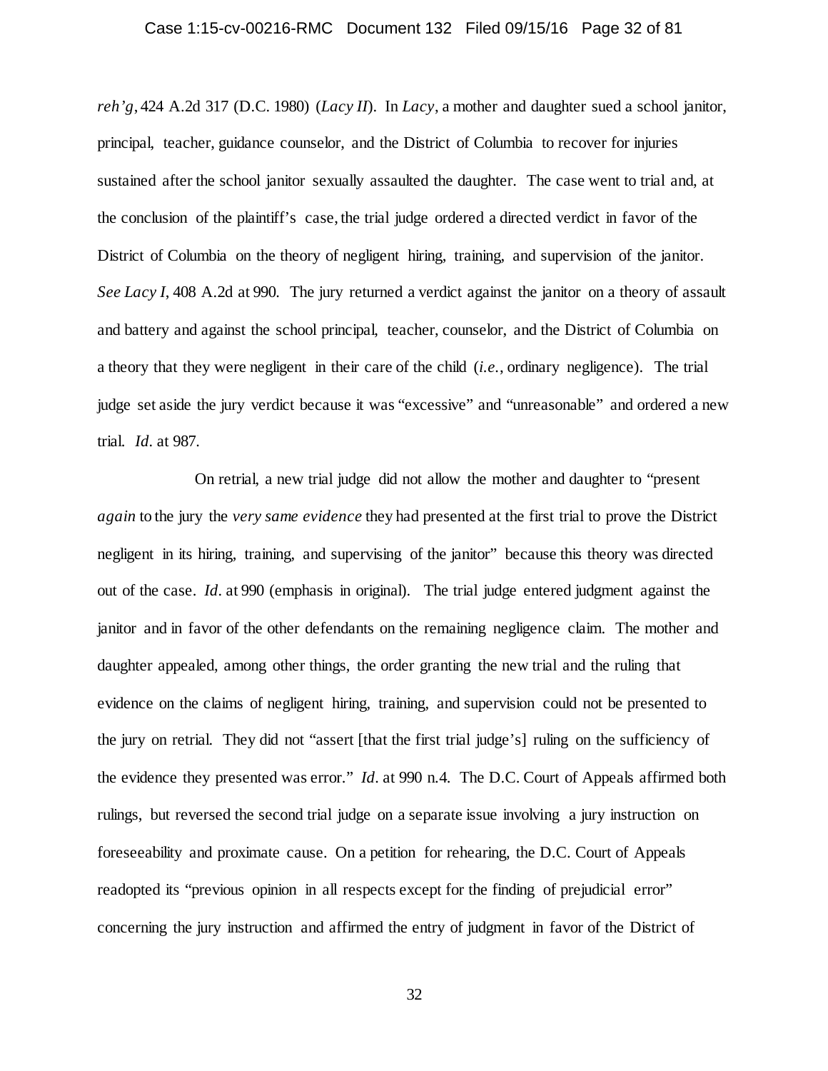*reh'g*, 424 A.2d 317 (D.C. 1980) (*Lacy II*). In *Lacy*, a mother and daughter sued a school janitor, principal, teacher, guidance counselor, and the District of Columbia to recover for injuries sustained after the school janitor sexually assaulted the daughter. The case went to trial and, at the conclusion of the plaintiff's case, the trial judge ordered a directed verdict in favor of the District of Columbia on the theory of negligent hiring, training, and supervision of the janitor. *See Lacy I*, 408 A.2d at 990. The jury returned a verdict against the janitor on a theory of assault and battery and against the school principal, teacher, counselor, and the District of Columbia on a theory that they were negligent in their care of the child (*i.e.*, ordinary negligence). The trial judge set aside the jury verdict because it was "excessive" and "unreasonable" and ordered a new trial. *Id*. at 987.

On retrial, a new trial judge did not allow the mother and daughter to "present *again* to the jury the *very same evidence* they had presented at the first trial to prove the District negligent in its hiring, training, and supervising of the janitor" because this theory was directed out of the case. *Id*. at 990 (emphasis in original). The trial judge entered judgment against the janitor and in favor of the other defendants on the remaining negligence claim. The mother and daughter appealed, among other things, the order granting the new trial and the ruling that evidence on the claims of negligent hiring, training, and supervision could not be presented to the jury on retrial. They did not "assert [that the first trial judge's] ruling on the sufficiency of the evidence they presented was error." *Id*. at 990 n.4. The D.C. Court of Appeals affirmed both rulings, but reversed the second trial judge on a separate issue involving a jury instruction on foreseeability and proximate cause. On a petition for rehearing, the D.C. Court of Appeals readopted its "previous opinion in all respects except for the finding of prejudicial error" concerning the jury instruction and affirmed the entry of judgment in favor of the District of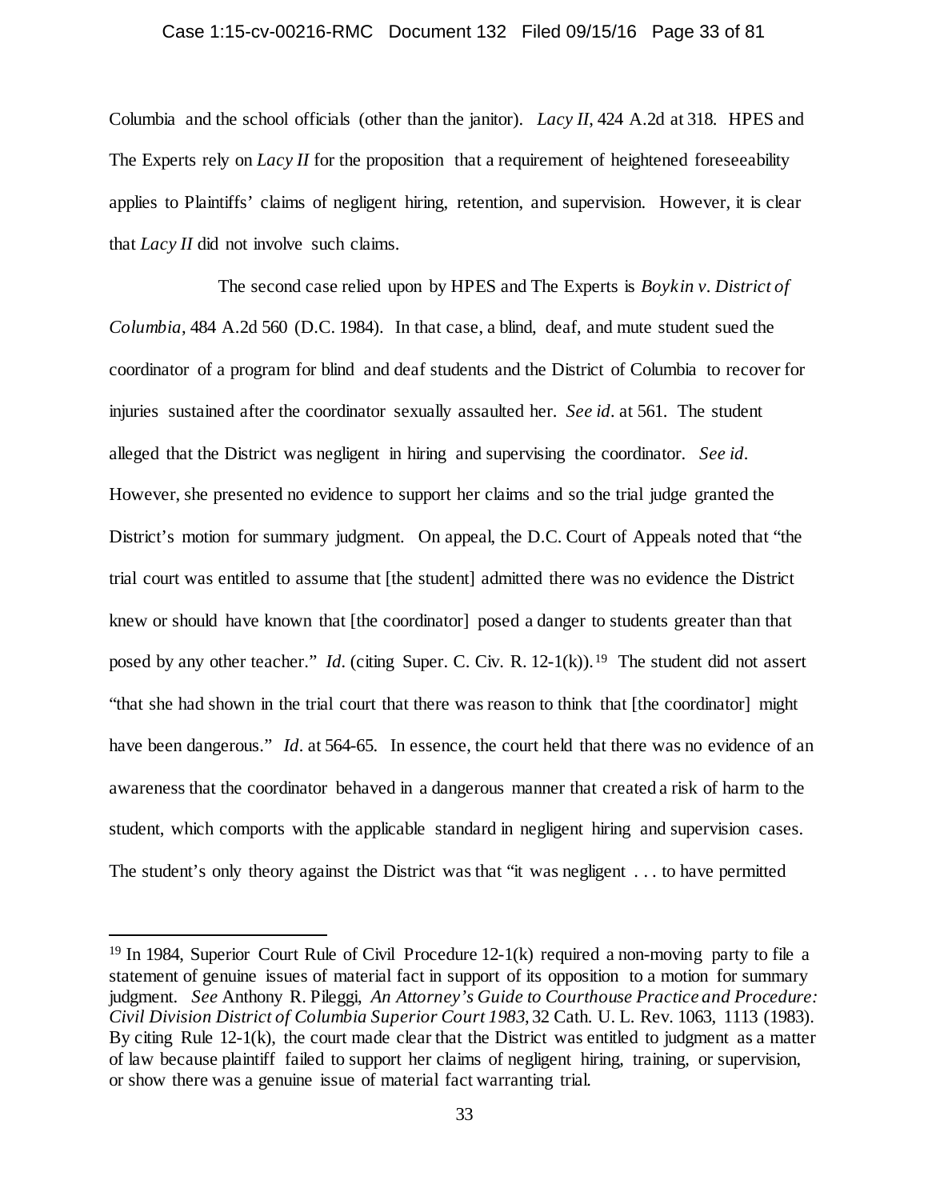Columbia and the school officials (other than the janitor). *Lacy II*, 424 A.2d at 318. HPES and The Experts rely on *Lacy II* for the proposition that a requirement of heightened foreseeability applies to Plaintiffs' claims of negligent hiring, retention, and supervision. However, it is clear that *Lacy II* did not involve such claims.

The second case relied upon by HPES and The Experts is *Boykin v. District of Columbia*, 484 A.2d 560 (D.C. 1984). In that case, a blind, deaf, and mute student sued the coordinator of a program for blind and deaf students and the District of Columbia to recover for injuries sustained after the coordinator sexually assaulted her. *See id.* at 561. The student alleged that the District was negligent in hiring and supervising the coordinator. *See id.* However, she presented no evidence to support her claims and so the trial judge granted the District's motion for summary judgment. On appeal, the D.C. Court of Appeals noted that "the trial court was entitled to assume that [the student] admitted there was no evidence the District knew or should have known that [the coordinator] posed a danger to students greater than that posed by any other teacher." *Id.* (citing Super. C. Civ. R. 12-1(k)).[19] The student did not assert "that she had shown in the trial court that there was reason to think that [the coordinator] might have been dangerous." *Id.* at 564-65. In essence, the court held that there was no evidence of an awareness that the coordinator behaved in a dangerous manner that created a risk of harm to the student, which comports with the applicable standard in negligent hiring and supervision cases. The student's only theory against the District was that "it was negligent . . . to have permitted

---

[19] In 1984, Superior Court Rule of Civil Procedure 12-1(k) required a non-moving party to file a statement of genuine issues of material fact in support of its opposition to a motion for summary judgment. *See* Anthony R. Pileggi, *An Attorney's Guide to Courthouse Practice and Procedure: Civil Division District of Columbia Superior Court 1983*, 32 Cath. U. L. Rev. 1063, 1113 (1983). By citing Rule 12-1(k), the court made clear that the District was entitled to judgment as a matter of law because plaintiff failed to support her claims of negligent hiring, training, or supervision, or show there was a genuine issue of material fact warranting trial.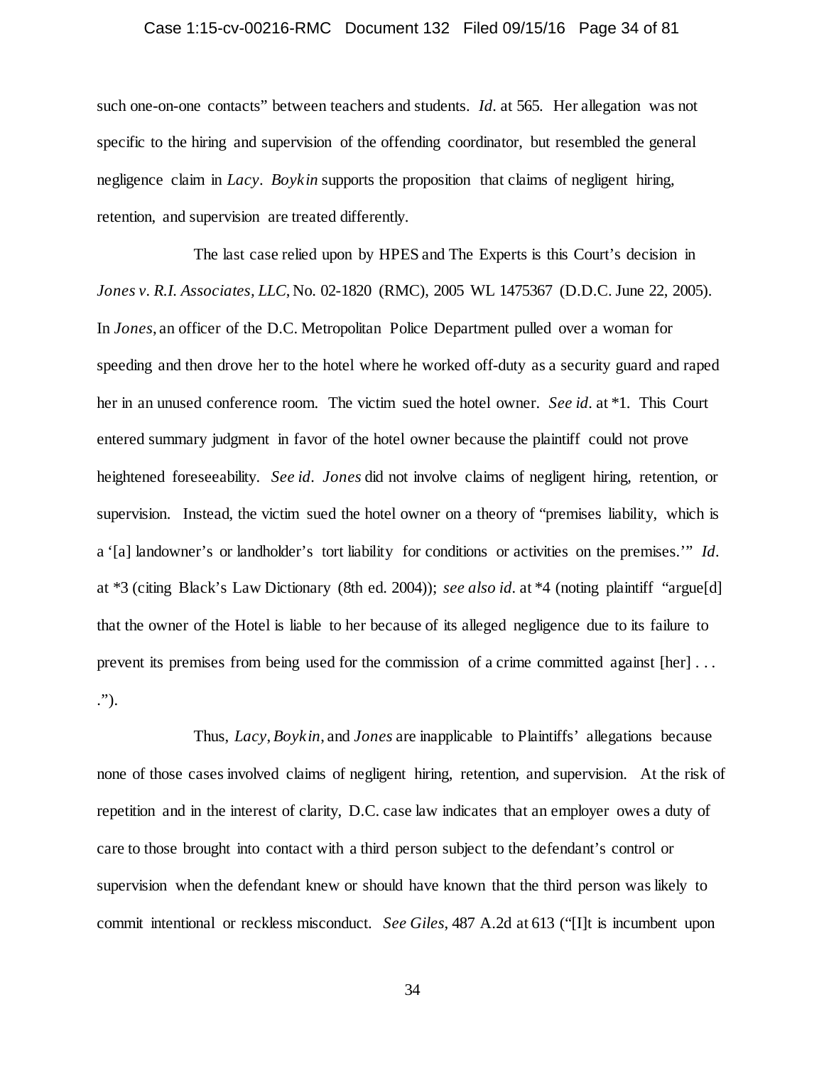such one-on-one contacts" between teachers and students. *Id.* at 565. Her allegation was not specific to the hiring and supervision of the offending coordinator, but resembled the general negligence claim in *Lacy*. *Boykin* supports the proposition that claims of negligent hiring, retention, and supervision are treated differently.

The last case relied upon by HPES and The Experts is this Court's decision in *Jones v. R.I. Associates, LLC*, No. 02-1820 (RMC), 2005 WL 1475367 (D.D.C. June 22, 2005). In *Jones*, an officer of the D.C. Metropolitan Police Department pulled over a woman for speeding and then drove her to the hotel where he worked off-duty as a security guard and raped her in an unused conference room. The victim sued the hotel owner. *See id.* at *1. This Court entered summary judgment in favor of the hotel owner because the plaintiff could not prove heightened foreseeability. *See id.* *Jones* did not involve claims of negligent hiring, retention, or supervision. Instead, the victim sued the hotel owner on a theory of "premises liability, which is a '[a] landowner's or landholder's tort liability for conditions or activities on the premises.'" *Id.* at *3 (citing Black's Law Dictionary (8th ed. 2004)); *see also id.* at *4 (noting plaintiff "argue[d] that the owner of the Hotel is liable to her because of its alleged negligence due to its failure to prevent its premises from being used for the commission of a crime committed against [her] . . . .").

Thus, *Lacy*, *Boykin*, and *Jones* are inapplicable to Plaintiffs' allegations because none of those cases involved claims of negligent hiring, retention, and supervision. At the risk of repetition and in the interest of clarity, D.C. case law indicates that an employer owes a duty of care to those brought into contact with a third person subject to the defendant's control or supervision when the defendant knew or should have known that the third person was likely to commit intentional or reckless misconduct. *See Giles*, 487 A.2d at 613 ("[I]t is incumbent upon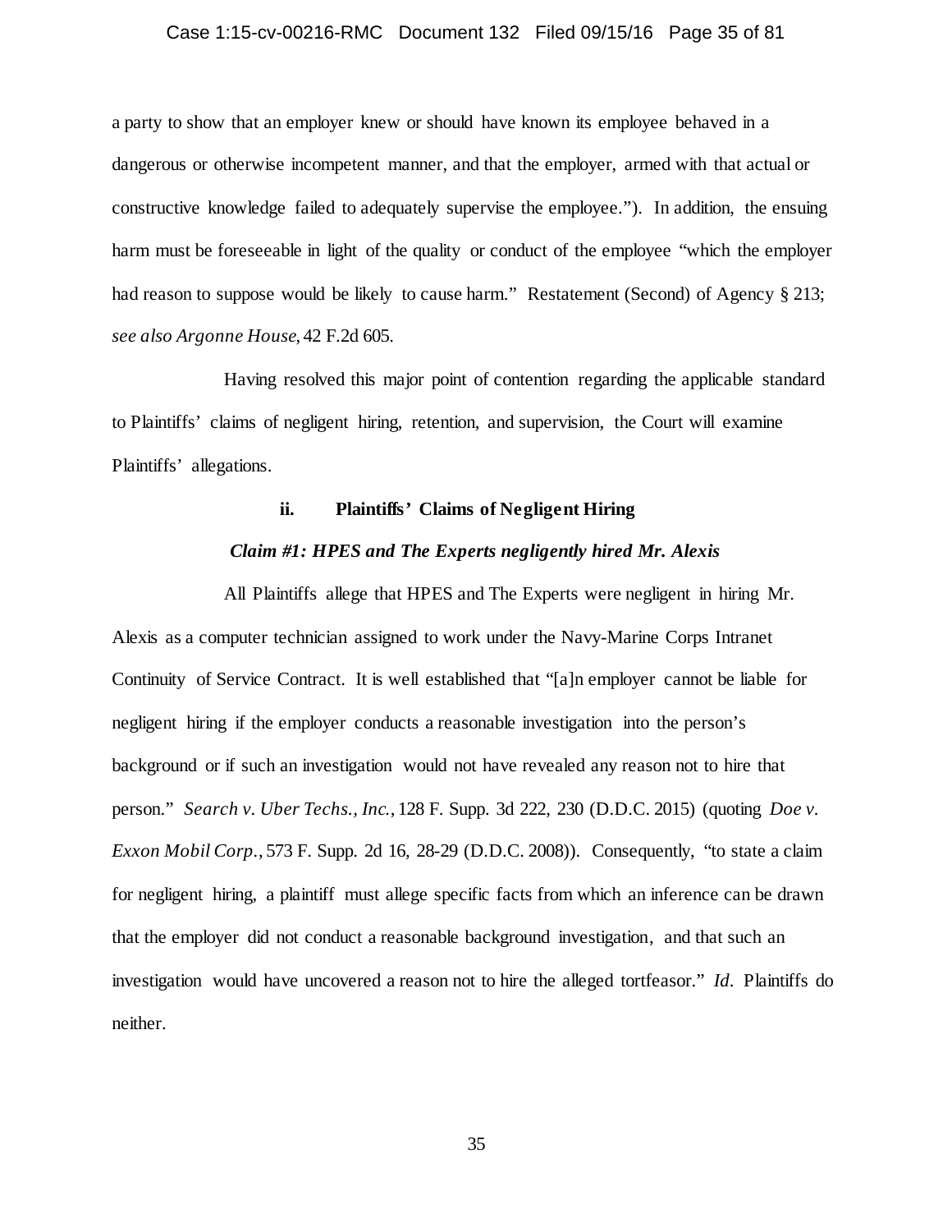a party to show that an employer knew or should have known its employee behaved in a dangerous or otherwise incompetent manner, and that the employer, armed with that actual or constructive knowledge failed to adequately supervise the employee."). In addition, the ensuing harm must be foreseeable in light of the quality or conduct of the employee "which the employer had reason to suppose would be likely to cause harm." Restatement (Second) of Agency § 213; *see also Argonne House*, 42 F.2d 605.

Having resolved this major point of contention regarding the applicable standard to Plaintiffs' claims of negligent hiring, retention, and supervision, the Court will examine Plaintiffs' allegations.

#### ii. Plaintiffs' Claims of Negligent Hiring

***Claim #1: HPES and The Experts negligently hired Mr. Alexis***

All Plaintiffs allege that HPES and The Experts were negligent in hiring Mr. Alexis as a computer technician assigned to work under the Navy-Marine Corps Intranet Continuity of Service Contract. It is well established that "[a]n employer cannot be liable for negligent hiring if the employer conducts a reasonable investigation into the person's background or if such an investigation would not have revealed any reason not to hire that person." *Search v. Uber Techs., Inc.*, 128 F. Supp. 3d 222, 230 (D.D.C. 2015) (quoting *Doe v. Exxon Mobil Corp.*, 573 F. Supp. 2d 16, 28-29 (D.D.C. 2008)). Consequently, "to state a claim for negligent hiring, a plaintiff must allege specific facts from which an inference can be drawn that the employer did not conduct a reasonable background investigation, and that such an investigation would have uncovered a reason not to hire the alleged tortfeasor." *Id*. Plaintiffs do neither.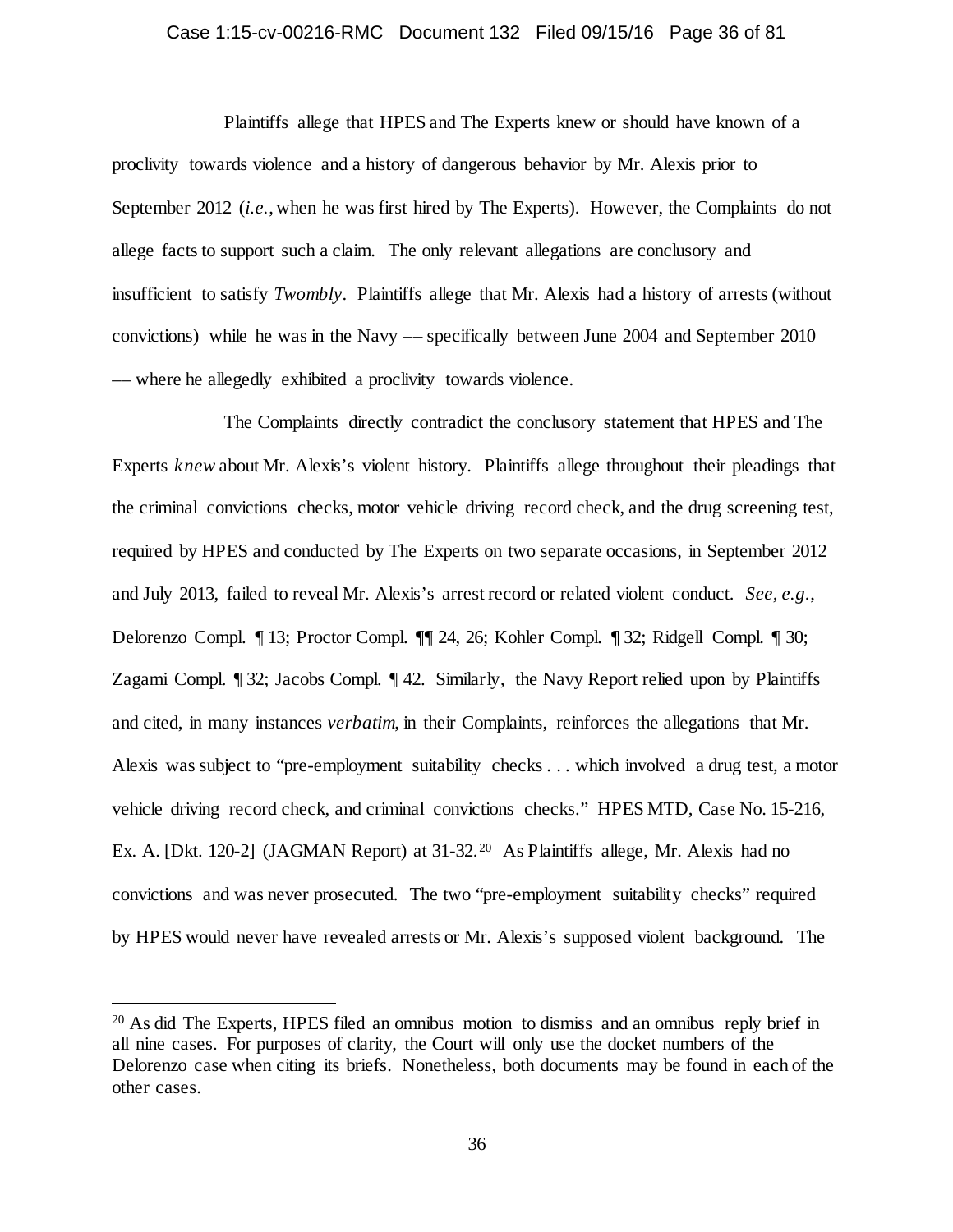Plaintiffs allege that HPES and The Experts knew or should have known of a proclivity towards violence and a history of dangerous behavior by Mr. Alexis prior to September 2012 (*i.e.*, when he was first hired by The Experts). However, the Complaints do not allege facts to support such a claim. The only relevant allegations are conclusory and insufficient to satisfy *Twombly*. Plaintiffs allege that Mr. Alexis had a history of arrests (without convictions) while he was in the Navy — specifically between June 2004 and September 2010 — where he allegedly exhibited a proclivity towards violence.

The Complaints directly contradict the conclusory statement that HPES and The Experts *knew* about Mr. Alexis's violent history. Plaintiffs allege throughout their pleadings that the criminal convictions checks, motor vehicle driving record check, and the drug screening test, required by HPES and conducted by The Experts on two separate occasions, in September 2012 and July 2013, failed to reveal Mr. Alexis's arrest record or related violent conduct. *See, e.g.*, Delorenzo Compl. ¶ 13; Proctor Compl. ¶¶ 24, 26; Kohler Compl. ¶ 32; Ridgell Compl. ¶ 30; Zagami Compl. ¶ 32; Jacobs Compl. ¶ 42. Similarly, the Navy Report relied upon by Plaintiffs and cited, in many instances *verbatim*, in their Complaints, reinforces the allegations that Mr. Alexis was subject to "pre-employment suitability checks . . . which involved a drug test, a motor vehicle driving record check, and criminal convictions checks." HPES MTD, Case No. 15-216, Ex. A. [Dkt. 120-2] (JAGMAN Report) at 31-32.[20] As Plaintiffs allege, Mr. Alexis had no convictions and was never prosecuted. The two "pre-employment suitability checks" required by HPES would never have revealed arrests or Mr. Alexis's supposed violent background. The

[20] As did The Experts, HPES filed an omnibus motion to dismiss and an omnibus reply brief in all nine cases. For purposes of clarity, the Court will only use the docket numbers of the Delorenzo case when citing its briefs. Nonetheless, both documents may be found in each of the other cases.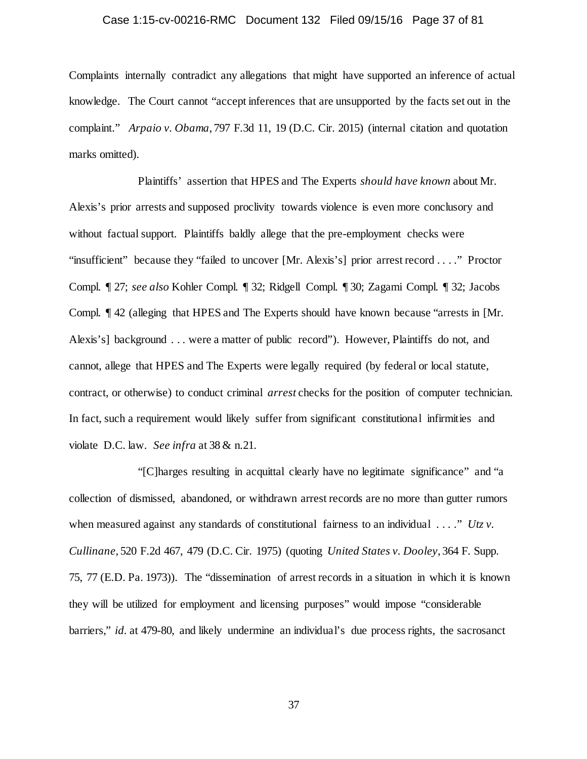Complaints internally contradict any allegations that might have supported an inference of actual knowledge. The Court cannot "accept inferences that are unsupported by the facts set out in the complaint." *Arpaio v. Obama*, 797 F.3d 11, 19 (D.C. Cir. 2015) (internal citation and quotation marks omitted).

Plaintiffs' assertion that HPES and The Experts *should have known* about Mr. Alexis's prior arrests and supposed proclivity towards violence is even more conclusory and without factual support. Plaintiffs baldly allege that the pre-employment checks were "insufficient" because they "failed to uncover [Mr. Alexis's] prior arrest record . . . ." Proctor Compl. ¶ 27; *see also* Kohler Compl. ¶ 32; Ridgell Compl. ¶ 30; Zagami Compl. ¶ 32; Jacobs Compl. ¶ 42 (alleging that HPES and The Experts should have known because "arrests in [Mr. Alexis's] background . . . were a matter of public record"). However, Plaintiffs do not, and cannot, allege that HPES and The Experts were legally required (by federal or local statute, contract, or otherwise) to conduct criminal *arrest* checks for the position of computer technician. In fact, such a requirement would likely suffer from significant constitutional infirmities and violate D.C. law. *See infra* at 38 & n.21.

"[C]harges resulting in acquittal clearly have no legitimate significance" and "a collection of dismissed, abandoned, or withdrawn arrest records are no more than gutter rumors when measured against any standards of constitutional fairness to an individual . . . ." *Utz v. Cullinane*, 520 F.2d 467, 479 (D.C. Cir. 1975) (quoting *United States v. Dooley*, 364 F. Supp. 75, 77 (E.D. Pa. 1973)). The "dissemination of arrest records in a situation in which it is known they will be utilized for employment and licensing purposes" would impose "considerable barriers," *id*. at 479-80, and likely undermine an individual's due process rights, the sacrosanct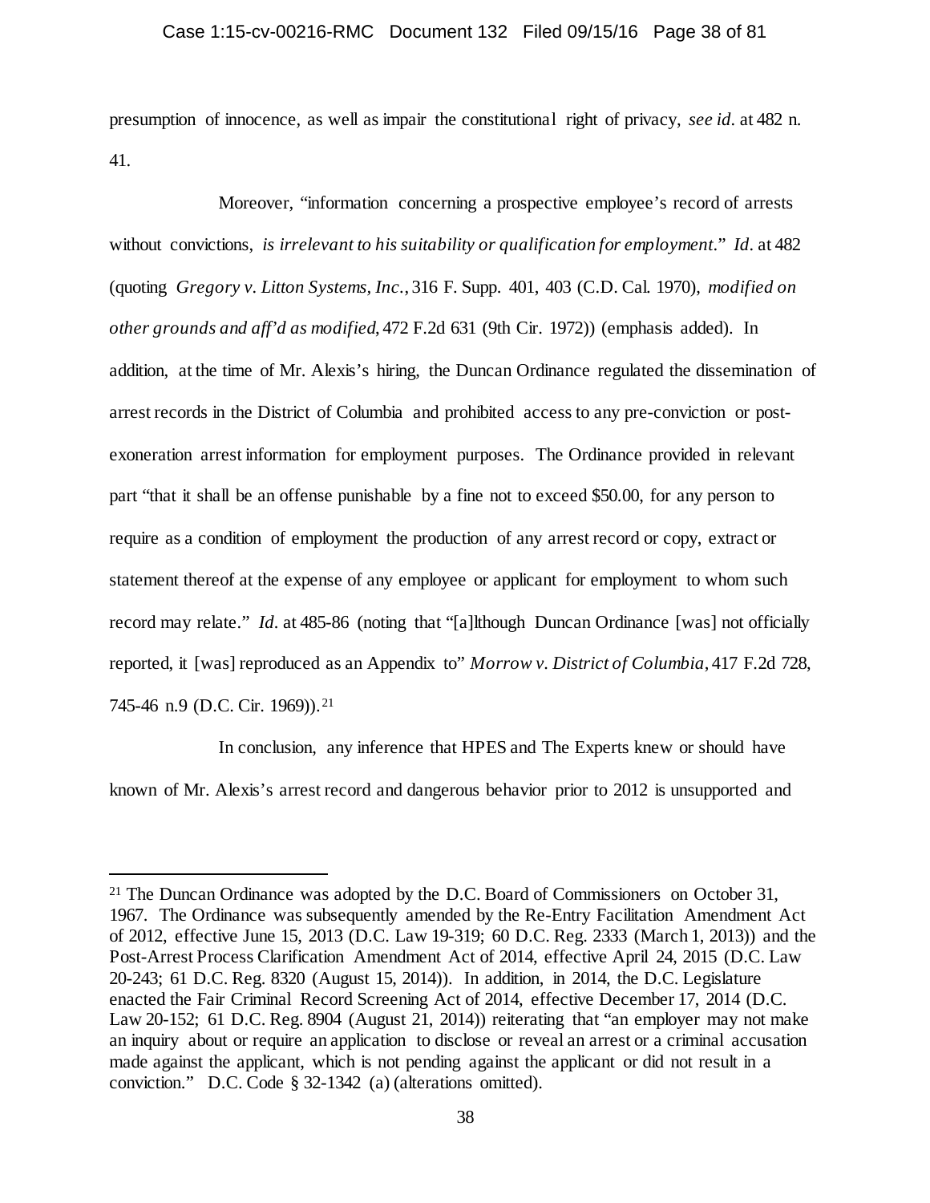presumption of innocence, as well as impair the constitutional right of privacy, *see id.* at 482 n. 41.

Moreover, "information concerning a prospective employee's record of arrests without convictions, *is irrelevant to his suitability or qualification for employment.*" *Id.* at 482 (quoting *Gregory v. Litton Systems, Inc.*, 316 F. Supp. 401, 403 (C.D. Cal. 1970), *modified on other grounds and aff'd as modified*, 472 F.2d 631 (9th Cir. 1972)) (emphasis added). In addition, at the time of Mr. Alexis's hiring, the Duncan Ordinance regulated the dissemination of arrest records in the District of Columbia and prohibited access to any pre-conviction or post-exoneration arrest information for employment purposes. The Ordinance provided in relevant part "that it shall be an offense punishable by a fine not to exceed $50.00, for any person to require as a condition of employment the production of any arrest record or copy, extract or statement thereof at the expense of any employee or applicant for employment to whom such record may relate." *Id.* at 485-86 (noting that "[a]lthough Duncan Ordinance [was] not officially reported, it [was] reproduced as an Appendix to" *Morrow v. District of Columbia*, 417 F.2d 728, 745-46 n.9 (D.C. Cir. 1969)).[21]

In conclusion, any inference that HPES and The Experts knew or should have known of Mr. Alexis's arrest record and dangerous behavior prior to 2012 is unsupported and

---

[21] The Duncan Ordinance was adopted by the D.C. Board of Commissioners on October 31, 1967. The Ordinance was subsequently amended by the Re-Entry Facilitation Amendment Act of 2012, effective June 15, 2013 (D.C. Law 19-319; 60 D.C. Reg. 2333 (March 1, 2013)) and the Post-Arrest Process Clarification Amendment Act of 2014, effective April 24, 2015 (D.C. Law 20-243; 61 D.C. Reg. 8320 (August 15, 2014)). In addition, in 2014, the D.C. Legislature enacted the Fair Criminal Record Screening Act of 2014, effective December 17, 2014 (D.C. Law 20-152; 61 D.C. Reg. 8904 (August 21, 2014)) reiterating that "an employer may not make an inquiry about or require an application to disclose or reveal an arrest or a criminal accusation made against the applicant, which is not pending against the applicant or did not result in a conviction." D.C. Code § 32-1342 (a) (alterations omitted).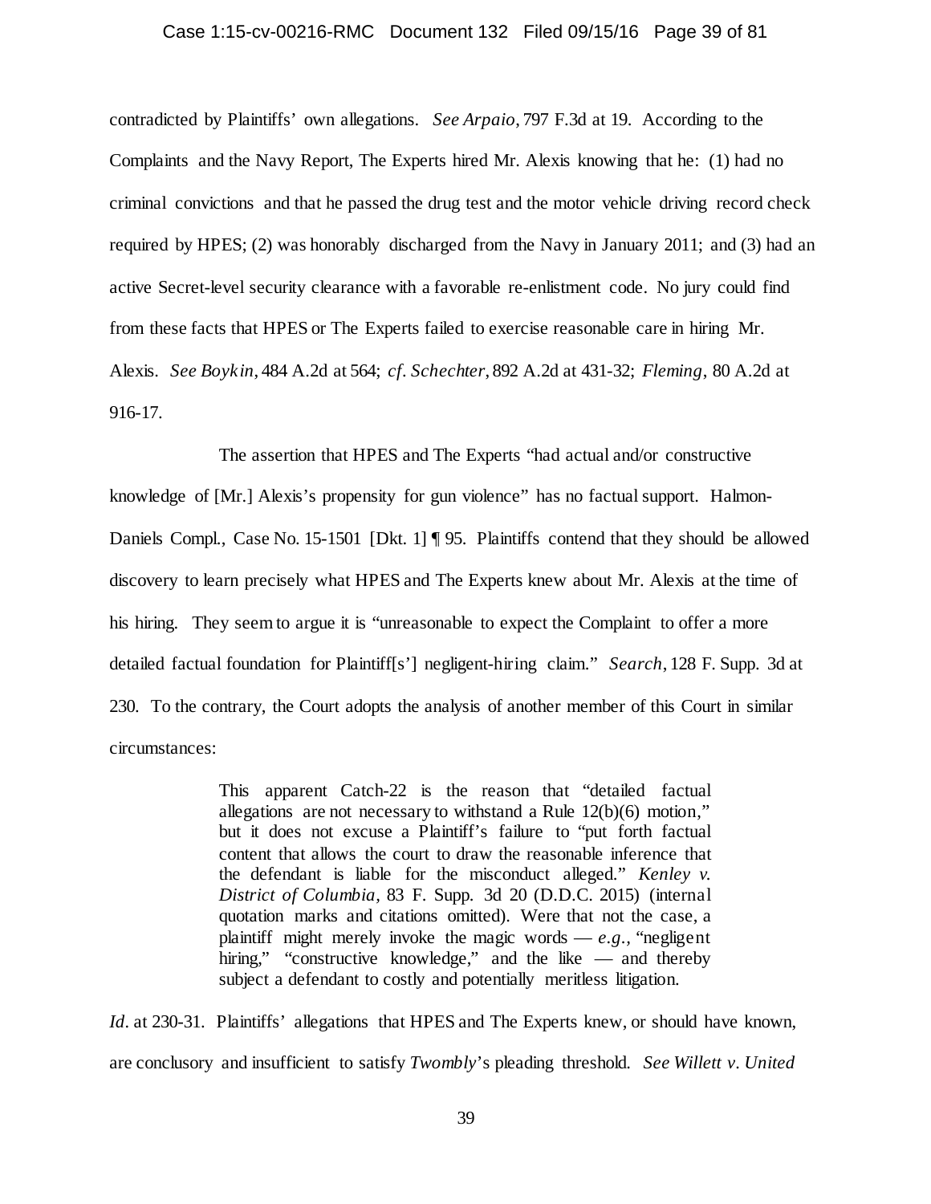contradicted by Plaintiffs' own allegations. *See Arpaio*, 797 F.3d at 19. According to the Complaints and the Navy Report, The Experts hired Mr. Alexis knowing that he: (1) had no criminal convictions and that he passed the drug test and the motor vehicle driving record check required by HPES; (2) was honorably discharged from the Navy in January 2011; and (3) had an active Secret-level security clearance with a favorable re-enlistment code. No jury could find from these facts that HPES or The Experts failed to exercise reasonable care in hiring Mr. Alexis. *See Boykin*, 484 A.2d at 564; *cf. Schechter*, 892 A.2d at 431-32; *Fleming*, 80 A.2d at 916-17.

The assertion that HPES and The Experts "had actual and/or constructive knowledge of [Mr.] Alexis's propensity for gun violence" has no factual support. Halmon-Daniels Compl., Case No. 15-1501 [Dkt. 1] ¶ 95. Plaintiffs contend that they should be allowed discovery to learn precisely what HPES and The Experts knew about Mr. Alexis at the time of his hiring. They seem to argue it is "unreasonable to expect the Complaint to offer a more detailed factual foundation for Plaintiff[s'] negligent-hiring claim." *Search*, 128 F. Supp. 3d at 230. To the contrary, the Court adopts the analysis of another member of this Court in similar circumstances:

> This apparent Catch-22 is the reason that "detailed factual allegations are not necessary to withstand a Rule 12(b)(6) motion," but it does not excuse a Plaintiff's failure to "put forth factual content that allows the court to draw the reasonable inference that the defendant is liable for the misconduct alleged." *Kenley v. District of Columbia*, 83 F. Supp. 3d 20 (D.D.C. 2015) (internal quotation marks and citations omitted). Were that not the case, a plaintiff might merely invoke the magic words — *e.g.*, "negligent hiring," "constructive knowledge," and the like — and thereby subject a defendant to costly and potentially meritless litigation.

*Id.* at 230-31. Plaintiffs' allegations that HPES and The Experts knew, or should have known, are conclusory and insufficient to satisfy *Twombly*'s pleading threshold. *See Willett v. United*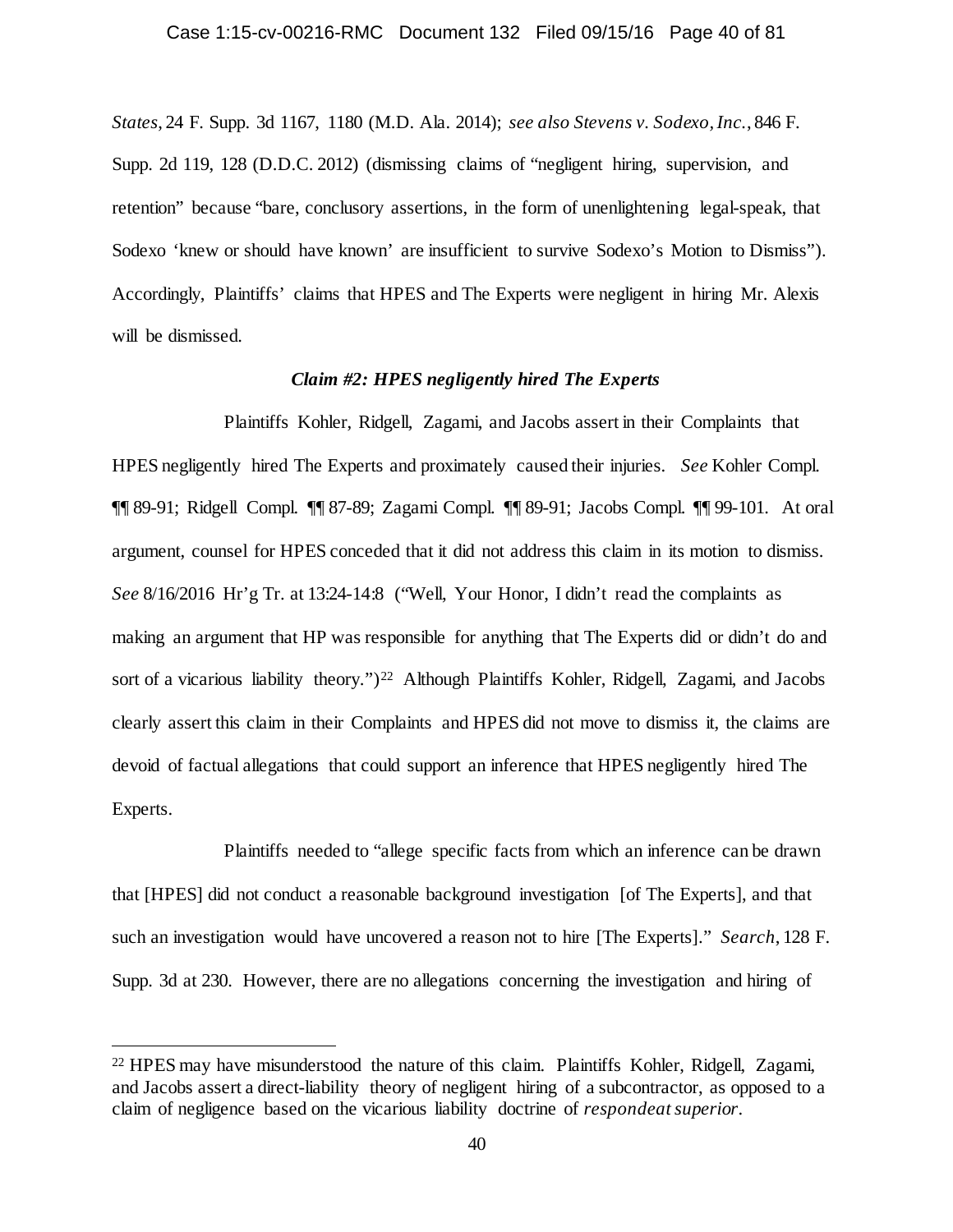*States*, 24 F. Supp. 3d 1167, 1180 (M.D. Ala. 2014); *see also Stevens v. Sodexo, Inc.*, 846 F. Supp. 2d 119, 128 (D.D.C. 2012) (dismissing claims of "negligent hiring, supervision, and retention" because "bare, conclusory assertions, in the form of unenlightening legal-speak, that Sodexo 'knew or should have known' are insufficient to survive Sodexo's Motion to Dismiss"). Accordingly, Plaintiffs' claims that HPES and The Experts were negligent in hiring Mr. Alexis will be dismissed.

***Claim #2: HPES negligently hired The Experts***

Plaintiffs Kohler, Ridgell, Zagami, and Jacobs assert in their Complaints that HPES negligently hired The Experts and proximately caused their injuries. *See* Kohler Compl. ¶¶ 89-91; Ridgell Compl. ¶¶ 87-89; Zagami Compl. ¶¶ 89-91; Jacobs Compl. ¶¶ 99-101. At oral argument, counsel for HPES conceded that it did not address this claim in its motion to dismiss. *See* 8/16/2016 Hr'g Tr. at 13:24-14:8 ("Well, Your Honor, I didn't read the complaints as making an argument that HP was responsible for anything that The Experts did or didn't do and sort of a vicarious liability theory.")[22] Although Plaintiffs Kohler, Ridgell, Zagami, and Jacobs clearly assert this claim in their Complaints and HPES did not move to dismiss it, the claims are devoid of factual allegations that could support an inference that HPES negligently hired The Experts.

Plaintiffs needed to "allege specific facts from which an inference can be drawn that [HPES] did not conduct a reasonable background investigation [of The Experts], and that such an investigation would have uncovered a reason not to hire [The Experts]." *Search*, 128 F. Supp. 3d at 230. However, there are no allegations concerning the investigation and hiring of

[22] HPES may have misunderstood the nature of this claim. Plaintiffs Kohler, Ridgell, Zagami, and Jacobs assert a direct-liability theory of negligent hiring of a subcontractor, as opposed to a claim of negligence based on the vicarious liability doctrine of *respondeat superior*.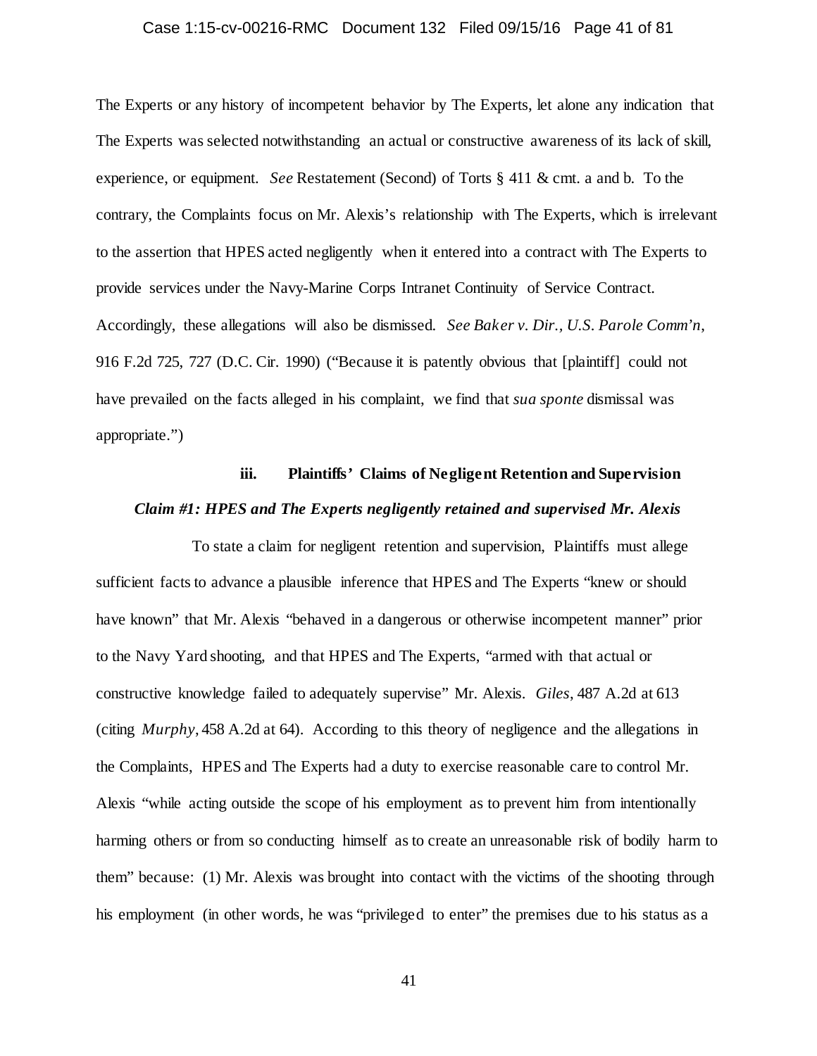The Experts or any history of incompetent behavior by The Experts, let alone any indication that The Experts was selected notwithstanding an actual or constructive awareness of its lack of skill, experience, or equipment. *See* Restatement (Second) of Torts § 411 & cmt. a and b. To the contrary, the Complaints focus on Mr. Alexis's relationship with The Experts, which is irrelevant to the assertion that HPES acted negligently when it entered into a contract with The Experts to provide services under the Navy-Marine Corps Intranet Continuity of Service Contract. Accordingly, these allegations will also be dismissed. *See Baker v. Dir., U.S. Parole Comm'n*, 916 F.2d 725, 727 (D.C. Cir. 1990) ("Because it is patently obvious that [plaintiff] could not have prevailed on the facts alleged in his complaint, we find that *sua sponte* dismissal was appropriate.")

### iii. Plaintiffs' Claims of Negligent Retention and Supervision

***Claim #1: HPES and The Experts negligently retained and supervised Mr. Alexis***

To state a claim for negligent retention and supervision, Plaintiffs must allege sufficient facts to advance a plausible inference that HPES and The Experts "knew or should have known" that Mr. Alexis "behaved in a dangerous or otherwise incompetent manner" prior to the Navy Yard shooting, and that HPES and The Experts, "armed with that actual or constructive knowledge failed to adequately supervise" Mr. Alexis. *Giles*, 487 A.2d at 613 (citing *Murphy*, 458 A.2d at 64). According to this theory of negligence and the allegations in the Complaints, HPES and The Experts had a duty to exercise reasonable care to control Mr. Alexis "while acting outside the scope of his employment as to prevent him from intentionally harming others or from so conducting himself as to create an unreasonable risk of bodily harm to them" because: (1) Mr. Alexis was brought into contact with the victims of the shooting through his employment (in other words, he was "privileged to enter" the premises due to his status as a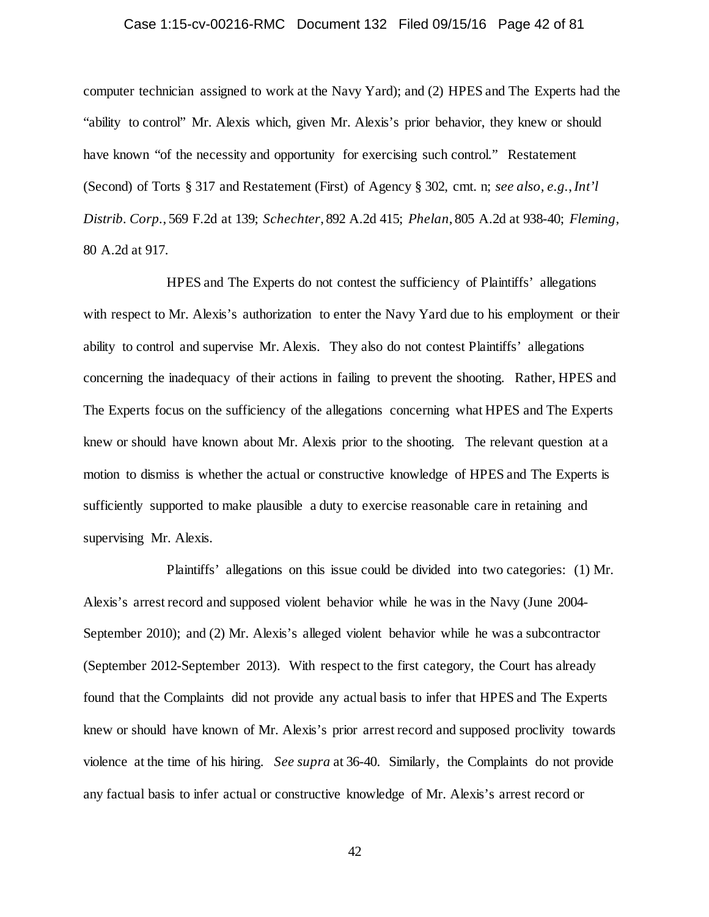computer technician assigned to work at the Navy Yard); and (2) HPES and The Experts had the "ability to control" Mr. Alexis which, given Mr. Alexis's prior behavior, they knew or should have known "of the necessity and opportunity for exercising such control." Restatement (Second) of Torts § 317 and Restatement (First) of Agency § 302, cmt. n; *see also, e.g.*, *Int'l Distrib. Corp.*, 569 F.2d at 139; *Schechter*, 892 A.2d 415; *Phelan*, 805 A.2d at 938-40; *Fleming*, 80 A.2d at 917.

HPES and The Experts do not contest the sufficiency of Plaintiffs' allegations with respect to Mr. Alexis's authorization to enter the Navy Yard due to his employment or their ability to control and supervise Mr. Alexis. They also do not contest Plaintiffs' allegations concerning the inadequacy of their actions in failing to prevent the shooting. Rather, HPES and The Experts focus on the sufficiency of the allegations concerning what HPES and The Experts knew or should have known about Mr. Alexis prior to the shooting. The relevant question at a motion to dismiss is whether the actual or constructive knowledge of HPES and The Experts is sufficiently supported to make plausible a duty to exercise reasonable care in retaining and supervising Mr. Alexis.

Plaintiffs' allegations on this issue could be divided into two categories: (1) Mr. Alexis's arrest record and supposed violent behavior while he was in the Navy (June 2004-September 2010); and (2) Mr. Alexis's alleged violent behavior while he was a subcontractor (September 2012-September 2013). With respect to the first category, the Court has already found that the Complaints did not provide any actual basis to infer that HPES and The Experts knew or should have known of Mr. Alexis's prior arrest record and supposed proclivity towards violence at the time of his hiring. *See supra* at 36-40. Similarly, the Complaints do not provide any factual basis to infer actual or constructive knowledge of Mr. Alexis's arrest record or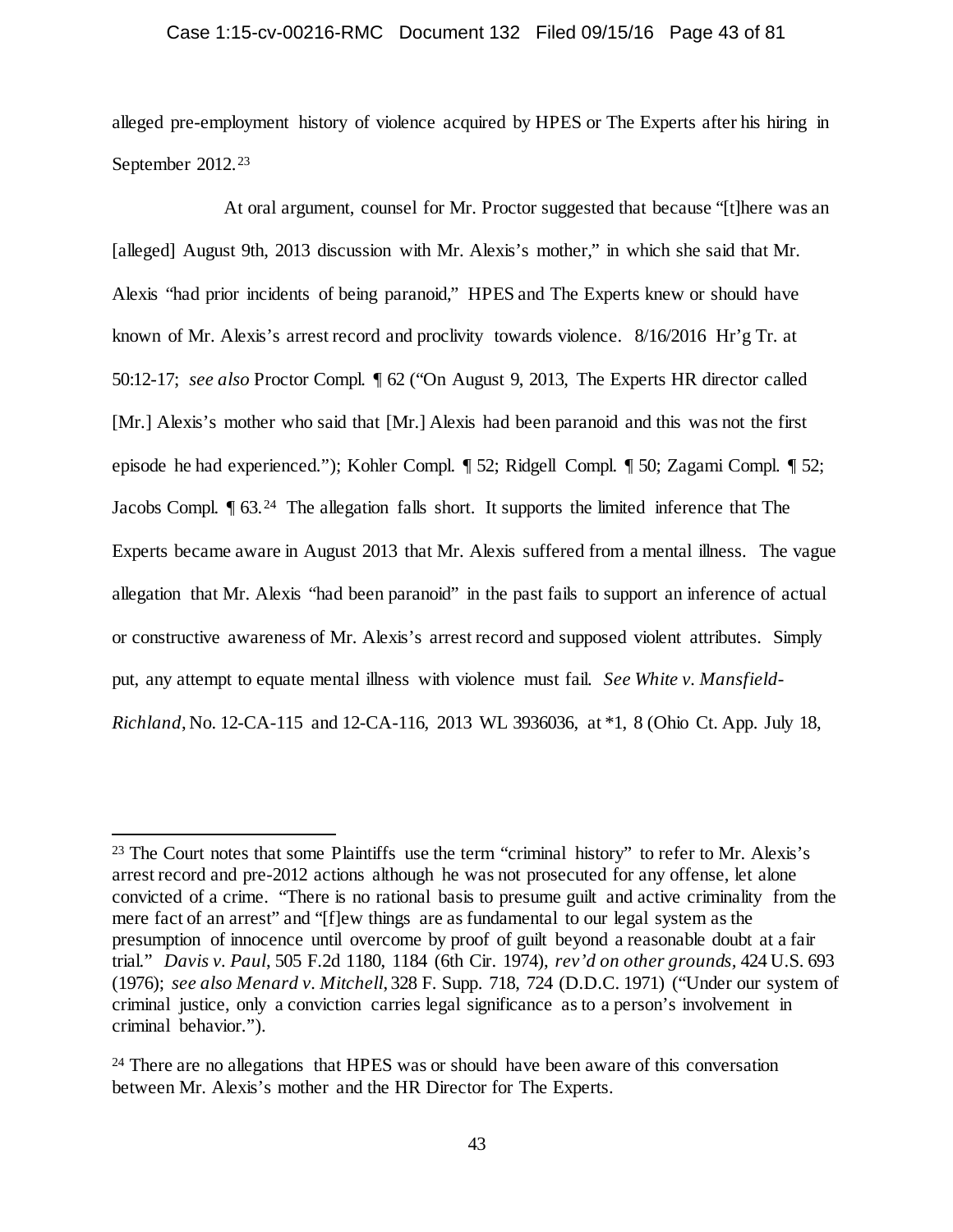alleged pre-employment history of violence acquired by HPES or The Experts after his hiring in September 2012.[23]

At oral argument, counsel for Mr. Proctor suggested that because "[t]here was an [alleged] August 9th, 2013 discussion with Mr. Alexis's mother," in which she said that Mr. Alexis "had prior incidents of being paranoid," HPES and The Experts knew or should have known of Mr. Alexis's arrest record and proclivity towards violence. 8/16/2016 Hr'g Tr. at 50:12-17; *see also* Proctor Compl. ¶ 62 ("On August 9, 2013, The Experts HR director called [Mr.] Alexis's mother who said that [Mr.] Alexis had been paranoid and this was not the first episode he had experienced."); Kohler Compl. ¶ 52; Ridgell Compl. ¶ 50; Zagami Compl. ¶ 52; Jacobs Compl. ¶ 63.[24] The allegation falls short. It supports the limited inference that The Experts became aware in August 2013 that Mr. Alexis suffered from a mental illness. The vague allegation that Mr. Alexis "had been paranoid" in the past fails to support an inference of actual or constructive awareness of Mr. Alexis's arrest record and supposed violent attributes. Simply put, any attempt to equate mental illness with violence must fail. *See White v. Mansfield-Richland*, No. 12-CA-115 and 12-CA-116, 2013 WL 3936036, at \*1, 8 (Ohio Ct. App. July 18,

---

[23] The Court notes that some Plaintiffs use the term "criminal history" to refer to Mr. Alexis's arrest record and pre-2012 actions although he was not prosecuted for any offense, let alone convicted of a crime. "There is no rational basis to presume guilt and active criminality from the mere fact of an arrest" and "[f]ew things are as fundamental to our legal system as the presumption of innocence until overcome by proof of guilt beyond a reasonable doubt at a fair trial." *Davis v. Paul*, 505 F.2d 1180, 1184 (6th Cir. 1974), *rev'd on other grounds*, 424 U.S. 693 (1976); *see also Menard v. Mitchell*, 328 F. Supp. 718, 724 (D.D.C. 1971) ("Under our system of criminal justice, only a conviction carries legal significance as to a person's involvement in criminal behavior.").

[24] There are no allegations that HPES was or should have been aware of this conversation between Mr. Alexis's mother and the HR Director for The Experts.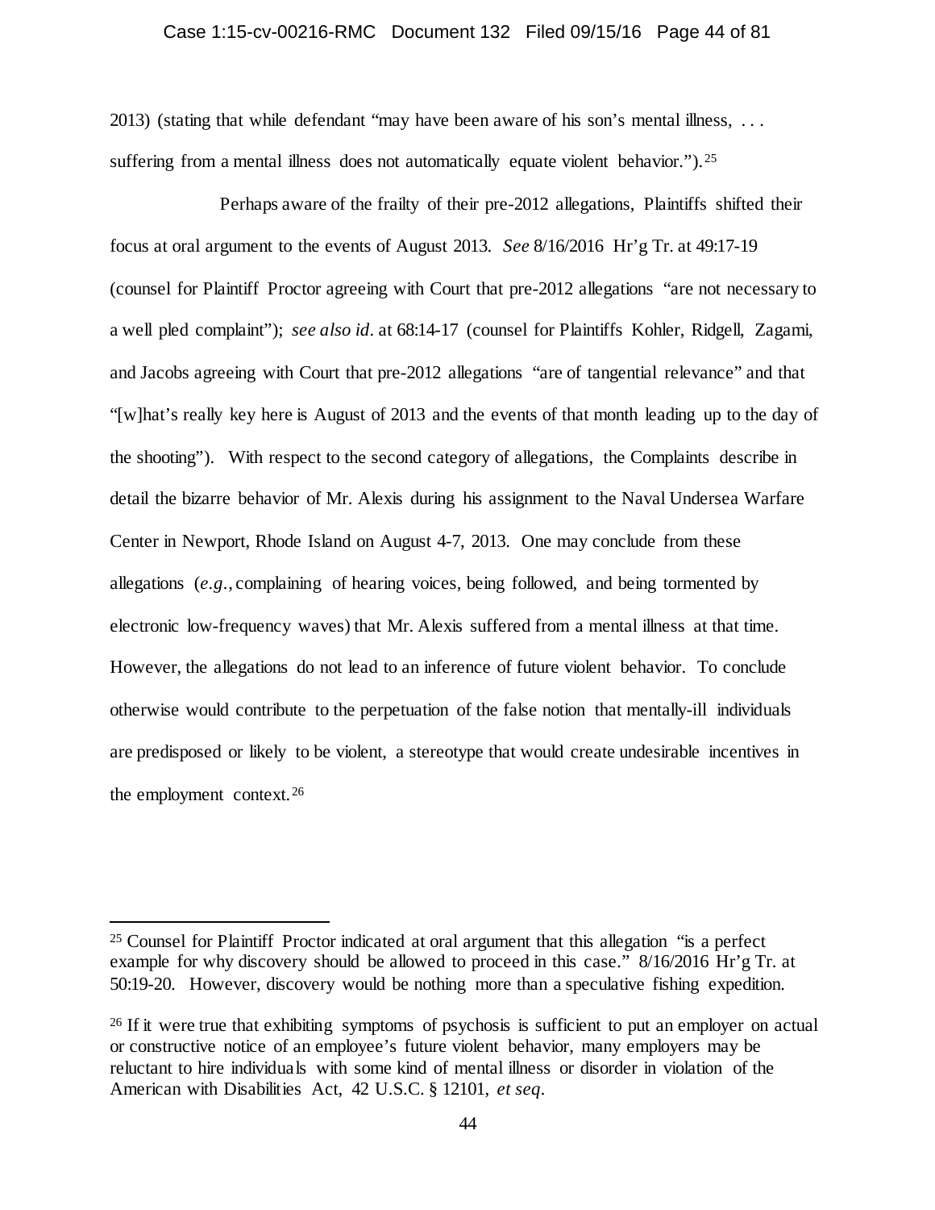2013) (stating that while defendant "may have been aware of his son's mental illness, . . . suffering from a mental illness does not automatically equate violent behavior.").[25]

Perhaps aware of the frailty of their pre-2012 allegations, Plaintiffs shifted their focus at oral argument to the events of August 2013. *See* 8/16/2016 Hr'g Tr. at 49:17-19 (counsel for Plaintiff Proctor agreeing with Court that pre-2012 allegations "are not necessary to a well pled complaint"); *see also id*. at 68:14-17 (counsel for Plaintiffs Kohler, Ridgell, Zagami, and Jacobs agreeing with Court that pre-2012 allegations "are of tangential relevance" and that "[w]hat's really key here is August of 2013 and the events of that month leading up to the day of the shooting"). With respect to the second category of allegations, the Complaints describe in detail the bizarre behavior of Mr. Alexis during his assignment to the Naval Undersea Warfare Center in Newport, Rhode Island on August 4-7, 2013. One may conclude from these allegations (*e.g.*, complaining of hearing voices, being followed, and being tormented by electronic low-frequency waves) that Mr. Alexis suffered from a mental illness at that time. However, the allegations do not lead to an inference of future violent behavior. To conclude otherwise would contribute to the perpetuation of the false notion that mentally-ill individuals are predisposed or likely to be violent, a stereotype that would create undesirable incentives in the employment context.[26]

---

[25] Counsel for Plaintiff Proctor indicated at oral argument that this allegation "is a perfect example for why discovery should be allowed to proceed in this case." 8/16/2016 Hr'g Tr. at 50:19-20. However, discovery would be nothing more than a speculative fishing expedition.

[26] If it were true that exhibiting symptoms of psychosis is sufficient to put an employer on actual or constructive notice of an employee's future violent behavior, many employers may be reluctant to hire individuals with some kind of mental illness or disorder in violation of the American with Disabilities Act, 42 U.S.C. § 12101, *et seq*.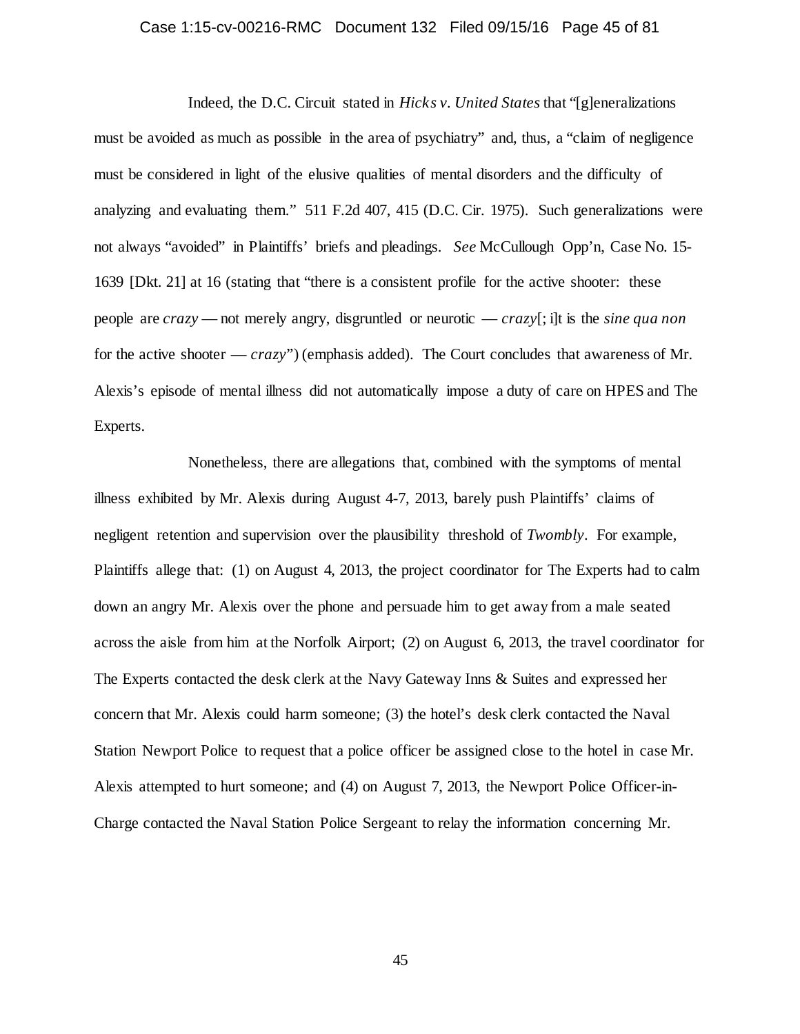Indeed, the D.C. Circuit stated in *Hicks v. United States* that "[g]eneralizations must be avoided as much as possible in the area of psychiatry" and, thus, a "claim of negligence must be considered in light of the elusive qualities of mental disorders and the difficulty of analyzing and evaluating them." 511 F.2d 407, 415 (D.C. Cir. 1975). Such generalizations were not always "avoided" in Plaintiffs' briefs and pleadings. *See* McCullough Opp'n, Case No. 15-1639 [Dkt. 21] at 16 (stating that "there is a consistent profile for the active shooter: these people are *crazy* — not merely angry, disgruntled or neurotic — *crazy*[; i]t is the *sine qua non* for the active shooter — *crazy*") (emphasis added). The Court concludes that awareness of Mr. Alexis's episode of mental illness did not automatically impose a duty of care on HPES and The Experts.

Nonetheless, there are allegations that, combined with the symptoms of mental illness exhibited by Mr. Alexis during August 4-7, 2013, barely push Plaintiffs' claims of negligent retention and supervision over the plausibility threshold of *Twombly*. For example, Plaintiffs allege that: (1) on August 4, 2013, the project coordinator for The Experts had to calm down an angry Mr. Alexis over the phone and persuade him to get away from a male seated across the aisle from him at the Norfolk Airport; (2) on August 6, 2013, the travel coordinator for The Experts contacted the desk clerk at the Navy Gateway Inns & Suites and expressed her concern that Mr. Alexis could harm someone; (3) the hotel's desk clerk contacted the Naval Station Newport Police to request that a police officer be assigned close to the hotel in case Mr. Alexis attempted to hurt someone; and (4) on August 7, 2013, the Newport Police Officer-in-Charge contacted the Naval Station Police Sergeant to relay the information concerning Mr.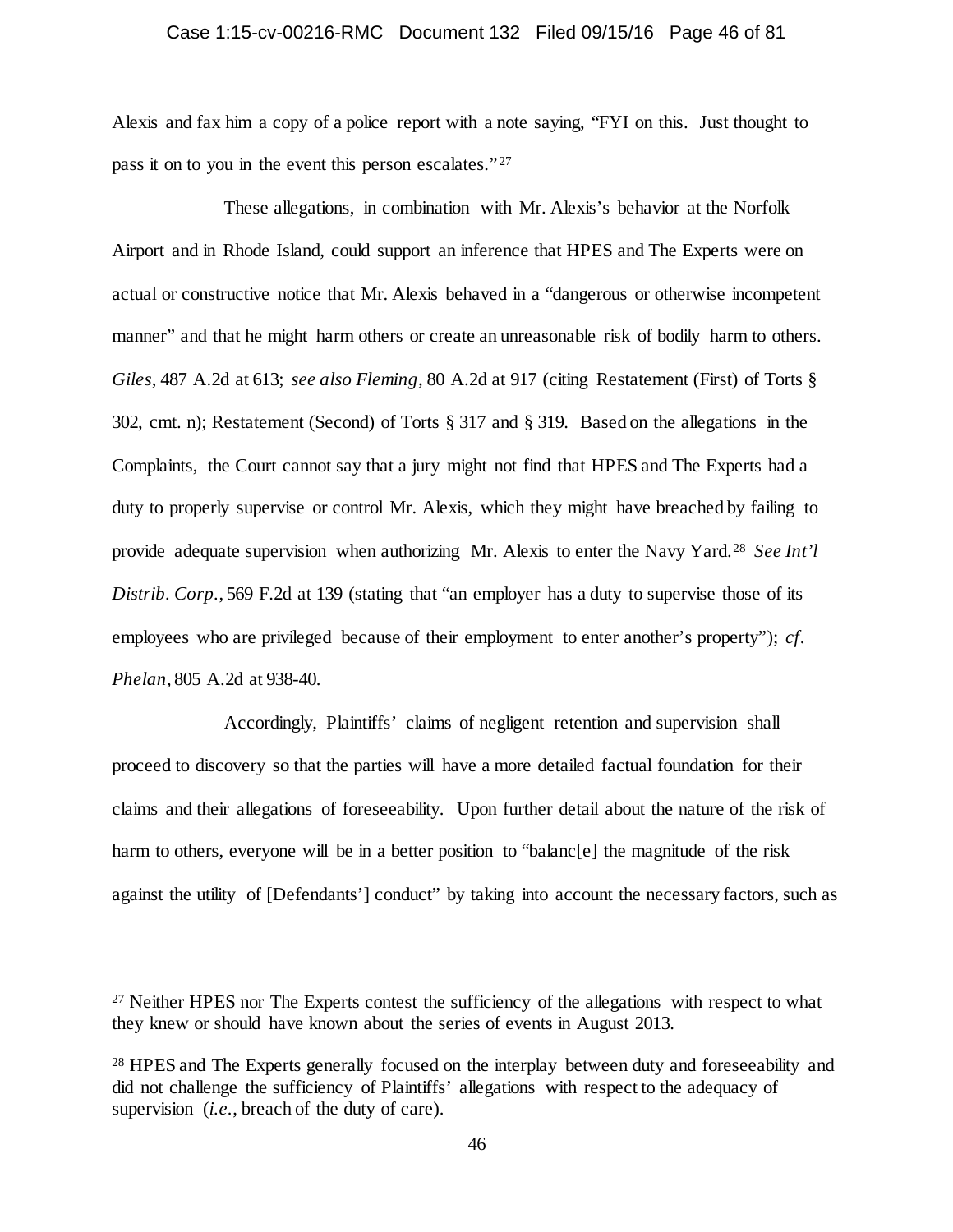Alexis and fax him a copy of a police report with a note saying, "FYI on this. Just thought to pass it on to you in the event this person escalates."[27]

These allegations, in combination with Mr. Alexis's behavior at the Norfolk Airport and in Rhode Island, could support an inference that HPES and The Experts were on actual or constructive notice that Mr. Alexis behaved in a "dangerous or otherwise incompetent manner" and that he might harm others or create an unreasonable risk of bodily harm to others. *Giles*, 487 A.2d at 613; *see also Fleming*, 80 A.2d at 917 (citing Restatement (First) of Torts § 302, cmt. n); Restatement (Second) of Torts § 317 and § 319. Based on the allegations in the Complaints, the Court cannot say that a jury might not find that HPES and The Experts had a duty to properly supervise or control Mr. Alexis, which they might have breached by failing to provide adequate supervision when authorizing Mr. Alexis to enter the Navy Yard.[28] *See Int'l Distrib. Corp.*, 569 F.2d at 139 (stating that "an employer has a duty to supervise those of its employees who are privileged because of their employment to enter another's property"); *cf. Phelan*, 805 A.2d at 938-40.

Accordingly, Plaintiffs' claims of negligent retention and supervision shall proceed to discovery so that the parties will have a more detailed factual foundation for their claims and their allegations of foreseeability. Upon further detail about the nature of the risk of harm to others, everyone will be in a better position to "balanc[e] the magnitude of the risk against the utility of [Defendants'] conduct" by taking into account the necessary factors, such as

---

[27] Neither HPES nor The Experts contest the sufficiency of the allegations with respect to what they knew or should have known about the series of events in August 2013.

[28] HPES and The Experts generally focused on the interplay between duty and foreseeability and did not challenge the sufficiency of Plaintiffs' allegations with respect to the adequacy of supervision (*i.e.*, breach of the duty of care).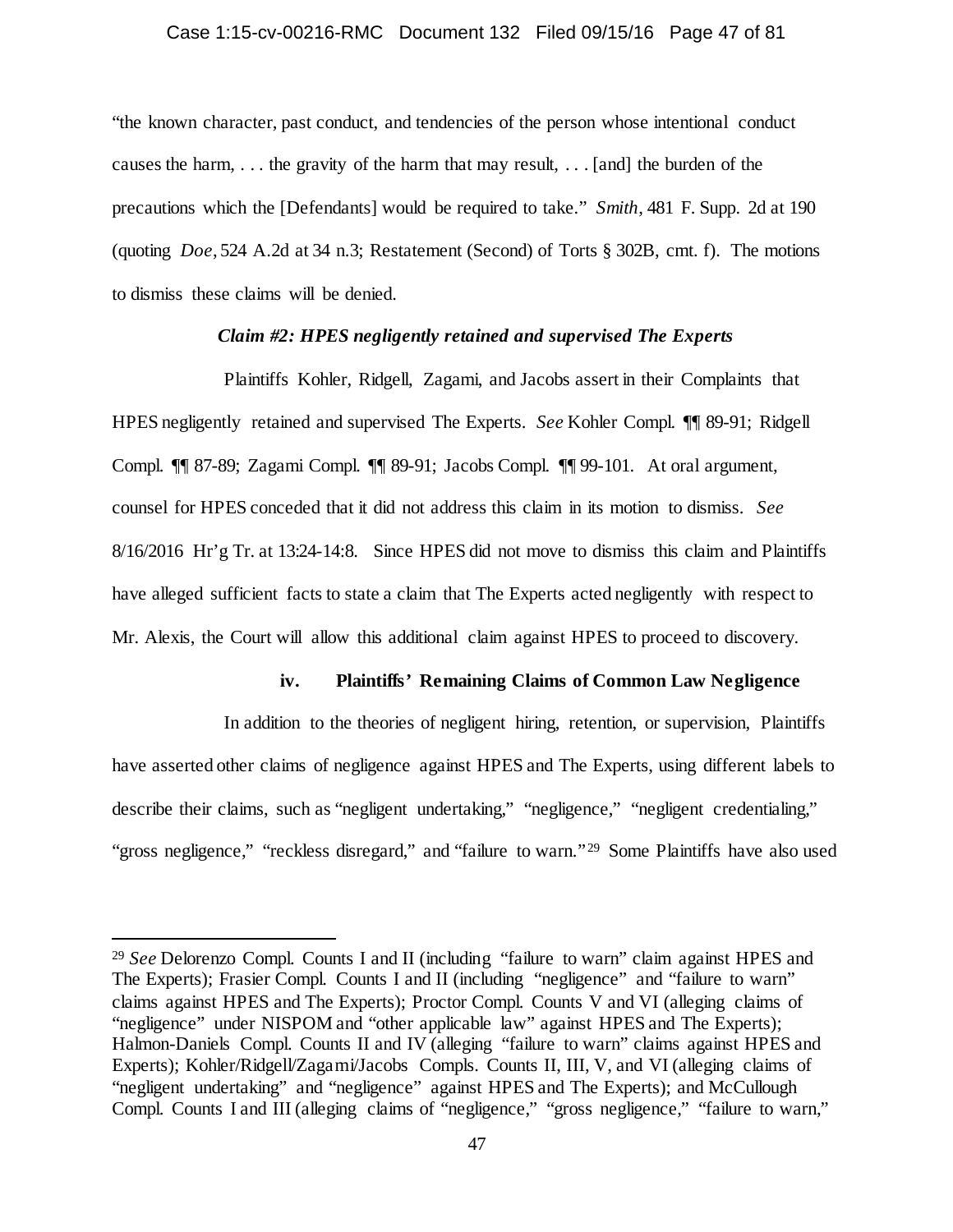"the known character, past conduct, and tendencies of the person whose intentional conduct causes the harm, . . . the gravity of the harm that may result, . . . [and] the burden of the precautions which the [Defendants] would be required to take." *Smith*, 481 F. Supp. 2d at 190 (quoting *Doe*, 524 A.2d at 34 n.3; Restatement (Second) of Torts § 302B, cmt. f). The motions to dismiss these claims will be denied.

***Claim #2: HPES negligently retained and supervised The Experts***

Plaintiffs Kohler, Ridgell, Zagami, and Jacobs assert in their Complaints that HPES negligently retained and supervised The Experts. *See* Kohler Compl. ¶¶ 89-91; Ridgell Compl. ¶¶ 87-89; Zagami Compl. ¶¶ 89-91; Jacobs Compl. ¶¶ 99-101. At oral argument, counsel for HPES conceded that it did not address this claim in its motion to dismiss. *See* 8/16/2016 Hr'g Tr. at 13:24-14:8. Since HPES did not move to dismiss this claim and Plaintiffs have alleged sufficient facts to state a claim that The Experts acted negligently with respect to Mr. Alexis, the Court will allow this additional claim against HPES to proceed to discovery.

**iv. Plaintiffs' Remaining Claims of Common Law Negligence**

In addition to the theories of negligent hiring, retention, or supervision, Plaintiffs have asserted other claims of negligence against HPES and The Experts, using different labels to describe their claims, such as "negligent undertaking," "negligence," "negligent credentialing," "gross negligence," "reckless disregard," and "failure to warn."[29] Some Plaintiffs have also used

[29] *See* Delorenzo Compl. Counts I and II (including "failure to warn" claim against HPES and The Experts); Frasier Compl. Counts I and II (including "negligence" and "failure to warn" claims against HPES and The Experts); Proctor Compl. Counts V and VI (alleging claims of "negligence" under NISPOM and "other applicable law" against HPES and The Experts); Halmon-Daniels Compl. Counts II and IV (alleging "failure to warn" claims against HPES and Experts); Kohler/Ridgell/Zagami/Jacobs Compls. Counts II, III, V, and VI (alleging claims of "negligent undertaking" and "negligence" against HPES and The Experts); and McCullough Compl. Counts I and III (alleging claims of "negligence," "gross negligence," "failure to warn,"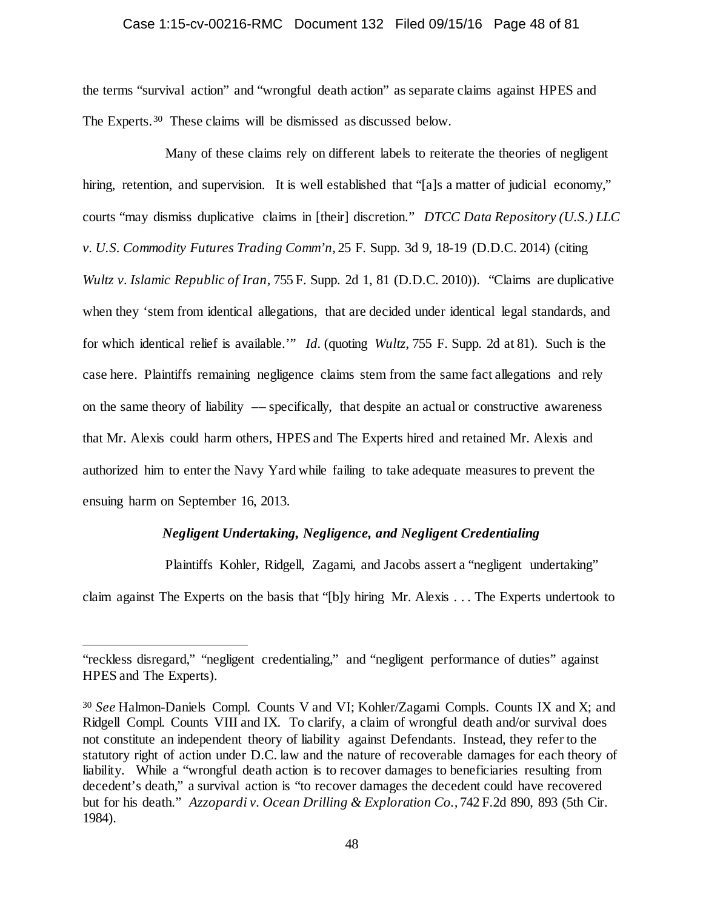the terms "survival action" and "wrongful death action" as separate claims against HPES and The Experts.[30] These claims will be dismissed as discussed below.

Many of these claims rely on different labels to reiterate the theories of negligent hiring, retention, and supervision. It is well established that "[a]s a matter of judicial economy," courts "may dismiss duplicative claims in [their] discretion." *DTCC Data Repository (U.S.) LLC v. U.S. Commodity Futures Trading Comm'n*, 25 F. Supp. 3d 9, 18-19 (D.D.C. 2014) (citing *Wultz v. Islamic Republic of Iran*, 755 F. Supp. 2d 1, 81 (D.D.C. 2010)). "Claims are duplicative when they 'stem from identical allegations, that are decided under identical legal standards, and for which identical relief is available.'" *Id.* (quoting *Wultz*, 755 F. Supp. 2d at 81). Such is the case here. Plaintiffs remaining negligence claims stem from the same fact allegations and rely on the same theory of liability —– specifically, that despite an actual or constructive awareness that Mr. Alexis could harm others, HPES and The Experts hired and retained Mr. Alexis and authorized him to enter the Navy Yard while failing to take adequate measures to prevent the ensuing harm on September 16, 2013.

### *Negligent Undertaking, Negligence, and Negligent Credentialing*

Plaintiffs Kohler, Ridgell, Zagami, and Jacobs assert a "negligent undertaking" claim against The Experts on the basis that "[b]y hiring Mr. Alexis . . . The Experts undertook to

---

"reckless disregard," "negligent credentialing," and "negligent performance of duties" against HPES and The Experts).

[30] *See* Halmon-Daniels Compl. Counts V and VI; Kohler/Zagami Compls. Counts IX and X; and Ridgell Compl. Counts VIII and IX. To clarify, a claim of wrongful death and/or survival does not constitute an independent theory of liability against Defendants. Instead, they refer to the statutory right of action under D.C. law and the nature of recoverable damages for each theory of liability. While a "wrongful death action is to recover damages to beneficiaries resulting from decedent's death," a survival action is "to recover damages the decedent could have recovered but for his death." *Azzopardi v. Ocean Drilling & Exploration Co.*, 742 F.2d 890, 893 (5th Cir. 1984).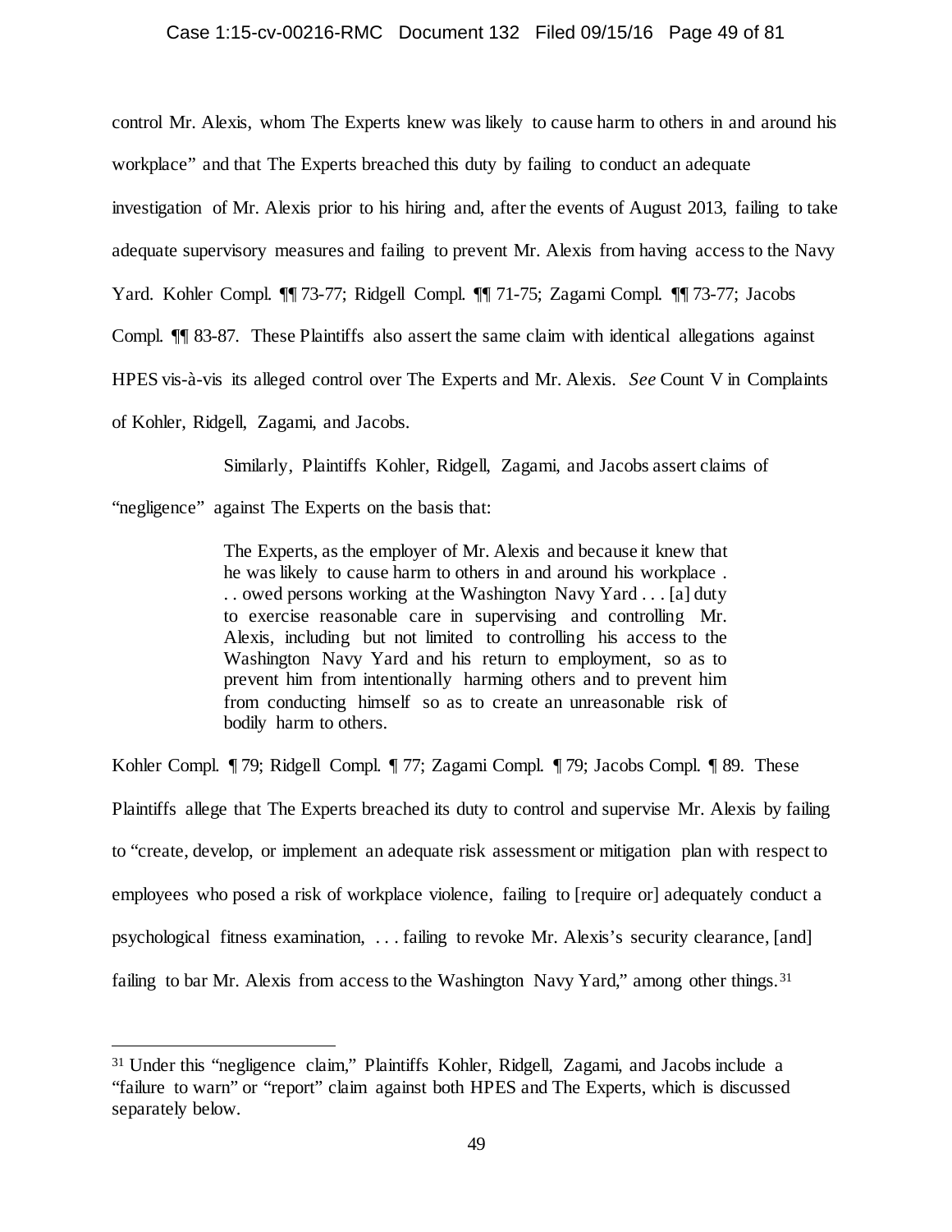control Mr. Alexis, whom The Experts knew was likely to cause harm to others in and around his workplace" and that The Experts breached this duty by failing to conduct an adequate investigation of Mr. Alexis prior to his hiring and, after the events of August 2013, failing to take adequate supervisory measures and failing to prevent Mr. Alexis from having access to the Navy Yard. Kohler Compl. ¶¶ 73-77; Ridgell Compl. ¶¶ 71-75; Zagami Compl. ¶¶ 73-77; Jacobs Compl. ¶¶ 83-87. These Plaintiffs also assert the same claim with identical allegations against HPES vis-à-vis its alleged control over The Experts and Mr. Alexis. *See* Count V in Complaints of Kohler, Ridgell, Zagami, and Jacobs.

Similarly, Plaintiffs Kohler, Ridgell, Zagami, and Jacobs assert claims of "negligence" against The Experts on the basis that:

> The Experts, as the employer of Mr. Alexis and because it knew that he was likely to cause harm to others in and around his workplace . . . owed persons working at the Washington Navy Yard . . . [a] duty to exercise reasonable care in supervising and controlling Mr. Alexis, including but not limited to controlling his access to the Washington Navy Yard and his return to employment, so as to prevent him from intentionally harming others and to prevent him from conducting himself so as to create an unreasonable risk of bodily harm to others.

Kohler Compl. ¶ 79; Ridgell Compl. ¶ 77; Zagami Compl. ¶ 79; Jacobs Compl. ¶ 89. These Plaintiffs allege that The Experts breached its duty to control and supervise Mr. Alexis by failing to "create, develop, or implement an adequate risk assessment or mitigation plan with respect to employees who posed a risk of workplace violence, failing to [require or] adequately conduct a psychological fitness examination, . . . failing to revoke Mr. Alexis's security clearance, [and] failing to bar Mr. Alexis from access to the Washington Navy Yard," among other things.[31]

[31] Under this "negligence claim," Plaintiffs Kohler, Ridgell, Zagami, and Jacobs include a "failure to warn" or "report" claim against both HPES and The Experts, which is discussed separately below.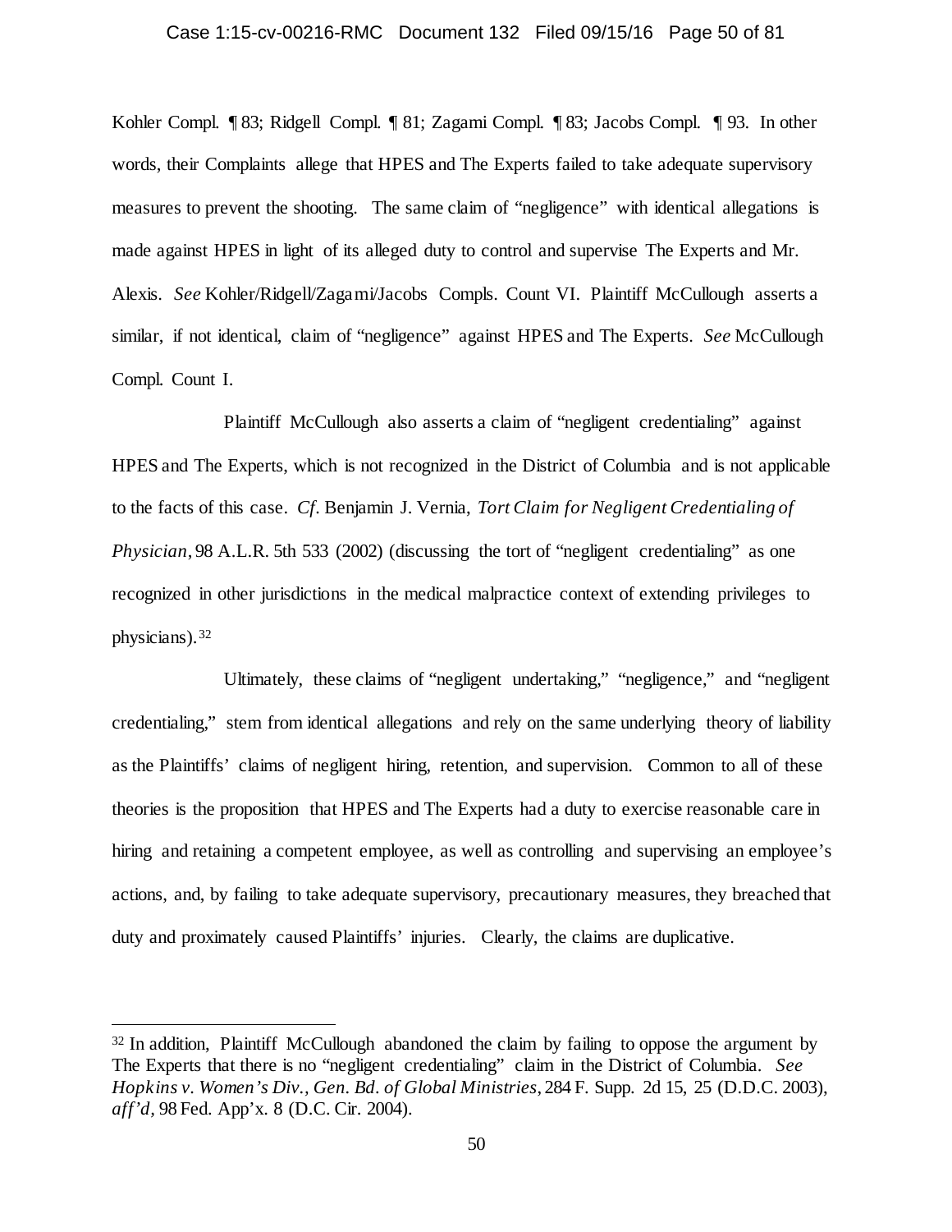Kohler Compl. ¶ 83; Ridgell Compl. ¶ 81; Zagami Compl. ¶ 83; Jacobs Compl. ¶ 93. In other words, their Complaints allege that HPES and The Experts failed to take adequate supervisory measures to prevent the shooting. The same claim of "negligence" with identical allegations is made against HPES in light of its alleged duty to control and supervise The Experts and Mr. Alexis. *See* Kohler/Ridgell/Zagami/Jacobs Compls. Count VI. Plaintiff McCullough asserts a similar, if not identical, claim of "negligence" against HPES and The Experts. *See* McCullough Compl. Count I.

Plaintiff McCullough also asserts a claim of "negligent credentialing" against HPES and The Experts, which is not recognized in the District of Columbia and is not applicable to the facts of this case. *Cf.* Benjamin J. Vernia, *Tort Claim for Negligent Credentialing of Physician*, 98 A.L.R. 5th 533 (2002) (discussing the tort of "negligent credentialing" as one recognized in other jurisdictions in the medical malpractice context of extending privileges to physicians).[32]

Ultimately, these claims of "negligent undertaking," "negligence," and "negligent credentialing," stem from identical allegations and rely on the same underlying theory of liability as the Plaintiffs' claims of negligent hiring, retention, and supervision. Common to all of these theories is the proposition that HPES and The Experts had a duty to exercise reasonable care in hiring and retaining a competent employee, as well as controlling and supervising an employee's actions, and, by failing to take adequate supervisory, precautionary measures, they breached that duty and proximately caused Plaintiffs' injuries. Clearly, the claims are duplicative.

---

[32] In addition, Plaintiff McCullough abandoned the claim by failing to oppose the argument by The Experts that there is no "negligent credentialing" claim in the District of Columbia. *See Hopkins v. Women's Div., Gen. Bd. of Global Ministries*, 284 F. Supp. 2d 15, 25 (D.D.C. 2003), *aff'd*, 98 Fed. App'x. 8 (D.C. Cir. 2004).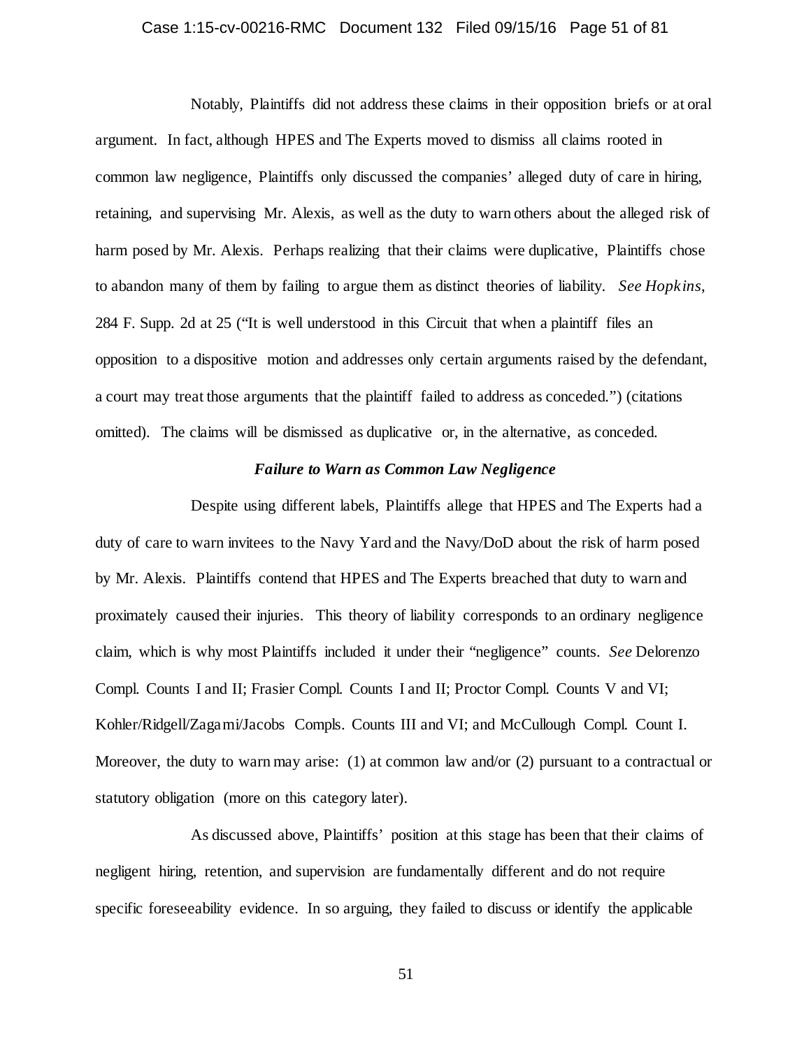Notably, Plaintiffs did not address these claims in their opposition briefs or at oral argument. In fact, although HPES and The Experts moved to dismiss all claims rooted in common law negligence, Plaintiffs only discussed the companies' alleged duty of care in hiring, retaining, and supervising Mr. Alexis, as well as the duty to warn others about the alleged risk of harm posed by Mr. Alexis. Perhaps realizing that their claims were duplicative, Plaintiffs chose to abandon many of them by failing to argue them as distinct theories of liability. *See Hopkins*, 284 F. Supp. 2d at 25 ("It is well understood in this Circuit that when a plaintiff files an opposition to a dispositive motion and addresses only certain arguments raised by the defendant, a court may treat those arguments that the plaintiff failed to address as conceded.") (citations omitted). The claims will be dismissed as duplicative or, in the alternative, as conceded.

***Failure to Warn as Common Law Negligence***

Despite using different labels, Plaintiffs allege that HPES and The Experts had a duty of care to warn invitees to the Navy Yard and the Navy/DoD about the risk of harm posed by Mr. Alexis. Plaintiffs contend that HPES and The Experts breached that duty to warn and proximately caused their injuries. This theory of liability corresponds to an ordinary negligence claim, which is why most Plaintiffs included it under their "negligence" counts. *See* Delorenzo Compl. Counts I and II; Frasier Compl. Counts I and II; Proctor Compl. Counts V and VI; Kohler/Ridgell/Zagami/Jacobs Compls. Counts III and VI; and McCullough Compl. Count I. Moreover, the duty to warn may arise: (1) at common law and/or (2) pursuant to a contractual or statutory obligation (more on this category later).

As discussed above, Plaintiffs' position at this stage has been that their claims of negligent hiring, retention, and supervision are fundamentally different and do not require specific foreseeability evidence. In so arguing, they failed to discuss or identify the applicable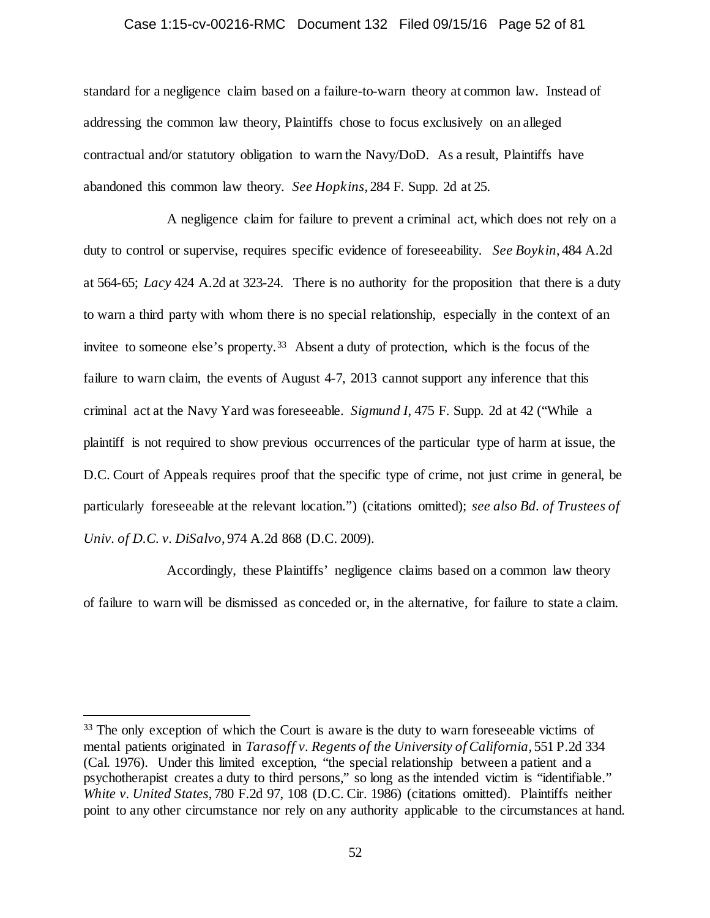standard for a negligence claim based on a failure-to-warn theory at common law. Instead of addressing the common law theory, Plaintiffs chose to focus exclusively on an alleged contractual and/or statutory obligation to warn the Navy/DoD. As a result, Plaintiffs have abandoned this common law theory. *See Hopkins*, 284 F. Supp. 2d at 25.

A negligence claim for failure to prevent a criminal act, which does not rely on a duty to control or supervise, requires specific evidence of foreseeability. *See Boykin*, 484 A.2d at 564-65; *Lacy* 424 A.2d at 323-24. There is no authority for the proposition that there is a duty to warn a third party with whom there is no special relationship, especially in the context of an invitee to someone else's property.[33] Absent a duty of protection, which is the focus of the failure to warn claim, the events of August 4-7, 2013 cannot support any inference that this criminal act at the Navy Yard was foreseeable. *Sigmund I*, 475 F. Supp. 2d at 42 ("While a plaintiff is not required to show previous occurrences of the particular type of harm at issue, the D.C. Court of Appeals requires proof that the specific type of crime, not just crime in general, be particularly foreseeable at the relevant location.") (citations omitted); *see also Bd. of Trustees of Univ. of D.C. v. DiSalvo*, 974 A.2d 868 (D.C. 2009).

Accordingly, these Plaintiffs' negligence claims based on a common law theory of failure to warn will be dismissed as conceded or, in the alternative, for failure to state a claim.

---

[33] The only exception of which the Court is aware is the duty to warn foreseeable victims of mental patients originated in *Tarasoff v. Regents of the University of California*, 551 P.2d 334 (Cal. 1976). Under this limited exception, "the special relationship between a patient and a psychotherapist creates a duty to third persons," so long as the intended victim is "identifiable." *White v. United States*, 780 F.2d 97, 108 (D.C. Cir. 1986) (citations omitted). Plaintiffs neither point to any other circumstance nor rely on any authority applicable to the circumstances at hand.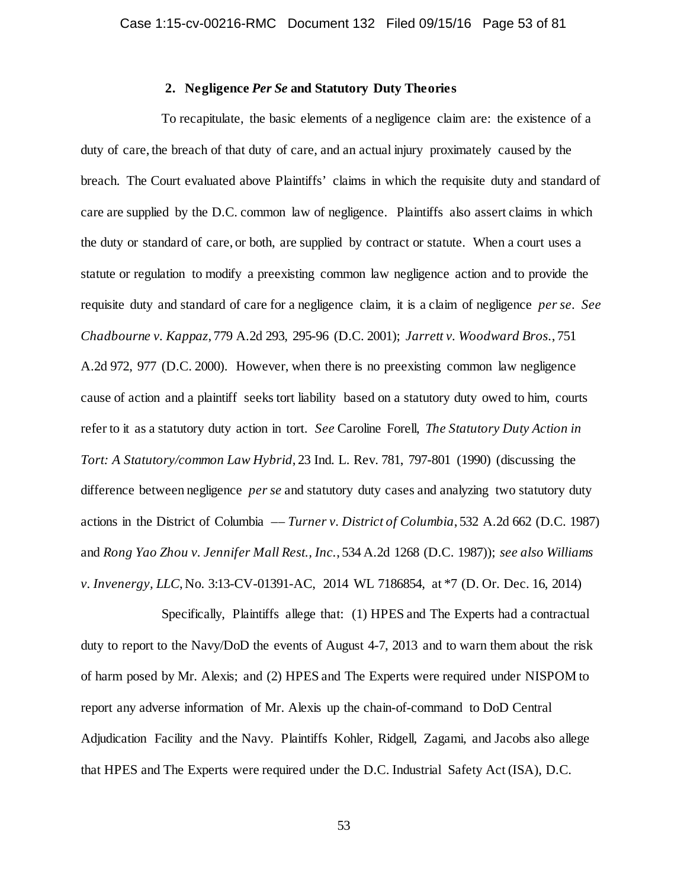### 2. Negligence *Per Se* and Statutory Duty Theories

To recapitulate, the basic elements of a negligence claim are: the existence of a duty of care, the breach of that duty of care, and an actual injury proximately caused by the breach. The Court evaluated above Plaintiffs' claims in which the requisite duty and standard of care are supplied by the D.C. common law of negligence. Plaintiffs also assert claims in which the duty or standard of care, or both, are supplied by contract or statute. When a court uses a statute or regulation to modify a preexisting common law negligence action and to provide the requisite duty and standard of care for a negligence claim, it is a claim of negligence *per se*. *See Chadbourne v. Kappaz*, 779 A.2d 293, 295-96 (D.C. 2001); *Jarrett v. Woodward Bros.*, 751 A.2d 972, 977 (D.C. 2000). However, when there is no preexisting common law negligence cause of action and a plaintiff seeks tort liability based on a statutory duty owed to him, courts refer to it as a statutory duty action in tort. *See* Caroline Forell, *The Statutory Duty Action in Tort: A Statutory/common Law Hybrid*, 23 Ind. L. Rev. 781, 797-801 (1990) (discussing the difference between negligence *per se* and statutory duty cases and analyzing two statutory duty actions in the District of Columbia –– *Turner v. District of Columbia*, 532 A.2d 662 (D.C. 1987) and *Rong Yao Zhou v. Jennifer Mall Rest., Inc.*, 534 A.2d 1268 (D.C. 1987)); *see also Williams v. Invenergy, LLC*, No. 3:13-CV-01391-AC, 2014 WL 7186854, at *7 (D. Or. Dec. 16, 2014)

Specifically, Plaintiffs allege that: (1) HPES and The Experts had a contractual duty to report to the Navy/DoD the events of August 4-7, 2013 and to warn them about the risk of harm posed by Mr. Alexis; and (2) HPES and The Experts were required under NISPOM to report any adverse information of Mr. Alexis up the chain-of-command to DoD Central Adjudication Facility and the Navy. Plaintiffs Kohler, Ridgell, Zagami, and Jacobs also allege that HPES and The Experts were required under the D.C. Industrial Safety Act (ISA), D.C.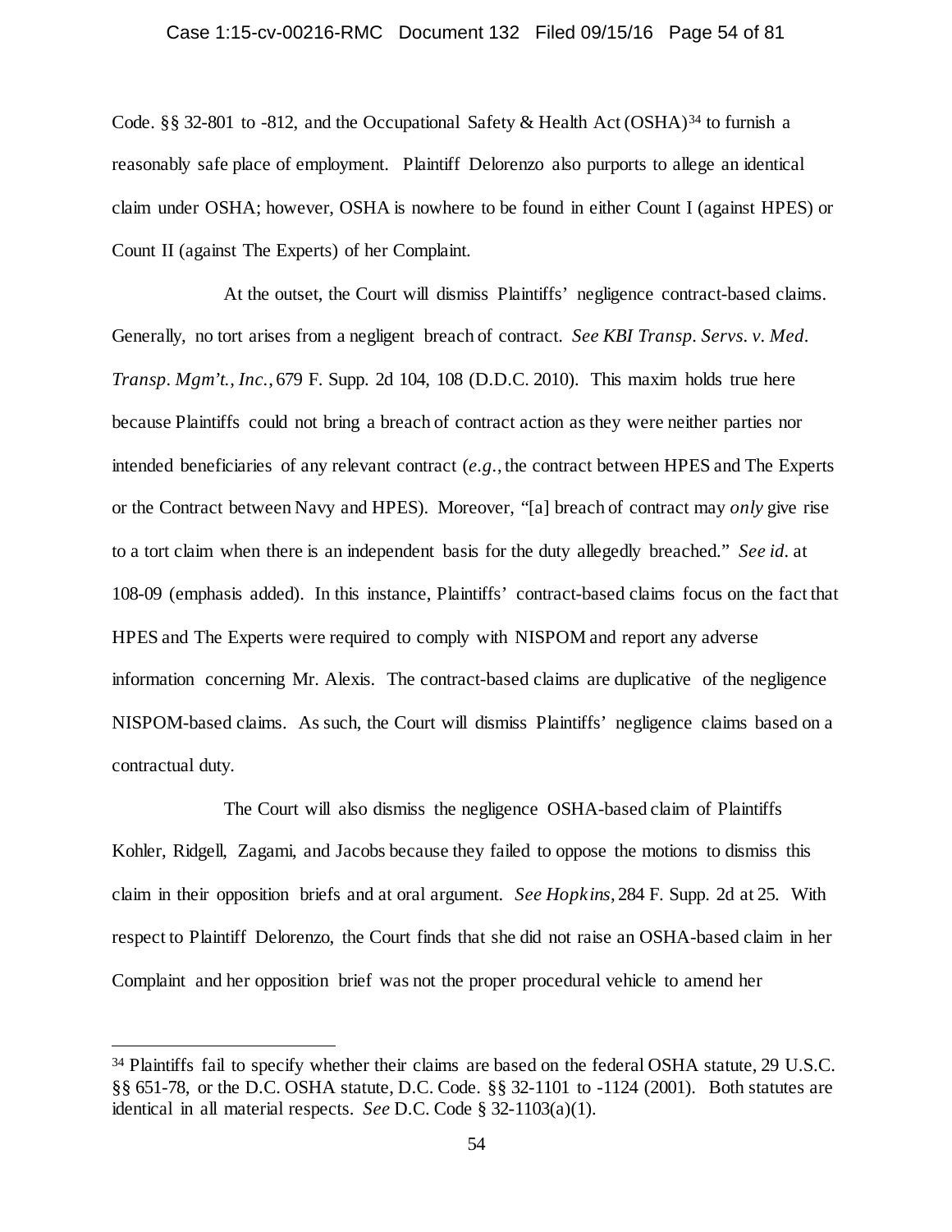Code. §§ 32-801 to -812, and the Occupational Safety & Health Act (OSHA)[34] to furnish a reasonably safe place of employment. Plaintiff Delorenzo also purports to allege an identical claim under OSHA; however, OSHA is nowhere to be found in either Count I (against HPES) or Count II (against The Experts) of her Complaint.

At the outset, the Court will dismiss Plaintiffs' negligence contract-based claims. Generally, no tort arises from a negligent breach of contract. *See KBI Transp. Servs. v. Med. Transp. Mgm't., Inc.*, 679 F. Supp. 2d 104, 108 (D.D.C. 2010). This maxim holds true here because Plaintiffs could not bring a breach of contract action as they were neither parties nor intended beneficiaries of any relevant contract (*e.g.*, the contract between HPES and The Experts or the Contract between Navy and HPES). Moreover, "[a] breach of contract may *only* give rise to a tort claim when there is an independent basis for the duty allegedly breached." *See id.* at 108-09 (emphasis added). In this instance, Plaintiffs' contract-based claims focus on the fact that HPES and The Experts were required to comply with NISPOM and report any adverse information concerning Mr. Alexis. The contract-based claims are duplicative of the negligence NISPOM-based claims. As such, the Court will dismiss Plaintiffs' negligence claims based on a contractual duty.

The Court will also dismiss the negligence OSHA-based claim of Plaintiffs Kohler, Ridgell, Zagami, and Jacobs because they failed to oppose the motions to dismiss this claim in their opposition briefs and at oral argument. *See Hopkins*, 284 F. Supp. 2d at 25. With respect to Plaintiff Delorenzo, the Court finds that she did not raise an OSHA-based claim in her Complaint and her opposition brief was not the proper procedural vehicle to amend her

---

[34] Plaintiffs fail to specify whether their claims are based on the federal OSHA statute, 29 U.S.C. §§ 651-78, or the D.C. OSHA statute, D.C. Code. §§ 32-1101 to -1124 (2001). Both statutes are identical in all material respects. *See* D.C. Code § 32-1103(a)(1).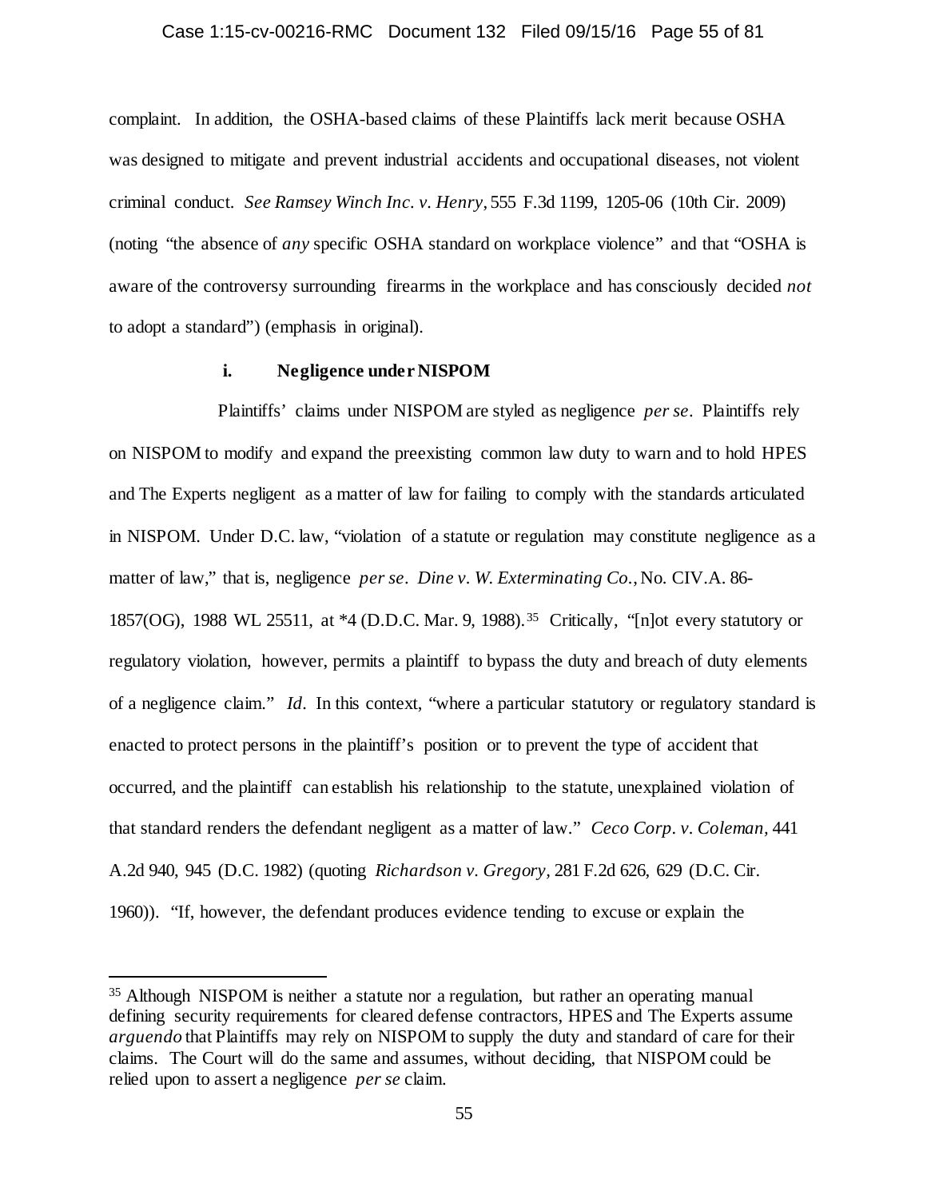complaint. In addition, the OSHA-based claims of these Plaintiffs lack merit because OSHA was designed to mitigate and prevent industrial accidents and occupational diseases, not violent criminal conduct. *See Ramsey Winch Inc. v. Henry*, 555 F.3d 1199, 1205-06 (10th Cir. 2009) (noting "the absence of *any* specific OSHA standard on workplace violence" and that "OSHA is aware of the controversy surrounding firearms in the workplace and has consciously decided *not* to adopt a standard") (emphasis in original).

### i. Negligence under NISPOM

Plaintiffs' claims under NISPOM are styled as negligence *per se*. Plaintiffs rely on NISPOM to modify and expand the preexisting common law duty to warn and to hold HPES and The Experts negligent as a matter of law for failing to comply with the standards articulated in NISPOM. Under D.C. law, "violation of a statute or regulation may constitute negligence as a matter of law," that is, negligence *per se*. *Dine v. W. Exterminating Co.*, No. CIV.A. 86-1857(OG), 1988 WL 25511, at *4 (D.D.C. Mar. 9, 1988).[35] Critically, "[n]ot every statutory or regulatory violation, however, permits a plaintiff to bypass the duty and breach of duty elements of a negligence claim." *Id*. In this context, "where a particular statutory or regulatory standard is enacted to protect persons in the plaintiff's position or to prevent the type of accident that occurred, and the plaintiff can establish his relationship to the statute, unexplained violation of that standard renders the defendant negligent as a matter of law." *Ceco Corp. v. Coleman*, 441 A.2d 940, 945 (D.C. 1982) (quoting *Richardson v. Gregory*, 281 F.2d 626, 629 (D.C. Cir. 1960)). "If, however, the defendant produces evidence tending to excuse or explain the

[35] Although NISPOM is neither a statute nor a regulation, but rather an operating manual defining security requirements for cleared defense contractors, HPES and The Experts assume *arguendo* that Plaintiffs may rely on NISPOM to supply the duty and standard of care for their claims. The Court will do the same and assumes, without deciding, that NISPOM could be relied upon to assert a negligence *per se* claim.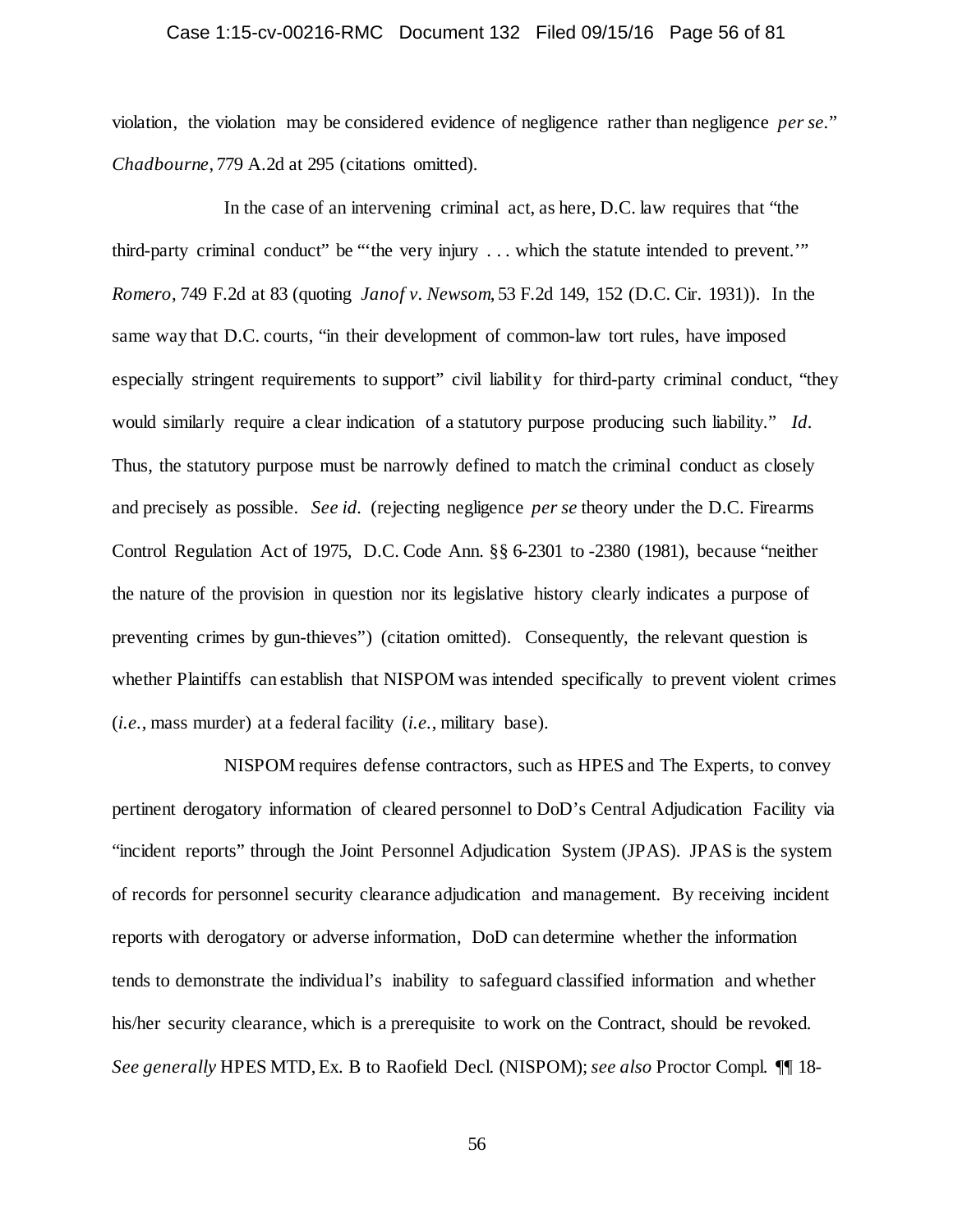violation, the violation may be considered evidence of negligence rather than negligence *per se*." *Chadbourne*, 779 A.2d at 295 (citations omitted).

In the case of an intervening criminal act, as here, D.C. law requires that "the third-party criminal conduct" be "'the very injury . . . which the statute intended to prevent.'" *Romero*, 749 F.2d at 83 (quoting *Janof v. Newsom*, 53 F.2d 149, 152 (D.C. Cir. 1931)). In the same way that D.C. courts, "in their development of common-law tort rules, have imposed especially stringent requirements to support" civil liability for third-party criminal conduct, "they would similarly require a clear indication of a statutory purpose producing such liability." *Id*. Thus, the statutory purpose must be narrowly defined to match the criminal conduct as closely and precisely as possible. *See id*. (rejecting negligence *per se* theory under the D.C. Firearms Control Regulation Act of 1975, D.C. Code Ann. §§ 6-2301 to -2380 (1981), because "neither the nature of the provision in question nor its legislative history clearly indicates a purpose of preventing crimes by gun-thieves") (citation omitted). Consequently, the relevant question is whether Plaintiffs can establish that NISPOM was intended specifically to prevent violent crimes (*i.e.*, mass murder) at a federal facility (*i.e.*, military base).

NISPOM requires defense contractors, such as HPES and The Experts, to convey pertinent derogatory information of cleared personnel to DoD's Central Adjudication Facility via "incident reports" through the Joint Personnel Adjudication System (JPAS). JPAS is the system of records for personnel security clearance adjudication and management. By receiving incident reports with derogatory or adverse information, DoD can determine whether the information tends to demonstrate the individual's inability to safeguard classified information and whether his/her security clearance, which is a prerequisite to work on the Contract, should be revoked. *See generally* HPES MTD, Ex. B to Raofield Decl. (NISPOM); *see also* Proctor Compl. ¶¶ 18-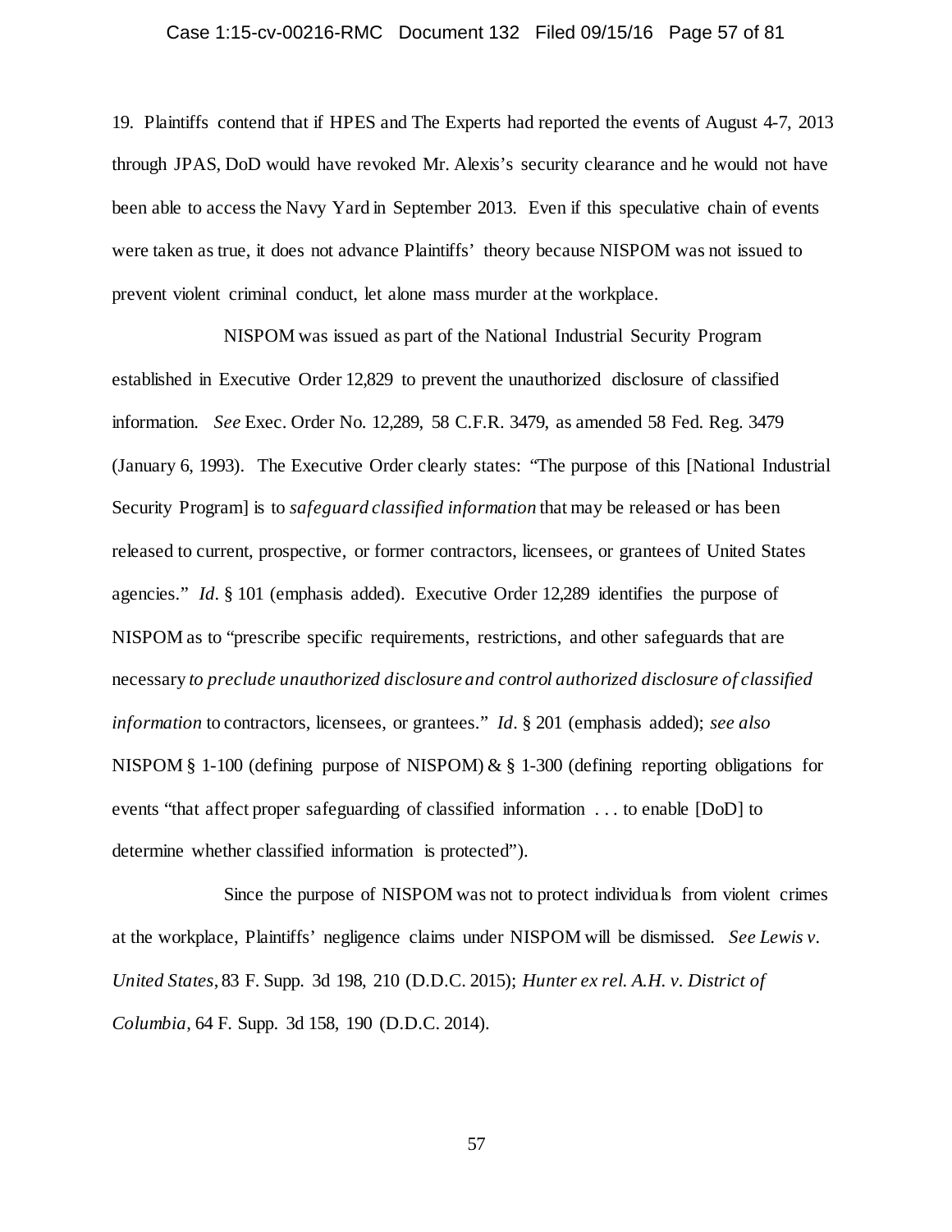19. Plaintiffs contend that if HPES and The Experts had reported the events of August 4-7, 2013 through JPAS, DoD would have revoked Mr. Alexis's security clearance and he would not have been able to access the Navy Yard in September 2013. Even if this speculative chain of events were taken as true, it does not advance Plaintiffs' theory because NISPOM was not issued to prevent violent criminal conduct, let alone mass murder at the workplace.

NISPOM was issued as part of the National Industrial Security Program established in Executive Order 12,829 to prevent the unauthorized disclosure of classified information. *See* Exec. Order No. 12,289, 58 C.F.R. 3479, as amended 58 Fed. Reg. 3479 (January 6, 1993). The Executive Order clearly states: "The purpose of this [National Industrial Security Program] is to *safeguard classified information* that may be released or has been released to current, prospective, or former contractors, licensees, or grantees of United States agencies." *Id.* § 101 (emphasis added). Executive Order 12,289 identifies the purpose of NISPOM as to "prescribe specific requirements, restrictions, and other safeguards that are necessary *to preclude unauthorized disclosure and control authorized disclosure of classified information* to contractors, licensees, or grantees." *Id.* § 201 (emphasis added); *see also* NISPOM § 1-100 (defining purpose of NISPOM) & § 1-300 (defining reporting obligations for events "that affect proper safeguarding of classified information . . . to enable [DoD] to determine whether classified information is protected").

Since the purpose of NISPOM was not to protect individuals from violent crimes at the workplace, Plaintiffs' negligence claims under NISPOM will be dismissed. *See Lewis v. United States*, 83 F. Supp. 3d 198, 210 (D.D.C. 2015); *Hunter ex rel. A.H. v. District of Columbia*, 64 F. Supp. 3d 158, 190 (D.D.C. 2014).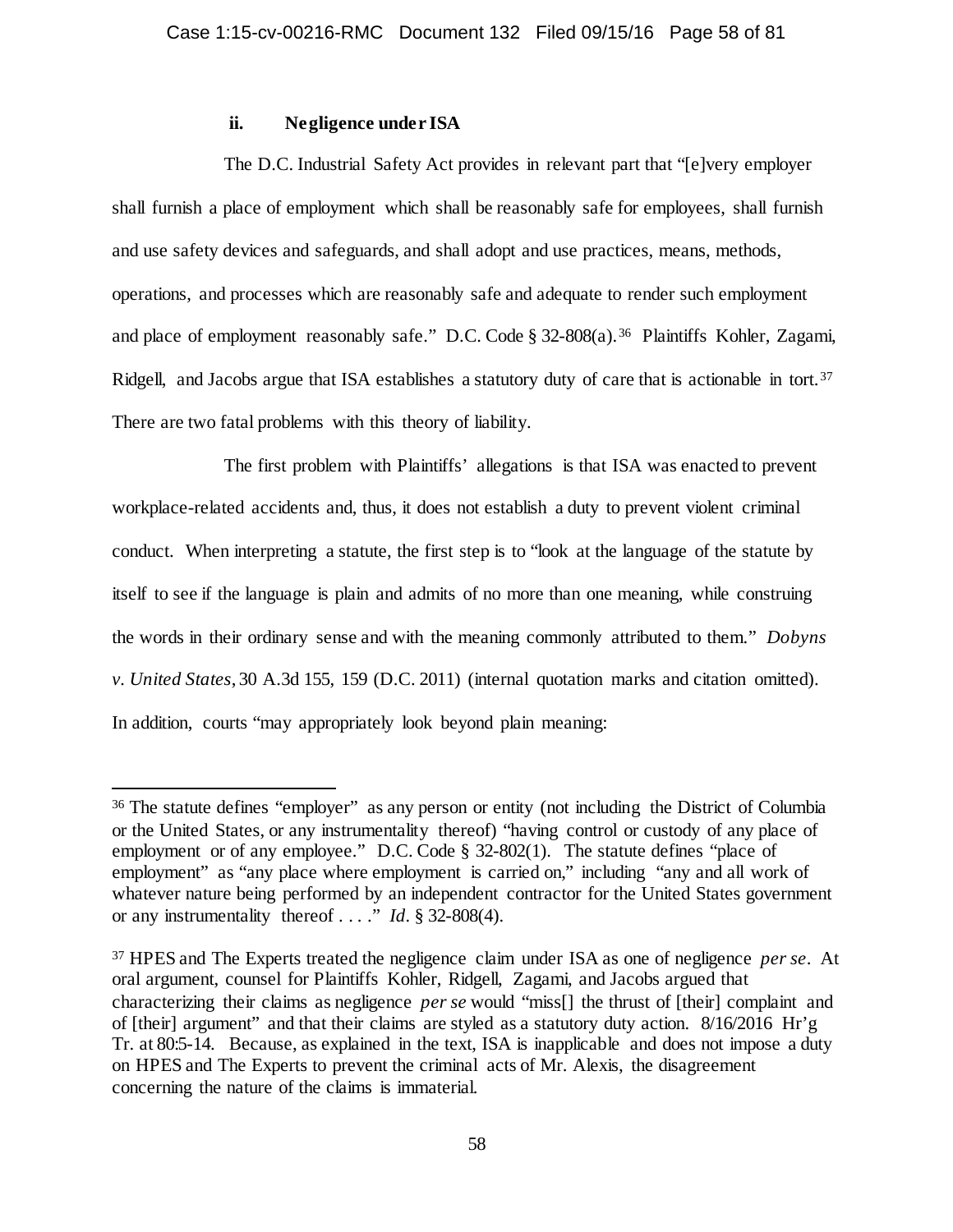### ii. Negligence under ISA

The D.C. Industrial Safety Act provides in relevant part that "[e]very employer shall furnish a place of employment which shall be reasonably safe for employees, shall furnish and use safety devices and safeguards, and shall adopt and use practices, means, methods, operations, and processes which are reasonably safe and adequate to render such employment and place of employment reasonably safe." D.C. Code § 32-808(a).[36] Plaintiffs Kohler, Zagami, Ridgell, and Jacobs argue that ISA establishes a statutory duty of care that is actionable in tort.[37] There are two fatal problems with this theory of liability.

The first problem with Plaintiffs' allegations is that ISA was enacted to prevent workplace-related accidents and, thus, it does not establish a duty to prevent violent criminal conduct. When interpreting a statute, the first step is to "look at the language of the statute by itself to see if the language is plain and admits of no more than one meaning, while construing the words in their ordinary sense and with the meaning commonly attributed to them." *Dobyns v. United States*, 30 A.3d 155, 159 (D.C. 2011) (internal quotation marks and citation omitted). In addition, courts "may appropriately look beyond plain meaning:

---

[36] The statute defines "employer" as any person or entity (not including the District of Columbia or the United States, or any instrumentality thereof) "having control or custody of any place of employment or of any employee." D.C. Code § 32-802(1). The statute defines "place of employment" as "any place where employment is carried on," including "any and all work of whatever nature being performed by an independent contractor for the United States government or any instrumentality thereof . . . ." *Id*. § 32-808(4).

[37] HPES and The Experts treated the negligence claim under ISA as one of negligence *per se*. At oral argument, counsel for Plaintiffs Kohler, Ridgell, Zagami, and Jacobs argued that characterizing their claims as negligence *per se* would "miss[] the thrust of [their] complaint and of [their] argument" and that their claims are styled as a statutory duty action. 8/16/2016 Hr'g Tr. at 80:5-14. Because, as explained in the text, ISA is inapplicable and does not impose a duty on HPES and The Experts to prevent the criminal acts of Mr. Alexis, the disagreement concerning the nature of the claims is immaterial.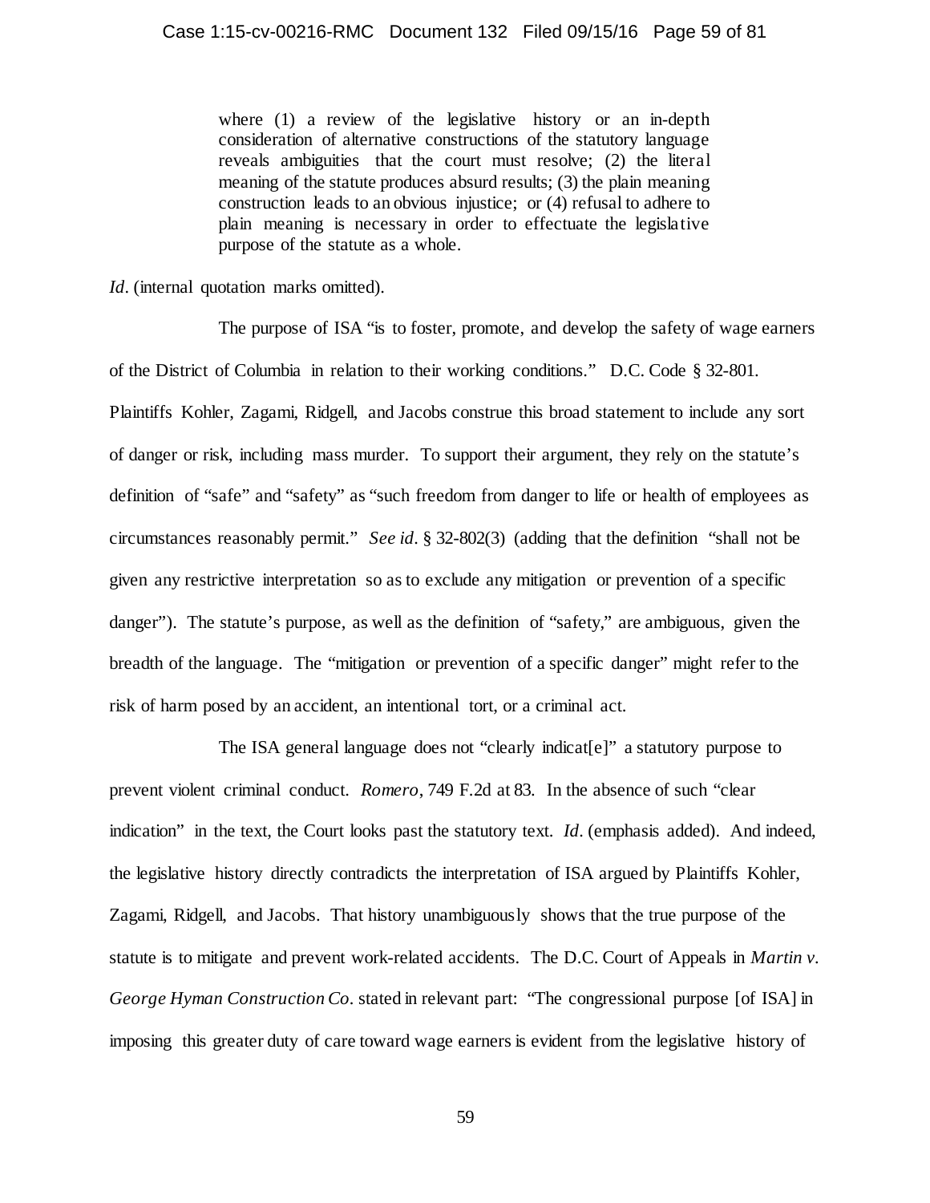> where (1) a review of the legislative history or an in-depth consideration of alternative constructions of the statutory language reveals ambiguities that the court must resolve; (2) the literal meaning of the statute produces absurd results; (3) the plain meaning construction leads to an obvious injustice; or (4) refusal to adhere to plain meaning is necessary in order to effectuate the legislative purpose of the statute as a whole.

*Id*. (internal quotation marks omitted).

The purpose of ISA "is to foster, promote, and develop the safety of wage earners of the District of Columbia in relation to their working conditions." D.C. Code § 32-801. Plaintiffs Kohler, Zagami, Ridgell, and Jacobs construe this broad statement to include any sort of danger or risk, including mass murder. To support their argument, they rely on the statute's definition of "safe" and "safety" as "such freedom from danger to life or health of employees as circumstances reasonably permit." *See id*. § 32-802(3) (adding that the definition "shall not be given any restrictive interpretation so as to exclude any mitigation or prevention of a specific danger"). The statute's purpose, as well as the definition of "safety," are ambiguous, given the breadth of the language. The "mitigation or prevention of a specific danger" might refer to the risk of harm posed by an accident, an intentional tort, or a criminal act.

The ISA general language does not "clearly indicat[e]" a statutory purpose to prevent violent criminal conduct. *Romero*, 749 F.2d at 83. In the absence of such "clear indication" in the text, the Court looks past the statutory text. *Id*. (emphasis added). And indeed, the legislative history directly contradicts the interpretation of ISA argued by Plaintiffs Kohler, Zagami, Ridgell, and Jacobs. That history unambiguously shows that the true purpose of the statute is to mitigate and prevent work-related accidents. The D.C. Court of Appeals in *Martin v. George Hyman Construction Co*. stated in relevant part: "The congressional purpose [of ISA] in imposing this greater duty of care toward wage earners is evident from the legislative history of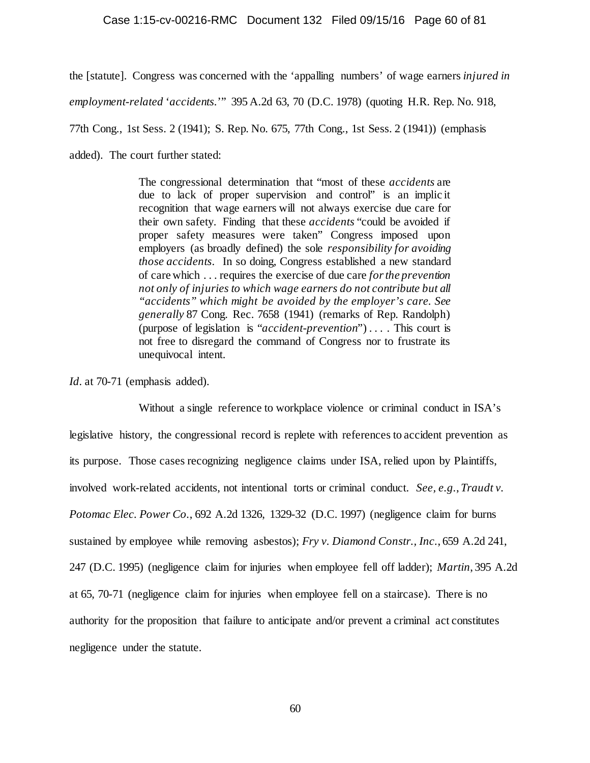the [statute]. Congress was concerned with the 'appalling numbers' of wage earners *injured in employment-related* '*accidents.*'" 395 A.2d 63, 70 (D.C. 1978) (quoting H.R. Rep. No. 918, 77th Cong., 1st Sess. 2 (1941); S. Rep. No. 675, 77th Cong., 1st Sess. 2 (1941)) (emphasis added). The court further stated:

> The congressional determination that "most of these *accidents* are due to lack of proper supervision and control" is an implicit recognition that wage earners will not always exercise due care for their own safety. Finding that these *accidents* "could be avoided if proper safety measures were taken" Congress imposed upon employers (as broadly defined) the sole *responsibility for avoiding those accidents*. In so doing, Congress established a new standard of care which . . . requires the exercise of due care *for the prevention not only of injuries to which wage earners do not contribute but all "accidents" which might be avoided by the employer's care. See generally* 87 Cong. Rec. 7658 (1941) (remarks of Rep. Randolph) (purpose of legislation is "*accident-prevention*") . . . . This court is not free to disregard the command of Congress nor to frustrate its unequivocal intent.

*Id.* at 70-71 (emphasis added).

Without a single reference to workplace violence or criminal conduct in ISA's legislative history, the congressional record is replete with references to accident prevention as its purpose. Those cases recognizing negligence claims under ISA, relied upon by Plaintiffs, involved work-related accidents, not intentional torts or criminal conduct. *See, e.g.*, *Traudt v. Potomac Elec. Power Co.*, 692 A.2d 1326, 1329-32 (D.C. 1997) (negligence claim for burns sustained by employee while removing asbestos); *Fry v. Diamond Constr., Inc.*, 659 A.2d 241, 247 (D.C. 1995) (negligence claim for injuries when employee fell off ladder); *Martin*, 395 A.2d at 65, 70-71 (negligence claim for injuries when employee fell on a staircase). There is no authority for the proposition that failure to anticipate and/or prevent a criminal act constitutes negligence under the statute.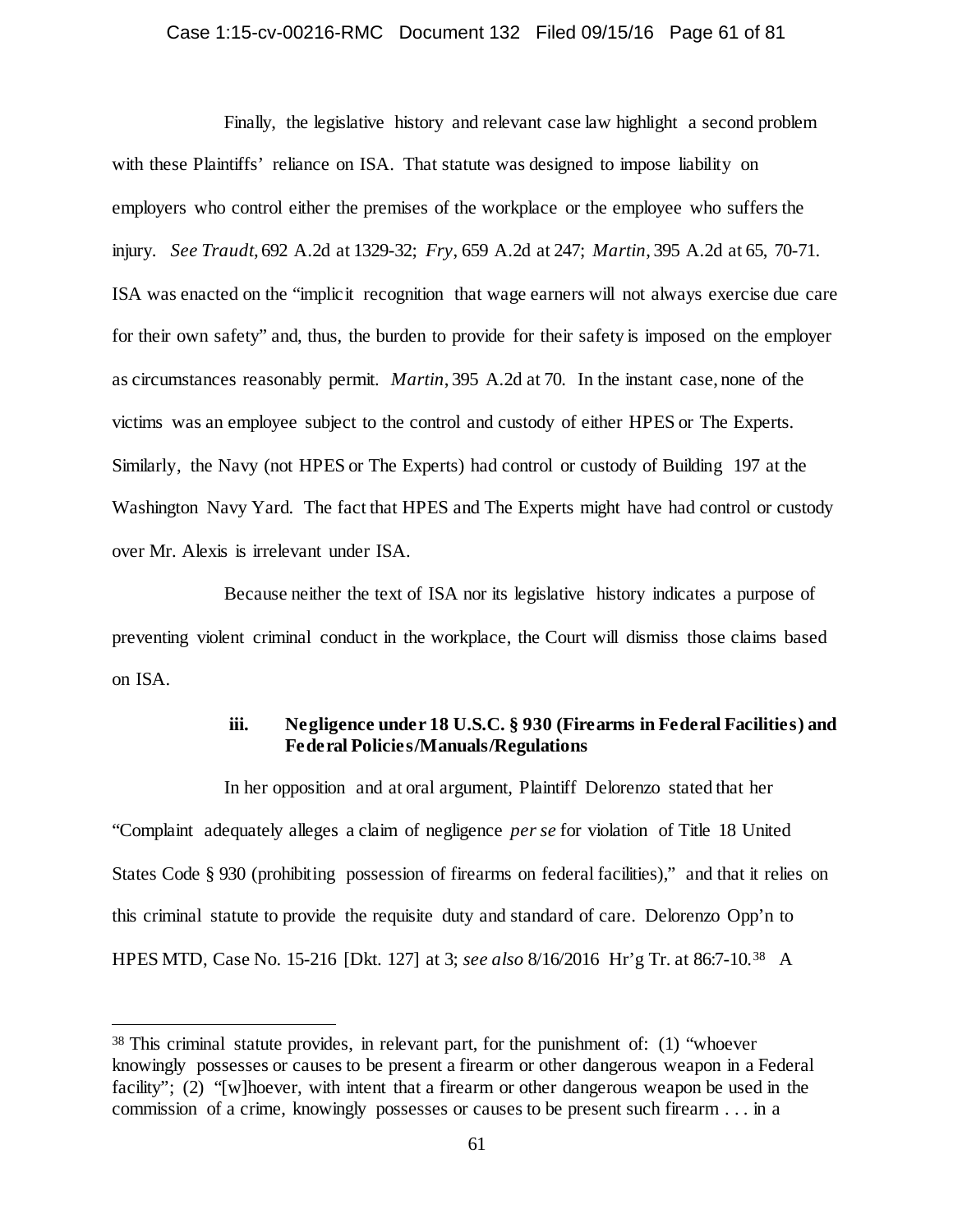Finally, the legislative history and relevant case law highlight a second problem with these Plaintiffs' reliance on ISA. That statute was designed to impose liability on employers who control either the premises of the workplace or the employee who suffers the injury. *See Traudt*, 692 A.2d at 1329-32; *Fry*, 659 A.2d at 247; *Martin*, 395 A.2d at 65, 70-71. ISA was enacted on the "implicit recognition that wage earners will not always exercise due care for their own safety" and, thus, the burden to provide for their safety is imposed on the employer as circumstances reasonably permit. *Martin*, 395 A.2d at 70. In the instant case, none of the victims was an employee subject to the control and custody of either HPES or The Experts. Similarly, the Navy (not HPES or The Experts) had control or custody of Building 197 at the Washington Navy Yard. The fact that HPES and The Experts might have had control or custody over Mr. Alexis is irrelevant under ISA.

Because neither the text of ISA nor its legislative history indicates a purpose of preventing violent criminal conduct in the workplace, the Court will dismiss those claims based on ISA.

#### iii. Negligence under 18 U.S.C. § 930 (Firearms in Federal Facilities) and Federal Policies/Manuals/Regulations

In her opposition and at oral argument, Plaintiff Delorenzo stated that her "Complaint adequately alleges a claim of negligence *per se* for violation of Title 18 United States Code § 930 (prohibiting possession of firearms on federal facilities)," and that it relies on this criminal statute to provide the requisite duty and standard of care. Delorenzo Opp'n to HPES MTD, Case No. 15-216 [Dkt. 127] at 3; *see also* 8/16/2016 Hr'g Tr. at 86:7-10.[38] A

[38] This criminal statute provides, in relevant part, for the punishment of: (1) "whoever knowingly possesses or causes to be present a firearm or other dangerous weapon in a Federal facility"; (2) "[w]hoever, with intent that a firearm or other dangerous weapon be used in the commission of a crime, knowingly possesses or causes to be present such firearm . . . in a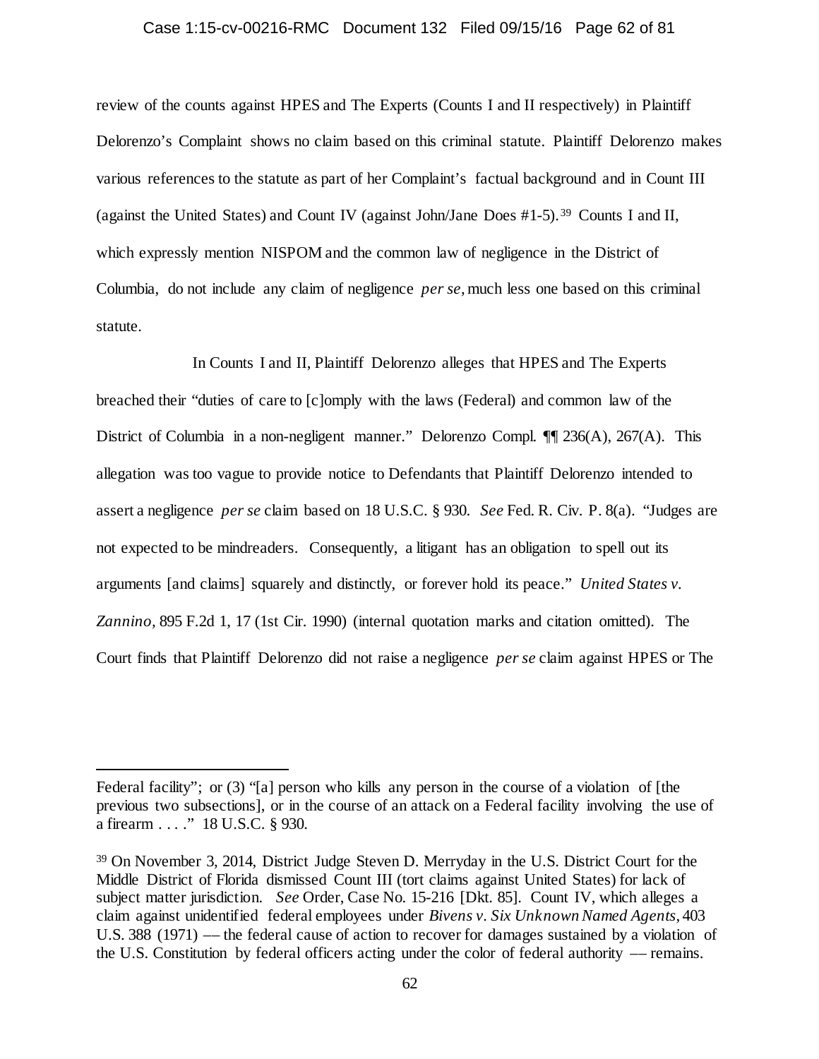review of the counts against HPES and The Experts (Counts I and II respectively) in Plaintiff Delorenzo's Complaint shows no claim based on this criminal statute. Plaintiff Delorenzo makes various references to the statute as part of her Complaint's factual background and in Count III (against the United States) and Count IV (against John/Jane Does #1-5).[39] Counts I and II, which expressly mention NISPOM and the common law of negligence in the District of Columbia, do not include any claim of negligence *per se*, much less one based on this criminal statute.

In Counts I and II, Plaintiff Delorenzo alleges that HPES and The Experts breached their "duties of care to [c]omply with the laws (Federal) and common law of the District of Columbia in a non-negligent manner." Delorenzo Compl. ¶¶ 236(A), 267(A). This allegation was too vague to provide notice to Defendants that Plaintiff Delorenzo intended to assert a negligence *per se* claim based on 18 U.S.C. § 930. *See* Fed. R. Civ. P. 8(a). "Judges are not expected to be mindreaders. Consequently, a litigant has an obligation to spell out its arguments [and claims] squarely and distinctly, or forever hold its peace." *United States v. Zannino,* 895 F.2d 1, 17 (1st Cir. 1990) (internal quotation marks and citation omitted). The Court finds that Plaintiff Delorenzo did not raise a negligence *per se* claim against HPES or The

---

Federal facility"; or (3) "[a] person who kills any person in the course of a violation of [the previous two subsections], or in the course of an attack on a Federal facility involving the use of a firearm . . . ." 18 U.S.C. § 930.

[39] On November 3, 2014, District Judge Steven D. Merryday in the U.S. District Court for the Middle District of Florida dismissed Count III (tort claims against United States) for lack of subject matter jurisdiction. *See* Order, Case No. 15-216 [Dkt. 85]. Count IV, which alleges a claim against unidentified federal employees under *Bivens v. Six Unknown Named Agents*, 403 U.S. 388 (1971) –– the federal cause of action to recover for damages sustained by a violation of the U.S. Constitution by federal officers acting under the color of federal authority –– remains.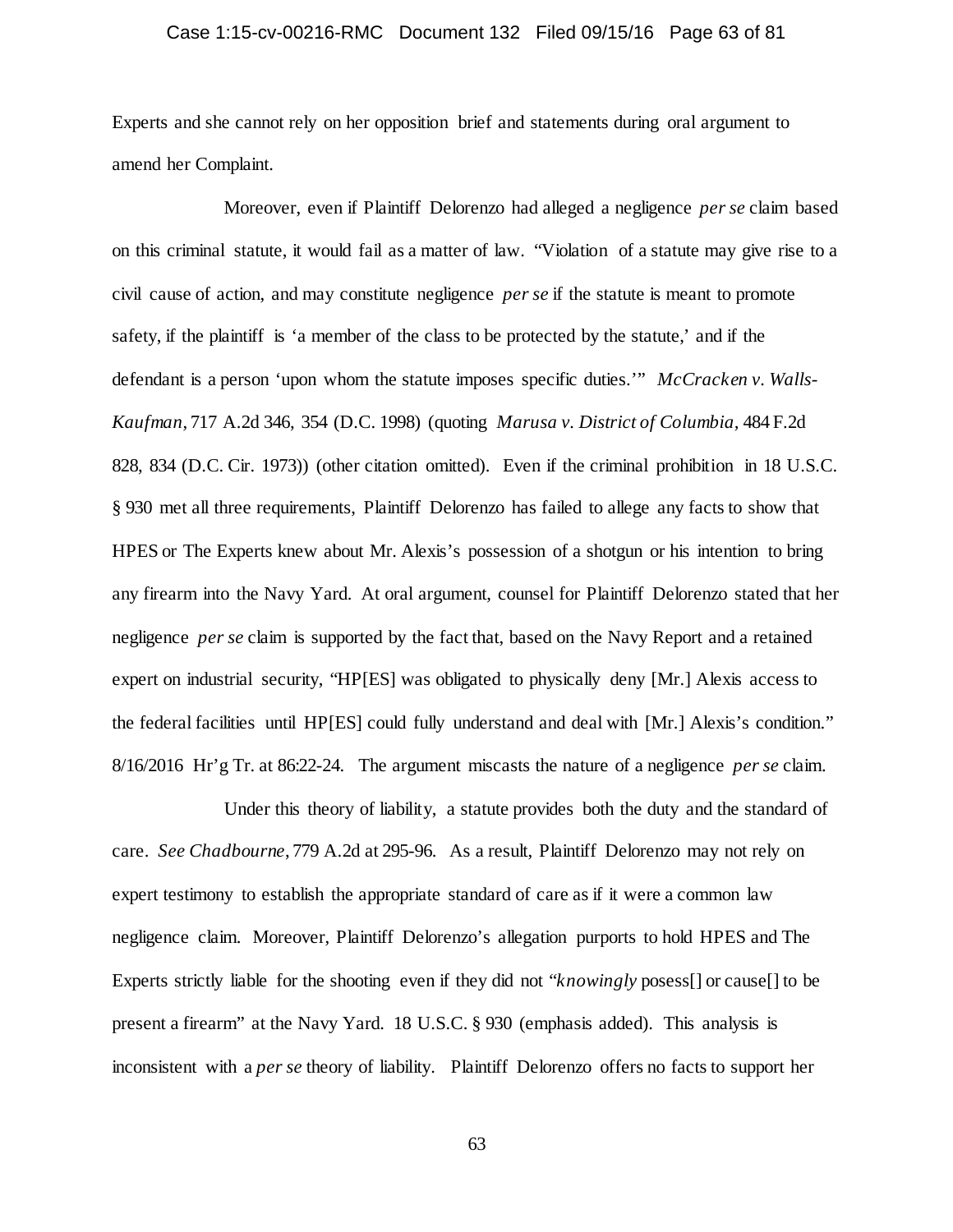Experts and she cannot rely on her opposition brief and statements during oral argument to amend her Complaint.

Moreover, even if Plaintiff Delorenzo had alleged a negligence *per se* claim based on this criminal statute, it would fail as a matter of law. "Violation of a statute may give rise to a civil cause of action, and may constitute negligence *per se* if the statute is meant to promote safety, if the plaintiff is 'a member of the class to be protected by the statute,' and if the defendant is a person 'upon whom the statute imposes specific duties.'" *McCracken v. Walls-Kaufman*, 717 A.2d 346, 354 (D.C. 1998) (quoting *Marusa v. District of Columbia*, 484 F.2d 828, 834 (D.C. Cir. 1973)) (other citation omitted). Even if the criminal prohibition in 18 U.S.C. § 930 met all three requirements, Plaintiff Delorenzo has failed to allege any facts to show that HPES or The Experts knew about Mr. Alexis's possession of a shotgun or his intention to bring any firearm into the Navy Yard. At oral argument, counsel for Plaintiff Delorenzo stated that her negligence *per se* claim is supported by the fact that, based on the Navy Report and a retained expert on industrial security, "HP[ES] was obligated to physically deny [Mr.] Alexis access to the federal facilities until HP[ES] could fully understand and deal with [Mr.] Alexis's condition." 8/16/2016 Hr'g Tr. at 86:22-24. The argument miscasts the nature of a negligence *per se* claim.

Under this theory of liability, a statute provides both the duty and the standard of care. *See Chadbourne*, 779 A.2d at 295-96. As a result, Plaintiff Delorenzo may not rely on expert testimony to establish the appropriate standard of care as if it were a common law negligence claim. Moreover, Plaintiff Delorenzo's allegation purports to hold HPES and The Experts strictly liable for the shooting even if they did not "*knowingly* posess[] or cause[] to be present a firearm" at the Navy Yard. 18 U.S.C. § 930 (emphasis added). This analysis is inconsistent with a *per se* theory of liability. Plaintiff Delorenzo offers no facts to support her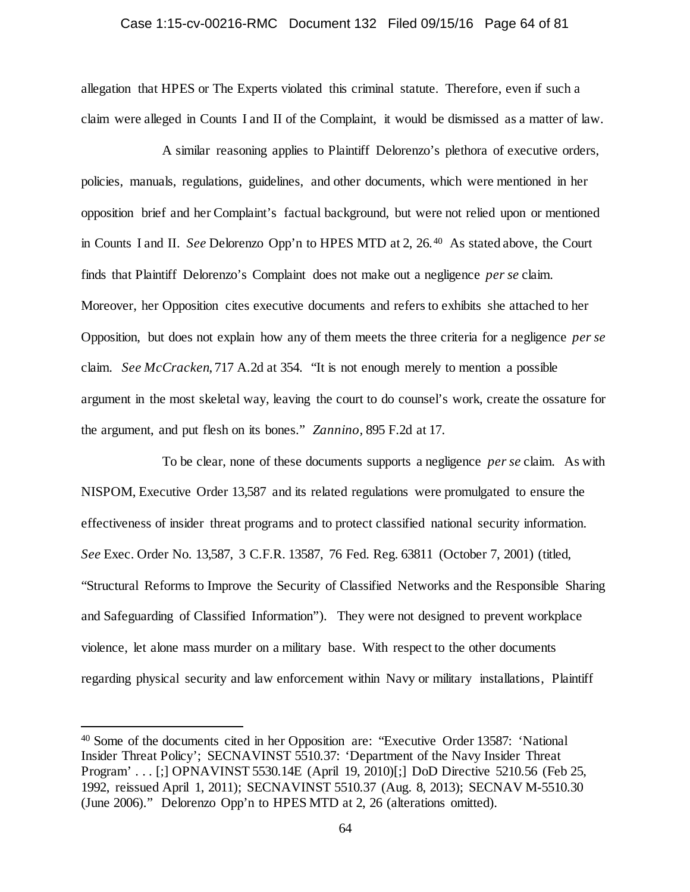allegation that HPES or The Experts violated this criminal statute. Therefore, even if such a claim were alleged in Counts I and II of the Complaint, it would be dismissed as a matter of law.

A similar reasoning applies to Plaintiff Delorenzo's plethora of executive orders, policies, manuals, regulations, guidelines, and other documents, which were mentioned in her opposition brief and her Complaint's factual background, but were not relied upon or mentioned in Counts I and II. *See* Delorenzo Opp'n to HPES MTD at 2, 26.[40] As stated above, the Court finds that Plaintiff Delorenzo's Complaint does not make out a negligence *per se* claim. Moreover, her Opposition cites executive documents and refers to exhibits she attached to her Opposition, but does not explain how any of them meets the three criteria for a negligence *per se* claim. *See McCracken*, 717 A.2d at 354. "It is not enough merely to mention a possible argument in the most skeletal way, leaving the court to do counsel's work, create the ossature for the argument, and put flesh on its bones." *Zannino*, 895 F.2d at 17.

To be clear, none of these documents supports a negligence *per se* claim. As with NISPOM, Executive Order 13,587 and its related regulations were promulgated to ensure the effectiveness of insider threat programs and to protect classified national security information. *See* Exec. Order No. 13,587, 3 C.F.R. 13587, 76 Fed. Reg. 63811 (October 7, 2001) (titled, "Structural Reforms to Improve the Security of Classified Networks and the Responsible Sharing and Safeguarding of Classified Information"). They were not designed to prevent workplace violence, let alone mass murder on a military base. With respect to the other documents regarding physical security and law enforcement within Navy or military installations, Plaintiff

---

[40] Some of the documents cited in her Opposition are: "Executive Order 13587: 'National Insider Threat Policy'; SECNAVINST 5510.37: 'Department of the Navy Insider Threat Program' . . . [;] OPNAVINST 5530.14E (April 19, 2010)[;] DoD Directive 5210.56 (Feb 25, 1992, reissued April 1, 2011); SECNAVINST 5510.37 (Aug. 8, 2013); SECNAV M-5510.30 (June 2006)." Delorenzo Opp'n to HPES MTD at 2, 26 (alterations omitted).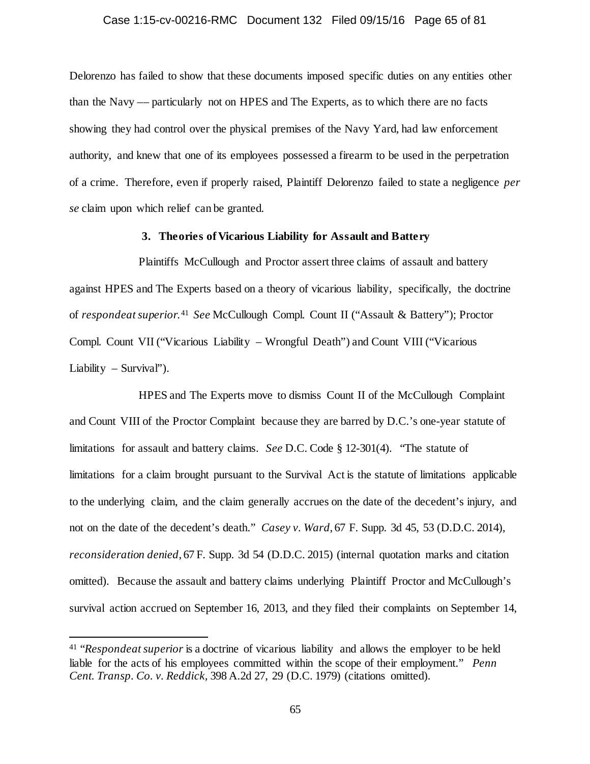Delorenzo has failed to show that these documents imposed specific duties on any entities other than the Navy –– particularly not on HPES and The Experts, as to which there are no facts showing they had control over the physical premises of the Navy Yard, had law enforcement authority, and knew that one of its employees possessed a firearm to be used in the perpetration of a crime. Therefore, even if properly raised, Plaintiff Delorenzo failed to state a negligence *per se* claim upon which relief can be granted.

### 3. Theories of Vicarious Liability for Assault and Battery

Plaintiffs McCullough and Proctor assert three claims of assault and battery against HPES and The Experts based on a theory of vicarious liability, specifically, the doctrine of *respondeat superior.*[41] *See* McCullough Compl. Count II ("Assault & Battery"); Proctor Compl. Count VII ("Vicarious Liability – Wrongful Death") and Count VIII ("Vicarious Liability – Survival").

HPES and The Experts move to dismiss Count II of the McCullough Complaint and Count VIII of the Proctor Complaint because they are barred by D.C.'s one-year statute of limitations for assault and battery claims. *See* D.C. Code § 12-301(4). "The statute of limitations for a claim brought pursuant to the Survival Act is the statute of limitations applicable to the underlying claim, and the claim generally accrues on the date of the decedent's injury, and not on the date of the decedent's death." *Casey v. Ward*, 67 F. Supp. 3d 45, 53 (D.D.C. 2014), *reconsideration denied*, 67 F. Supp. 3d 54 (D.D.C. 2015) (internal quotation marks and citation omitted). Because the assault and battery claims underlying Plaintiff Proctor and McCullough's survival action accrued on September 16, 2013, and they filed their complaints on September 14,

---

[41] "*Respondeat superior* is a doctrine of vicarious liability and allows the employer to be held liable for the acts of his employees committed within the scope of their employment." *Penn Cent. Transp. Co. v. Reddick,* 398 A.2d 27, 29 (D.C. 1979) (citations omitted).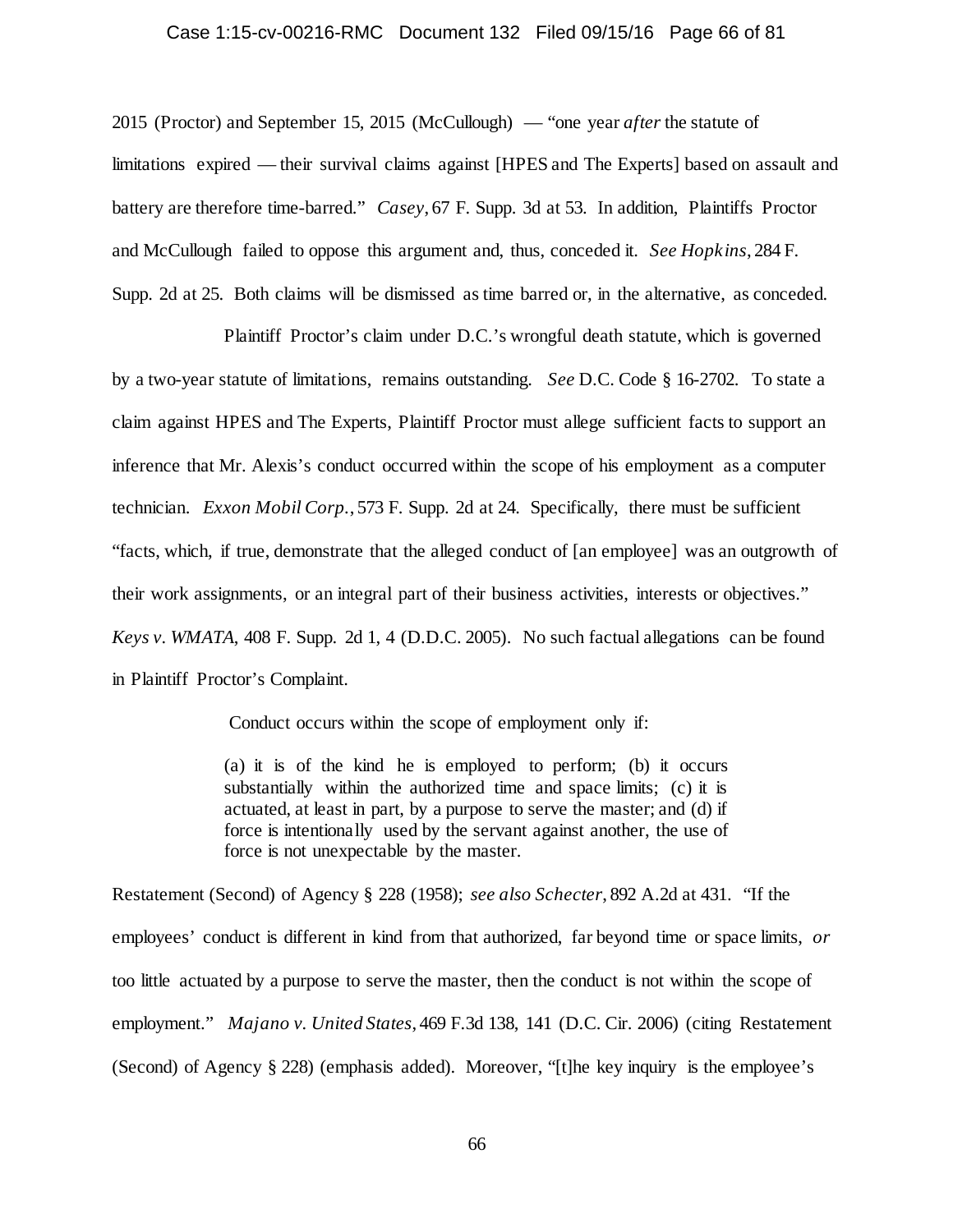2015 (Proctor) and September 15, 2015 (McCullough) — "one year *after* the statute of limitations expired — their survival claims against [HPES and The Experts] based on assault and battery are therefore time-barred." *Casey*, 67 F. Supp. 3d at 53. In addition, Plaintiffs Proctor and McCullough failed to oppose this argument and, thus, conceded it. *See Hopkins*, 284 F. Supp. 2d at 25. Both claims will be dismissed as time barred or, in the alternative, as conceded.

Plaintiff Proctor's claim under D.C.'s wrongful death statute, which is governed by a two-year statute of limitations, remains outstanding. *See* D.C. Code § 16-2702. To state a claim against HPES and The Experts, Plaintiff Proctor must allege sufficient facts to support an inference that Mr. Alexis's conduct occurred within the scope of his employment as a computer technician. *Exxon Mobil Corp.*, 573 F. Supp. 2d at 24. Specifically, there must be sufficient "facts, which, if true, demonstrate that the alleged conduct of [an employee] was an outgrowth of their work assignments, or an integral part of their business activities, interests or objectives." *Keys v. WMATA*, 408 F. Supp. 2d 1, 4 (D.D.C. 2005). No such factual allegations can be found in Plaintiff Proctor's Complaint.

Conduct occurs within the scope of employment only if:

> (a) it is of the kind he is employed to perform; (b) it occurs substantially within the authorized time and space limits; (c) it is actuated, at least in part, by a purpose to serve the master; and (d) if force is intentionally used by the servant against another, the use of force is not unexpectable by the master.

Restatement (Second) of Agency § 228 (1958); *see also Schecter*, 892 A.2d at 431. "If the employees' conduct is different in kind from that authorized, far beyond time or space limits, *or* too little actuated by a purpose to serve the master, then the conduct is not within the scope of employment." *Majano v. United States*, 469 F.3d 138, 141 (D.C. Cir. 2006) (citing Restatement (Second) of Agency § 228) (emphasis added). Moreover, "[t]he key inquiry is the employee's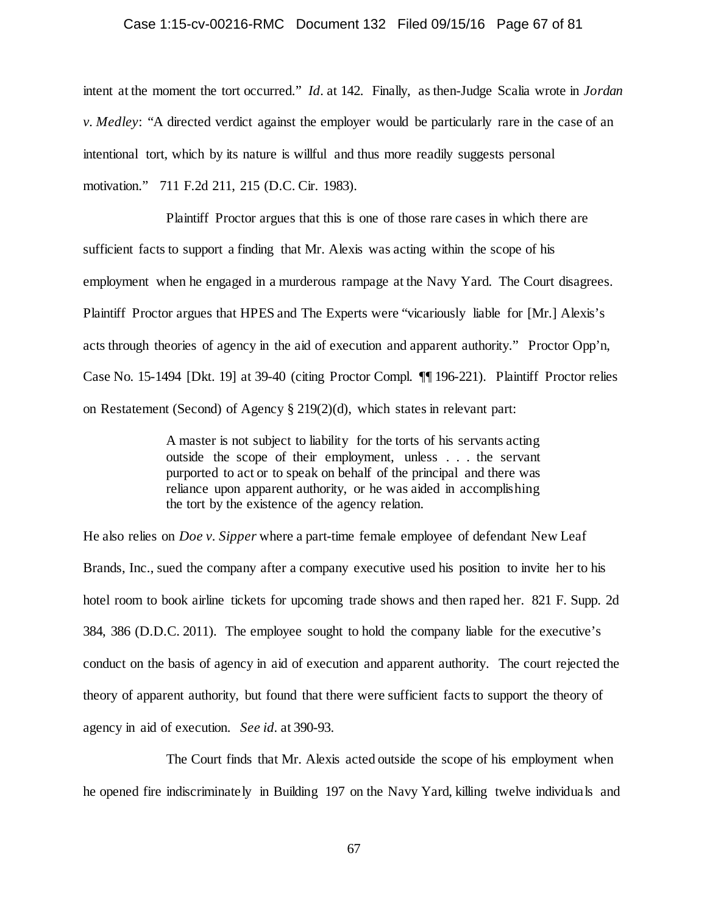intent at the moment the tort occurred." *Id*. at 142. Finally, as then-Judge Scalia wrote in *Jordan v. Medley*: "A directed verdict against the employer would be particularly rare in the case of an intentional tort, which by its nature is willful and thus more readily suggests personal motivation." 711 F.2d 211, 215 (D.C. Cir. 1983).

Plaintiff Proctor argues that this is one of those rare cases in which there are sufficient facts to support a finding that Mr. Alexis was acting within the scope of his employment when he engaged in a murderous rampage at the Navy Yard. The Court disagrees. Plaintiff Proctor argues that HPES and The Experts were "vicariously liable for [Mr.] Alexis's acts through theories of agency in the aid of execution and apparent authority." Proctor Opp'n, Case No. 15-1494 [Dkt. 19] at 39-40 (citing Proctor Compl. ¶¶ 196-221). Plaintiff Proctor relies on Restatement (Second) of Agency § 219(2)(d), which states in relevant part:

> A master is not subject to liability for the torts of his servants acting outside the scope of their employment, unless . . . the servant purported to act or to speak on behalf of the principal and there was reliance upon apparent authority, or he was aided in accomplishing the tort by the existence of the agency relation.

He also relies on *Doe v. Sipper* where a part-time female employee of defendant New Leaf Brands, Inc., sued the company after a company executive used his position to invite her to his hotel room to book airline tickets for upcoming trade shows and then raped her. 821 F. Supp. 2d 384, 386 (D.D.C. 2011). The employee sought to hold the company liable for the executive's conduct on the basis of agency in aid of execution and apparent authority. The court rejected the theory of apparent authority, but found that there were sufficient facts to support the theory of agency in aid of execution. *See id*. at 390-93.

The Court finds that Mr. Alexis acted outside the scope of his employment when he opened fire indiscriminately in Building 197 on the Navy Yard, killing twelve individuals and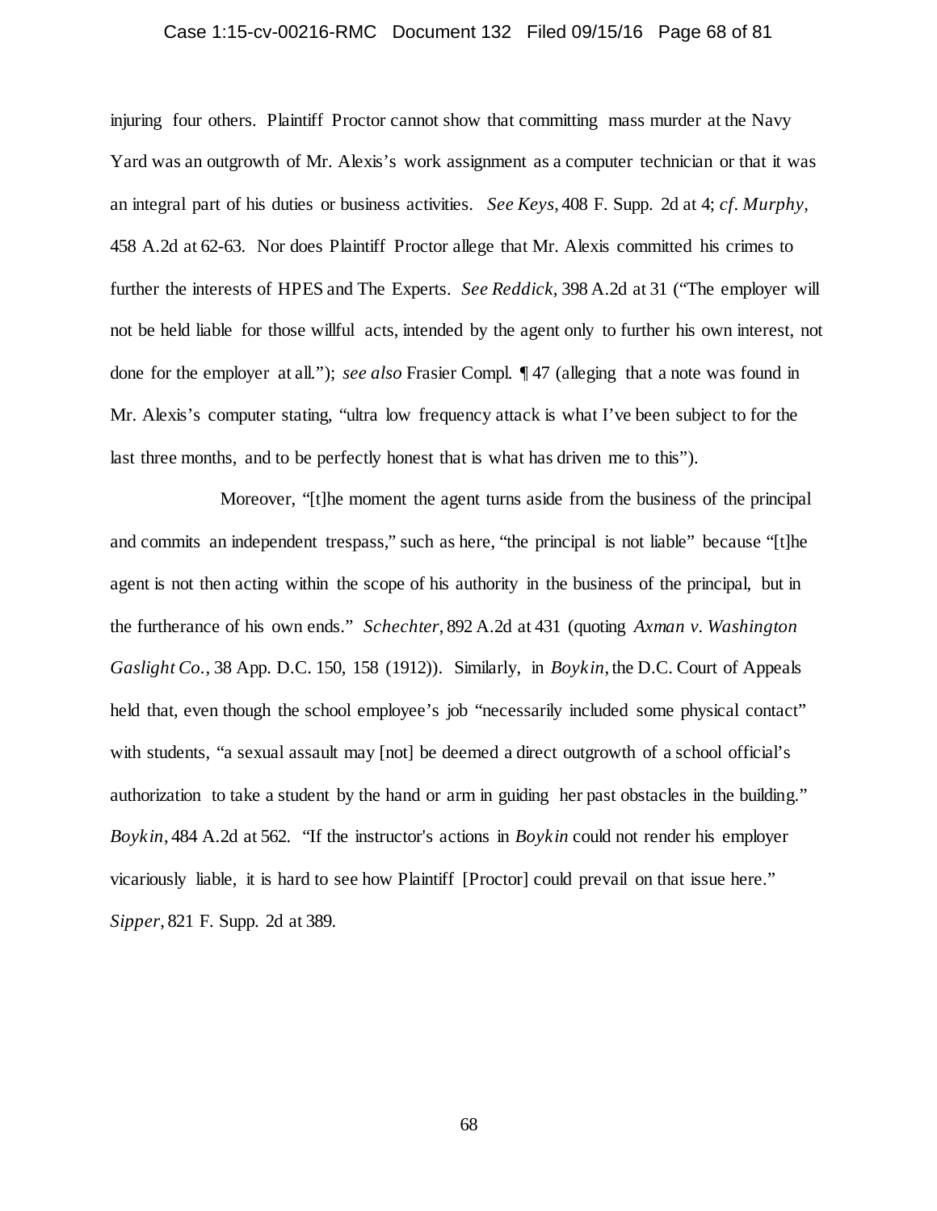injuring four others. Plaintiff Proctor cannot show that committing mass murder at the Navy Yard was an outgrowth of Mr. Alexis's work assignment as a computer technician or that it was an integral part of his duties or business activities. *See Keys*, 408 F. Supp. 2d at 4; *cf. Murphy*, 458 A.2d at 62-63. Nor does Plaintiff Proctor allege that Mr. Alexis committed his crimes to further the interests of HPES and The Experts. *See Reddick*, 398 A.2d at 31 ("The employer will not be held liable for those willful acts, intended by the agent only to further his own interest, not done for the employer at all."); *see also* Frasier Compl. ¶ 47 (alleging that a note was found in Mr. Alexis's computer stating, "ultra low frequency attack is what I've been subject to for the last three months, and to be perfectly honest that is what has driven me to this").

Moreover, "[t]he moment the agent turns aside from the business of the principal and commits an independent trespass," such as here, "the principal is not liable" because "[t]he agent is not then acting within the scope of his authority in the business of the principal, but in the furtherance of his own ends." *Schechter*, 892 A.2d at 431 (quoting *Axman v. Washington Gaslight Co.*, 38 App. D.C. 150, 158 (1912)). Similarly, in *Boykin*, the D.C. Court of Appeals held that, even though the school employee's job "necessarily included some physical contact" with students, "a sexual assault may [not] be deemed a direct outgrowth of a school official's authorization to take a student by the hand or arm in guiding her past obstacles in the building." *Boykin*, 484 A.2d at 562. "If the instructor's actions in *Boykin* could not render his employer vicariously liable, it is hard to see how Plaintiff [Proctor] could prevail on that issue here." *Sipper*, 821 F. Supp. 2d at 389.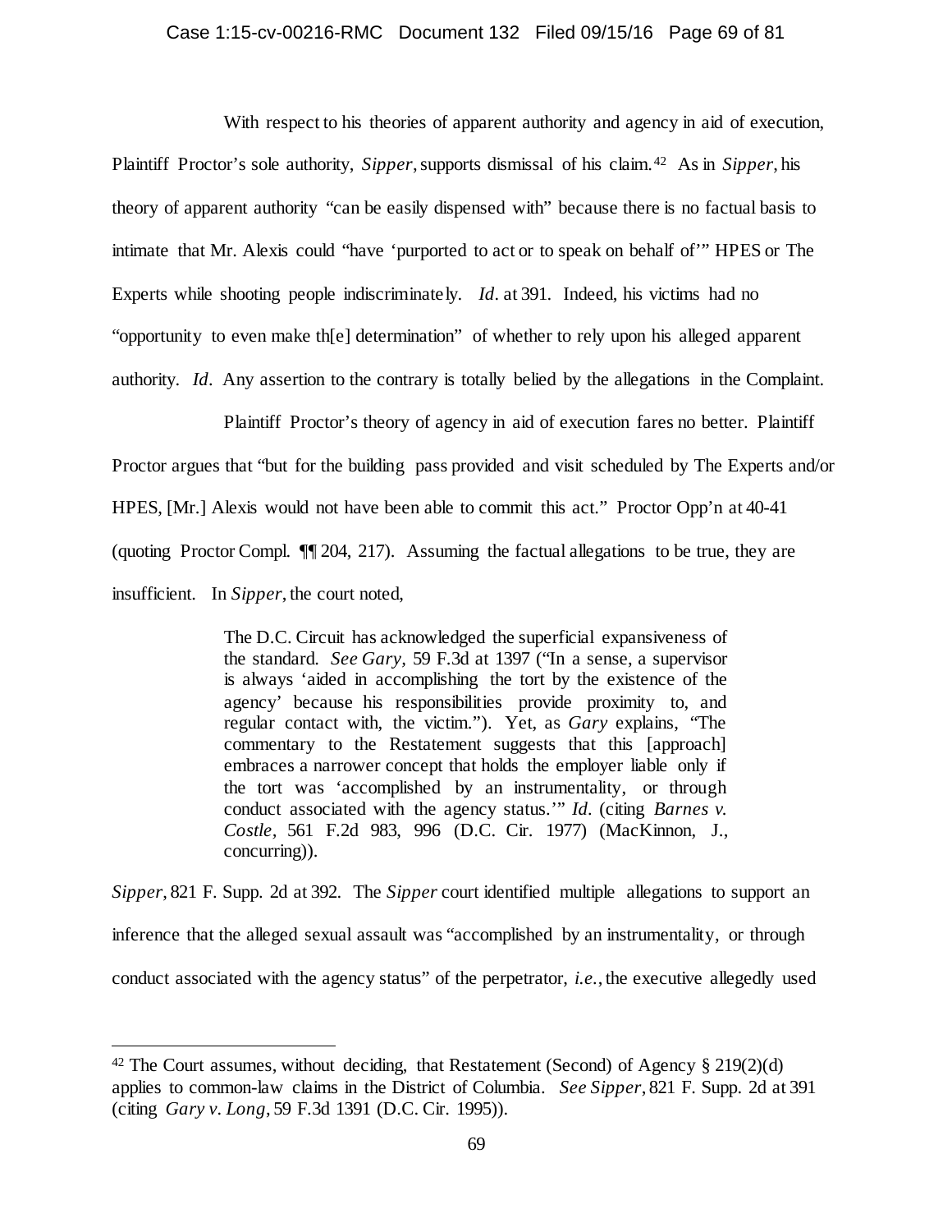With respect to his theories of apparent authority and agency in aid of execution, Plaintiff Proctor's sole authority, *Sipper*, supports dismissal of his claim.[42] As in *Sipper*, his theory of apparent authority "can be easily dispensed with" because there is no factual basis to intimate that Mr. Alexis could "have 'purported to act or to speak on behalf of'" HPES or The Experts while shooting people indiscriminately. *Id.* at 391. Indeed, his victims had no "opportunity to even make th[e] determination" of whether to rely upon his alleged apparent authority. *Id.* Any assertion to the contrary is totally belied by the allegations in the Complaint.

Plaintiff Proctor's theory of agency in aid of execution fares no better. Plaintiff Proctor argues that "but for the building pass provided and visit scheduled by The Experts and/or HPES, [Mr.] Alexis would not have been able to commit this act." Proctor Opp'n at 40-41 (quoting Proctor Compl. ¶¶ 204, 217). Assuming the factual allegations to be true, they are insufficient. In *Sipper*, the court noted,

> The D.C. Circuit has acknowledged the superficial expansiveness of the standard. *See Gary*, 59 F.3d at 1397 ("In a sense, a supervisor is always 'aided in accomplishing the tort by the existence of the agency' because his responsibilities provide proximity to, and regular contact with, the victim."). Yet, as *Gary* explains, "The commentary to the Restatement suggests that this [approach] embraces a narrower concept that holds the employer liable only if the tort was 'accomplished by an instrumentality, or through conduct associated with the agency status.'" *Id.* (citing *Barnes v. Costle*, 561 F.2d 983, 996 (D.C. Cir. 1977) (MacKinnon, J., concurring)).

*Sipper*, 821 F. Supp. 2d at 392. The *Sipper* court identified multiple allegations to support an inference that the alleged sexual assault was "accomplished by an instrumentality, or through conduct associated with the agency status" of the perpetrator, *i.e.*, the executive allegedly used

---

[42] The Court assumes, without deciding, that Restatement (Second) of Agency § 219(2)(d) applies to common-law claims in the District of Columbia. *See Sipper*, 821 F. Supp. 2d at 391 (citing *Gary v. Long*, 59 F.3d 1391 (D.C. Cir. 1995)).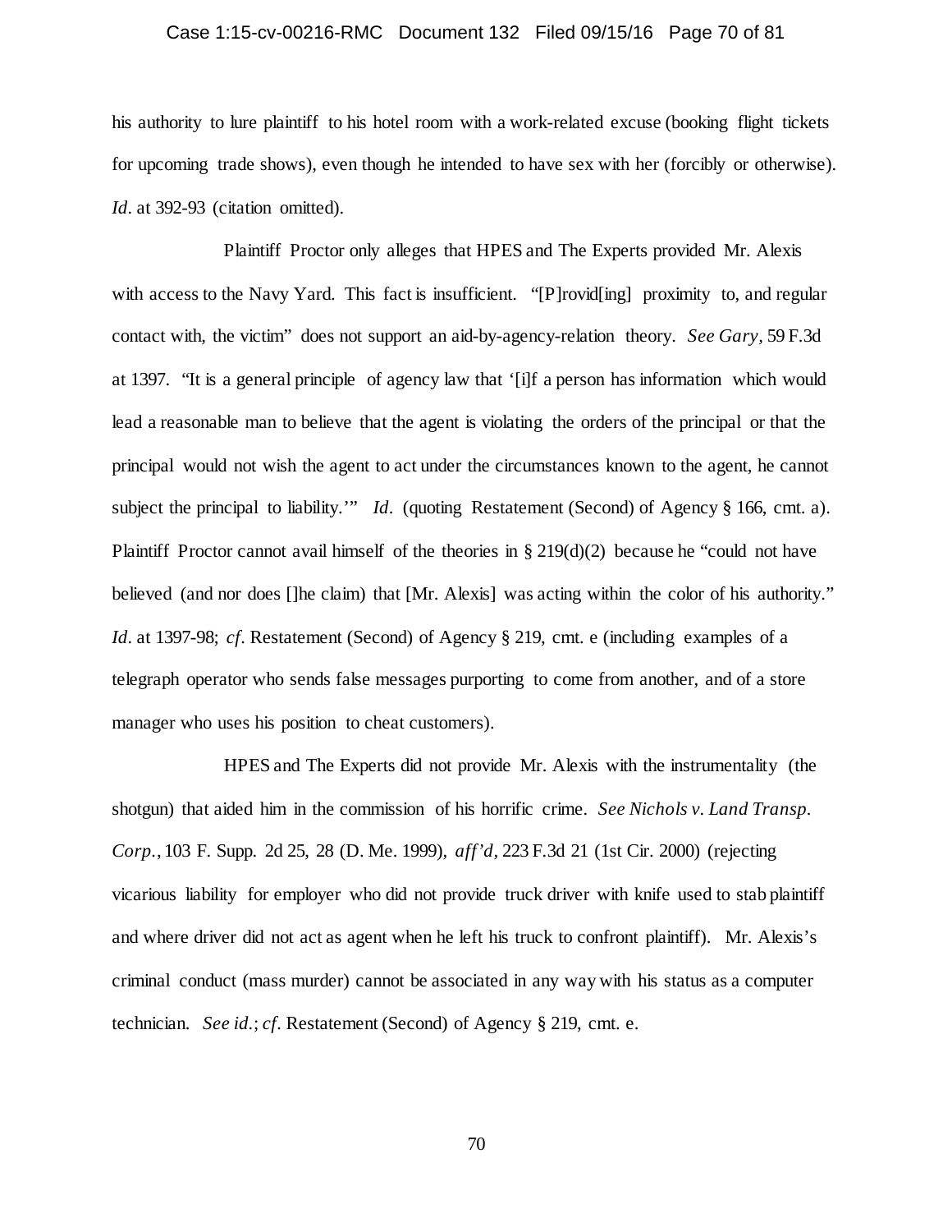his authority to lure plaintiff to his hotel room with a work-related excuse (booking flight tickets for upcoming trade shows), even though he intended to have sex with her (forcibly or otherwise). *Id*. at 392-93 (citation omitted).

Plaintiff Proctor only alleges that HPES and The Experts provided Mr. Alexis with access to the Navy Yard. This fact is insufficient. "[P]rovid[ing] proximity to, and regular contact with, the victim" does not support an aid-by-agency-relation theory. *See Gary*, 59 F.3d at 1397. "It is a general principle of agency law that '[i]f a person has information which would lead a reasonable man to believe that the agent is violating the orders of the principal or that the principal would not wish the agent to act under the circumstances known to the agent, he cannot subject the principal to liability.'" *Id*. (quoting Restatement (Second) of Agency § 166, cmt. a). Plaintiff Proctor cannot avail himself of the theories in § 219(d)(2) because he "could not have believed (and nor does []he claim) that [Mr. Alexis] was acting within the color of his authority." *Id*. at 1397-98; *cf*. Restatement (Second) of Agency § 219, cmt. e (including examples of a telegraph operator who sends false messages purporting to come from another, and of a store manager who uses his position to cheat customers).

HPES and The Experts did not provide Mr. Alexis with the instrumentality (the shotgun) that aided him in the commission of his horrific crime. *See Nichols v. Land Transp. Corp.*, 103 F. Supp. 2d 25, 28 (D. Me. 1999), *aff'd*, 223 F.3d 21 (1st Cir. 2000) (rejecting vicarious liability for employer who did not provide truck driver with knife used to stab plaintiff and where driver did not act as agent when he left his truck to confront plaintiff). Mr. Alexis's criminal conduct (mass murder) cannot be associated in any way with his status as a computer technician. *See id.*; *cf*. Restatement (Second) of Agency § 219, cmt. e.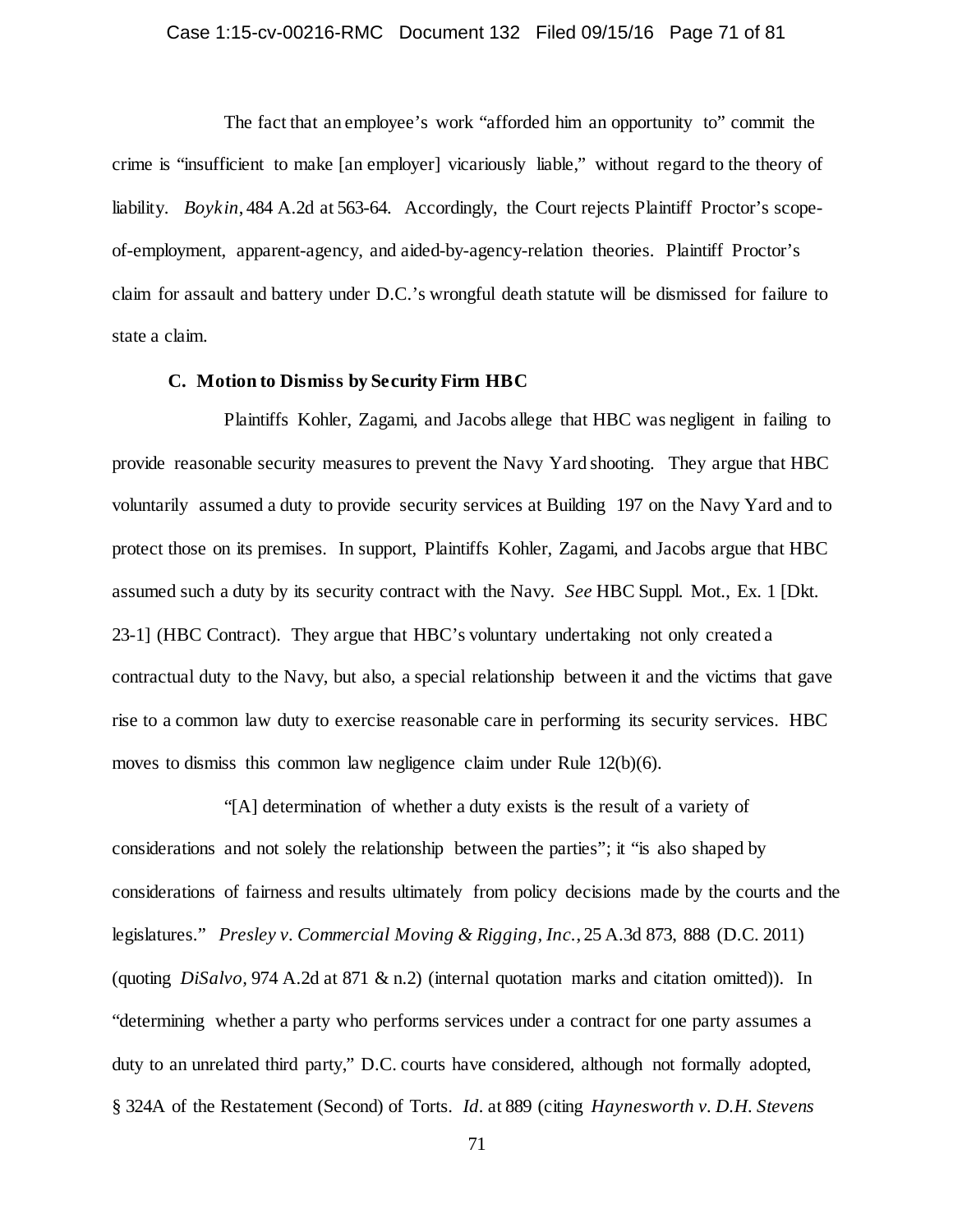The fact that an employee's work "afforded him an opportunity to" commit the crime is "insufficient to make [an employer] vicariously liable," without regard to the theory of liability. *Boykin*, 484 A.2d at 563-64. Accordingly, the Court rejects Plaintiff Proctor's scope-of-employment, apparent-agency, and aided-by-agency-relation theories. Plaintiff Proctor's claim for assault and battery under D.C.'s wrongful death statute will be dismissed for failure to state a claim.

### C. Motion to Dismiss by Security Firm HBC

Plaintiffs Kohler, Zagami, and Jacobs allege that HBC was negligent in failing to provide reasonable security measures to prevent the Navy Yard shooting. They argue that HBC voluntarily assumed a duty to provide security services at Building 197 on the Navy Yard and to protect those on its premises. In support, Plaintiffs Kohler, Zagami, and Jacobs argue that HBC assumed such a duty by its security contract with the Navy. *See* HBC Suppl. Mot., Ex. 1 [Dkt. 23-1] (HBC Contract). They argue that HBC's voluntary undertaking not only created a contractual duty to the Navy, but also, a special relationship between it and the victims that gave rise to a common law duty to exercise reasonable care in performing its security services. HBC moves to dismiss this common law negligence claim under Rule 12(b)(6).

"[A] determination of whether a duty exists is the result of a variety of considerations and not solely the relationship between the parties"; it "is also shaped by considerations of fairness and results ultimately from policy decisions made by the courts and the legislatures." *Presley v. Commercial Moving & Rigging, Inc.*, 25 A.3d 873, 888 (D.C. 2011) (quoting *DiSalvo*, 974 A.2d at 871 & n.2) (internal quotation marks and citation omitted)). In "determining whether a party who performs services under a contract for one party assumes a duty to an unrelated third party," D.C. courts have considered, although not formally adopted, § 324A of the Restatement (Second) of Torts. *Id.* at 889 (citing *Haynesworth v. D.H. Stevens*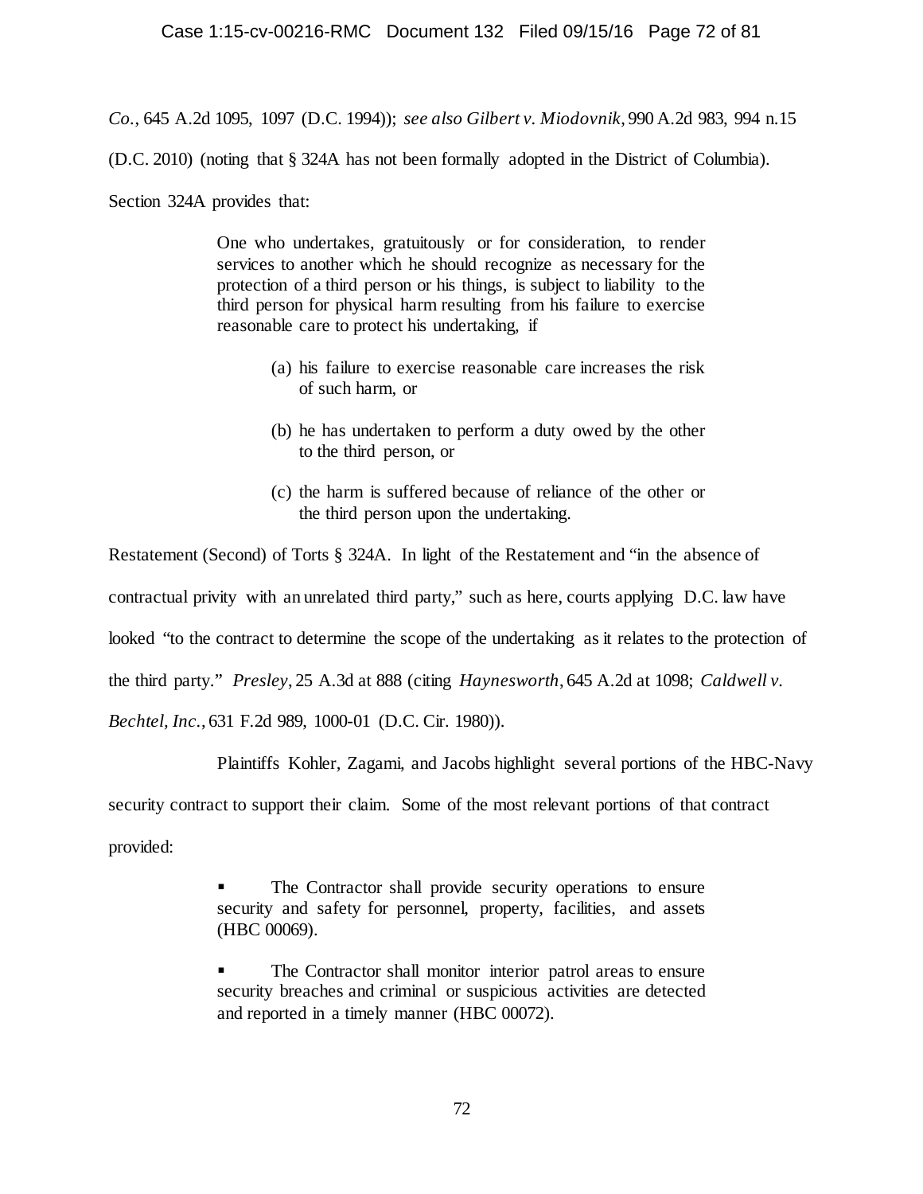*Co.*, 645 A.2d 1095, 1097 (D.C. 1994)); *see also Gilbert v. Miodovnik*, 990 A.2d 983, 994 n.15 (D.C. 2010) (noting that § 324A has not been formally adopted in the District of Columbia). Section 324A provides that:

> One who undertakes, gratuitously or for consideration, to render services to another which he should recognize as necessary for the protection of a third person or his things, is subject to liability to the third person for physical harm resulting from his failure to exercise reasonable care to protect his undertaking, if
>
> (a) his failure to exercise reasonable care increases the risk of such harm, or
>
> (b) he has undertaken to perform a duty owed by the other to the third person, or
>
> (c) the harm is suffered because of reliance of the other or the third person upon the undertaking.

Restatement (Second) of Torts § 324A. In light of the Restatement and "in the absence of contractual privity with an unrelated third party," such as here, courts applying D.C. law have looked "to the contract to determine the scope of the undertaking as it relates to the protection of the third party." *Presley*, 25 A.3d at 888 (citing *Haynesworth*, 645 A.2d at 1098; *Caldwell v. Bechtel, Inc.*, 631 F.2d 989, 1000-01 (D.C. Cir. 1980)).

Plaintiffs Kohler, Zagami, and Jacobs highlight several portions of the HBC-Navy security contract to support their claim. Some of the most relevant portions of that contract provided:

> ▪ The Contractor shall provide security operations to ensure security and safety for personnel, property, facilities, and assets (HBC 00069).
>
> ▪ The Contractor shall monitor interior patrol areas to ensure security breaches and criminal or suspicious activities are detected and reported in a timely manner (HBC 00072).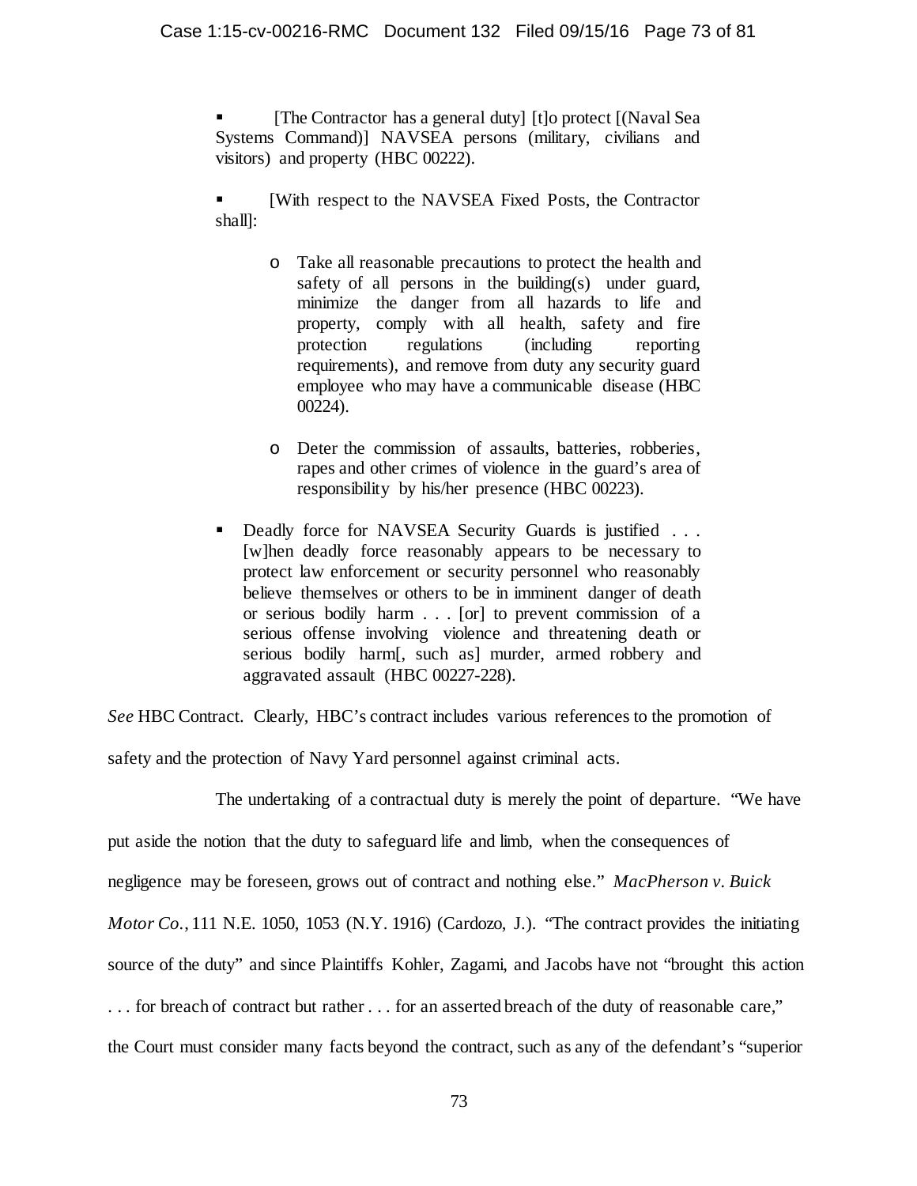- [The Contractor has a general duty] [t]o protect [(Naval Sea Systems Command)] NAVSEA persons (military, civilians and visitors) and property (HBC 00222).

- [With respect to the NAVSEA Fixed Posts, the Contractor shall]:

  - Take all reasonable precautions to protect the health and safety of all persons in the building(s) under guard, minimize the danger from all hazards to life and property, comply with all health, safety and fire protection regulations (including reporting requirements), and remove from duty any security guard employee who may have a communicable disease (HBC 00224).

  - Deter the commission of assaults, batteries, robberies, rapes and other crimes of violence in the guard's area of responsibility by his/her presence (HBC 00223).

- Deadly force for NAVSEA Security Guards is justified . . . [w]hen deadly force reasonably appears to be necessary to protect law enforcement or security personnel who reasonably believe themselves or others to be in imminent danger of death or serious bodily harm . . . [or] to prevent commission of a serious offense involving violence and threatening death or serious bodily harm[, such as] murder, armed robbery and aggravated assault (HBC 00227-228).

*See* HBC Contract. Clearly, HBC's contract includes various references to the promotion of safety and the protection of Navy Yard personnel against criminal acts.

The undertaking of a contractual duty is merely the point of departure. "We have put aside the notion that the duty to safeguard life and limb, when the consequences of negligence may be foreseen, grows out of contract and nothing else." *MacPherson v. Buick Motor Co.*, 111 N.E. 1050, 1053 (N.Y. 1916) (Cardozo, J.). "The contract provides the initiating source of the duty" and since Plaintiffs Kohler, Zagami, and Jacobs have not "brought this action . . . for breach of contract but rather . . . for an asserted breach of the duty of reasonable care," the Court must consider many facts beyond the contract, such as any of the defendant's "superior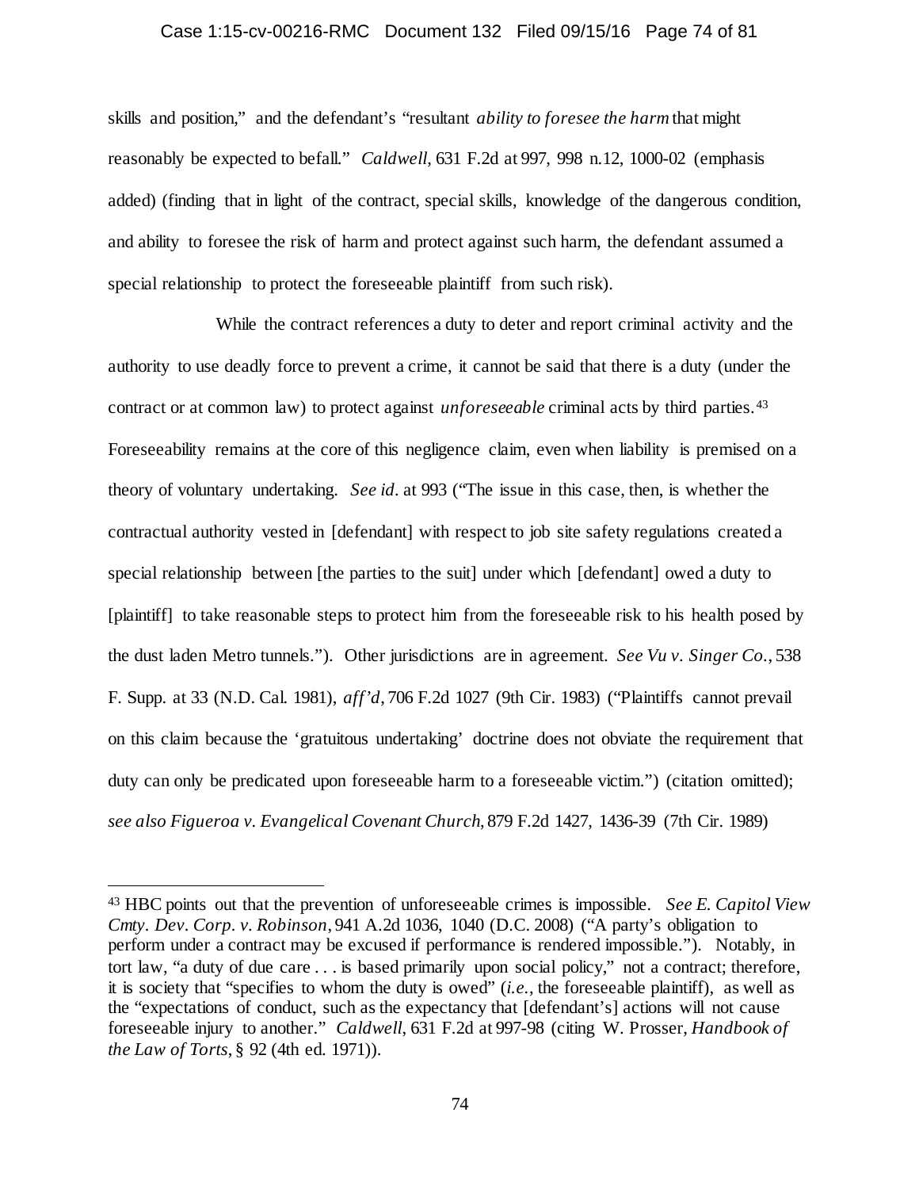skills and position," and the defendant's "resultant *ability to foresee the harm* that might reasonably be expected to befall." *Caldwell*, 631 F.2d at 997, 998 n.12, 1000-02 (emphasis added) (finding that in light of the contract, special skills, knowledge of the dangerous condition, and ability to foresee the risk of harm and protect against such harm, the defendant assumed a special relationship to protect the foreseeable plaintiff from such risk).

While the contract references a duty to deter and report criminal activity and the authority to use deadly force to prevent a crime, it cannot be said that there is a duty (under the contract or at common law) to protect against *unforeseeable* criminal acts by third parties.[43] Foreseeability remains at the core of this negligence claim, even when liability is premised on a theory of voluntary undertaking. *See id.* at 993 ("The issue in this case, then, is whether the contractual authority vested in [defendant] with respect to job site safety regulations created a special relationship between [the parties to the suit] under which [defendant] owed a duty to [plaintiff] to take reasonable steps to protect him from the foreseeable risk to his health posed by the dust laden Metro tunnels."). Other jurisdictions are in agreement. *See Vu v. Singer Co.*, 538 F. Supp. at 33 (N.D. Cal. 1981), *aff'd*, 706 F.2d 1027 (9th Cir. 1983) ("Plaintiffs cannot prevail on this claim because the 'gratuitous undertaking' doctrine does not obviate the requirement that duty can only be predicated upon foreseeable harm to a foreseeable victim.") (citation omitted); *see also Figueroa v. Evangelical Covenant Church*, 879 F.2d 1427, 1436-39 (7th Cir. 1989)

---

[43] HBC points out that the prevention of unforeseeable crimes is impossible. *See E. Capitol View Cmty. Dev. Corp. v. Robinson*, 941 A.2d 1036, 1040 (D.C. 2008) ("A party's obligation to perform under a contract may be excused if performance is rendered impossible."). Notably, in tort law, "a duty of due care . . . is based primarily upon social policy," not a contract; therefore, it is society that "specifies to whom the duty is owed" (*i.e.*, the foreseeable plaintiff), as well as the "expectations of conduct, such as the expectancy that [defendant's] actions will not cause foreseeable injury to another." *Caldwell*, 631 F.2d at 997-98 (citing W. Prosser, *Handbook of the Law of Torts*, § 92 (4th ed. 1971)).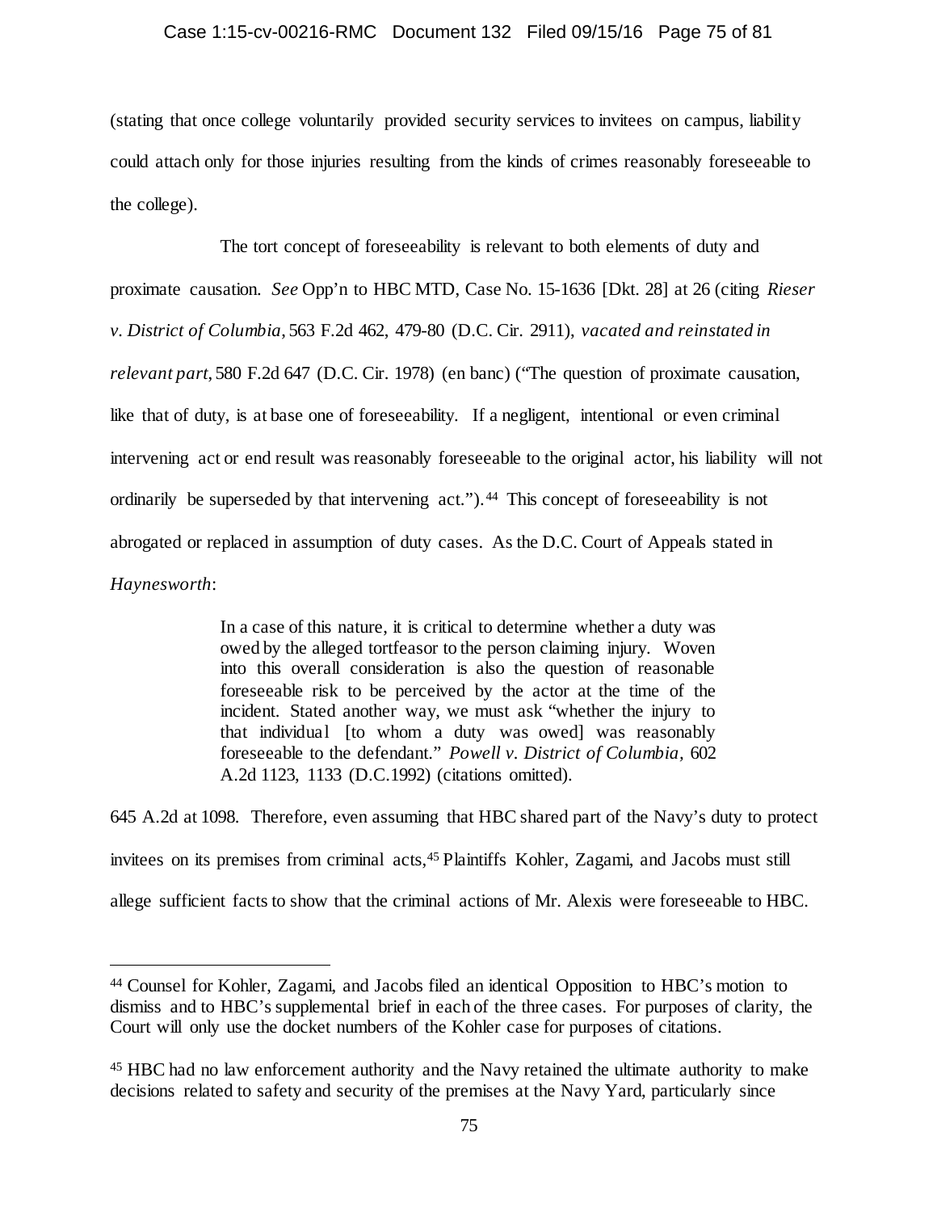(stating that once college voluntarily provided security services to invitees on campus, liability could attach only for those injuries resulting from the kinds of crimes reasonably foreseeable to the college).

The tort concept of foreseeability is relevant to both elements of duty and proximate causation. *See* Opp'n to HBC MTD, Case No. 15-1636 [Dkt. 28] at 26 (citing *Rieser v. District of Columbia*, 563 F.2d 462, 479-80 (D.C. Cir. 2911), *vacated and reinstated in relevant part*, 580 F.2d 647 (D.C. Cir. 1978) (en banc) ("The question of proximate causation, like that of duty, is at base one of foreseeability. If a negligent, intentional or even criminal intervening act or end result was reasonably foreseeable to the original actor, his liability will not ordinarily be superseded by that intervening act.").[44] This concept of foreseeability is not abrogated or replaced in assumption of duty cases. As the D.C. Court of Appeals stated in *Haynesworth*:

> In a case of this nature, it is critical to determine whether a duty was owed by the alleged tortfeasor to the person claiming injury. Woven into this overall consideration is also the question of reasonable foreseeable risk to be perceived by the actor at the time of the incident. Stated another way, we must ask "whether the injury to that individual [to whom a duty was owed] was reasonably foreseeable to the defendant." *Powell v. District of Columbia*, 602 A.2d 1123, 1133 (D.C.1992) (citations omitted).

645 A.2d at 1098. Therefore, even assuming that HBC shared part of the Navy's duty to protect invitees on its premises from criminal acts,[45] Plaintiffs Kohler, Zagami, and Jacobs must still allege sufficient facts to show that the criminal actions of Mr. Alexis were foreseeable to HBC.

---

[44] Counsel for Kohler, Zagami, and Jacobs filed an identical Opposition to HBC's motion to dismiss and to HBC's supplemental brief in each of the three cases. For purposes of clarity, the Court will only use the docket numbers of the Kohler case for purposes of citations.

[45] HBC had no law enforcement authority and the Navy retained the ultimate authority to make decisions related to safety and security of the premises at the Navy Yard, particularly since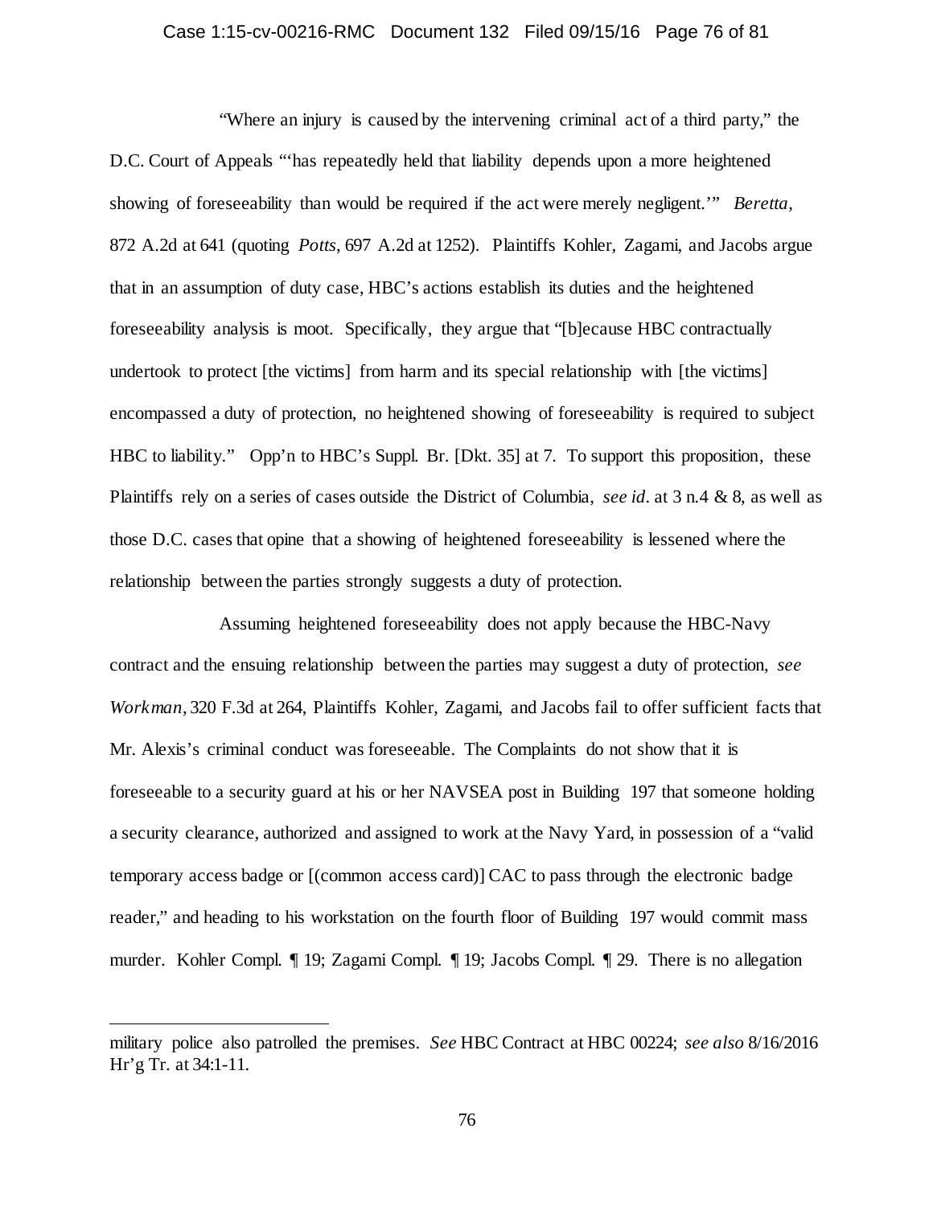"Where an injury is caused by the intervening criminal act of a third party," the D.C. Court of Appeals "'has repeatedly held that liability depends upon a more heightened showing of foreseeability than would be required if the act were merely negligent.'" *Beretta*, 872 A.2d at 641 (quoting *Potts*, 697 A.2d at 1252). Plaintiffs Kohler, Zagami, and Jacobs argue that in an assumption of duty case, HBC's actions establish its duties and the heightened foreseeability analysis is moot. Specifically, they argue that "[b]ecause HBC contractually undertook to protect [the victims] from harm and its special relationship with [the victims] encompassed a duty of protection, no heightened showing of foreseeability is required to subject HBC to liability." Opp'n to HBC's Suppl. Br. [Dkt. 35] at 7. To support this proposition, these Plaintiffs rely on a series of cases outside the District of Columbia, *see id*. at 3 n.4 & 8, as well as those D.C. cases that opine that a showing of heightened foreseeability is lessened where the relationship between the parties strongly suggests a duty of protection.

Assuming heightened foreseeability does not apply because the HBC-Navy contract and the ensuing relationship between the parties may suggest a duty of protection, *see Workman*, 320 F.3d at 264, Plaintiffs Kohler, Zagami, and Jacobs fail to offer sufficient facts that Mr. Alexis's criminal conduct was foreseeable. The Complaints do not show that it is foreseeable to a security guard at his or her NAVSEA post in Building 197 that someone holding a security clearance, authorized and assigned to work at the Navy Yard, in possession of a "valid temporary access badge or [(common access card)] CAC to pass through the electronic badge reader," and heading to his workstation on the fourth floor of Building 197 would commit mass murder. Kohler Compl. ¶ 19; Zagami Compl. ¶ 19; Jacobs Compl. ¶ 29. There is no allegation

---

military police also patrolled the premises. *See* HBC Contract at HBC 00224; *see also* 8/16/2016 Hr'g Tr. at 34:1-11.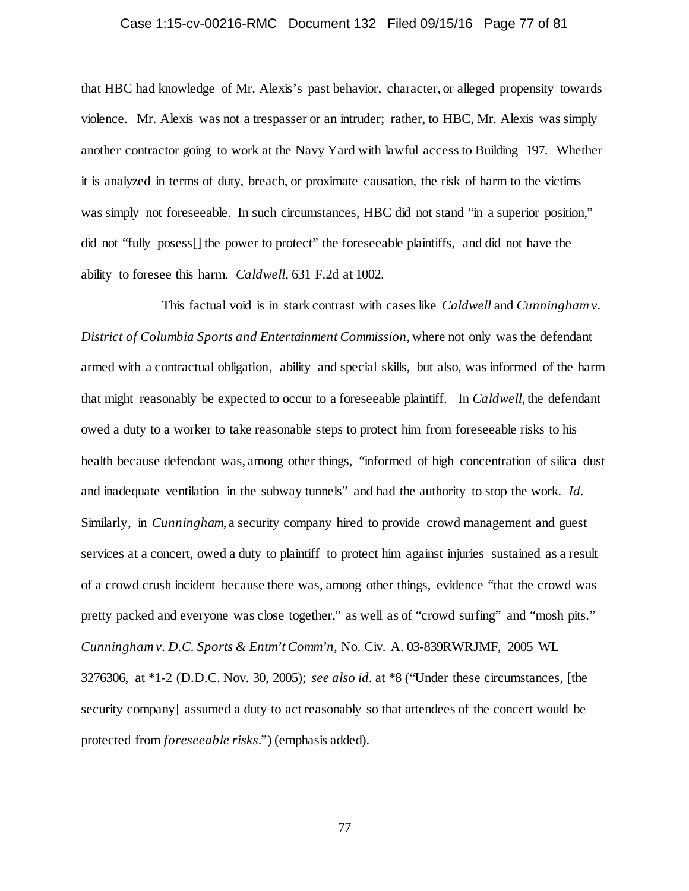that HBC had knowledge of Mr. Alexis's past behavior, character, or alleged propensity towards violence. Mr. Alexis was not a trespasser or an intruder; rather, to HBC, Mr. Alexis was simply another contractor going to work at the Navy Yard with lawful access to Building 197. Whether it is analyzed in terms of duty, breach, or proximate causation, the risk of harm to the victims was simply not foreseeable. In such circumstances, HBC did not stand "in a superior position," did not "fully posess[] the power to protect" the foreseeable plaintiffs, and did not have the ability to foresee this harm. *Caldwell*, 631 F.2d at 1002.

This factual void is in stark contrast with cases like *Caldwell* and *Cunningham v. District of Columbia Sports and Entertainment Commission*, where not only was the defendant armed with a contractual obligation, ability and special skills, but also, was informed of the harm that might reasonably be expected to occur to a foreseeable plaintiff. In *Caldwell*, the defendant owed a duty to a worker to take reasonable steps to protect him from foreseeable risks to his health because defendant was, among other things, "informed of high concentration of silica dust and inadequate ventilation in the subway tunnels" and had the authority to stop the work. *Id*. Similarly, in *Cunningham*, a security company hired to provide crowd management and guest services at a concert, owed a duty to plaintiff to protect him against injuries sustained as a result of a crowd crush incident because there was, among other things, evidence "that the crowd was pretty packed and everyone was close together," as well as of "crowd surfing" and "mosh pits." *Cunningham v. D.C. Sports & Entm't Comm'n*, No. Civ. A. 03-839RWRJMF, 2005 WL 3276306, at *1-2 (D.D.C. Nov. 30, 2005); *see also id*. at *8 ("Under these circumstances, [the security company] assumed a duty to act reasonably so that attendees of the concert would be protected from *foreseeable risks*.") (emphasis added).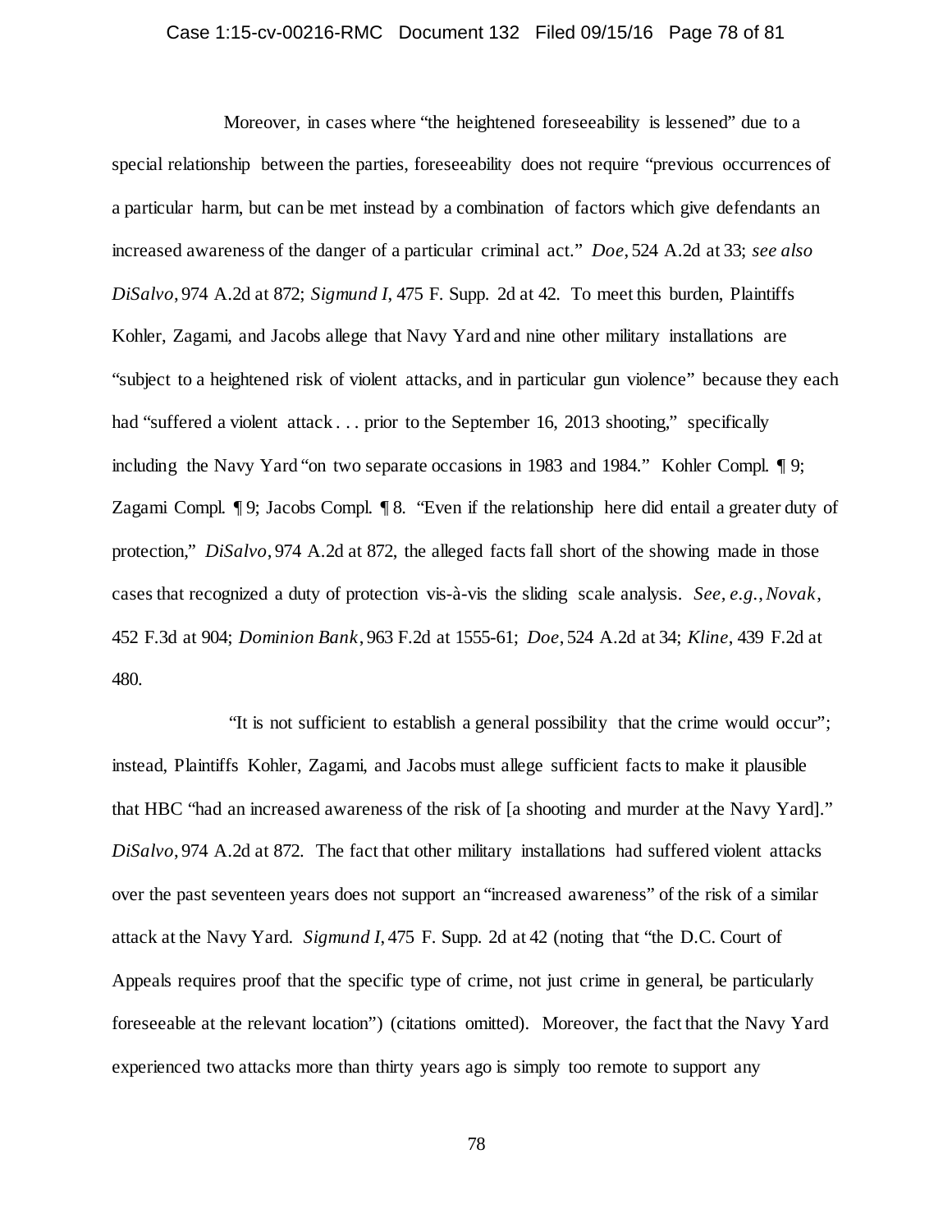Moreover, in cases where "the heightened foreseeability is lessened" due to a special relationship between the parties, foreseeability does not require "previous occurrences of a particular harm, but can be met instead by a combination of factors which give defendants an increased awareness of the danger of a particular criminal act." *Doe*, 524 A.2d at 33; *see also DiSalvo*, 974 A.2d at 872; *Sigmund I*, 475 F. Supp. 2d at 42. To meet this burden, Plaintiffs Kohler, Zagami, and Jacobs allege that Navy Yard and nine other military installations are "subject to a heightened risk of violent attacks, and in particular gun violence" because they each had "suffered a violent attack . . . prior to the September 16, 2013 shooting," specifically including the Navy Yard "on two separate occasions in 1983 and 1984." Kohler Compl. ¶ 9; Zagami Compl. ¶ 9; Jacobs Compl. ¶ 8. "Even if the relationship here did entail a greater duty of protection," *DiSalvo*, 974 A.2d at 872, the alleged facts fall short of the showing made in those cases that recognized a duty of protection vis-à-vis the sliding scale analysis. *See, e.g.*, *Novak*, 452 F.3d at 904; *Dominion Bank*, 963 F.2d at 1555-61; *Doe*, 524 A.2d at 34; *Kline*, 439 F.2d at 480.

"It is not sufficient to establish a general possibility that the crime would occur"; instead, Plaintiffs Kohler, Zagami, and Jacobs must allege sufficient facts to make it plausible that HBC "had an increased awareness of the risk of [a shooting and murder at the Navy Yard]." *DiSalvo*, 974 A.2d at 872. The fact that other military installations had suffered violent attacks over the past seventeen years does not support an "increased awareness" of the risk of a similar attack at the Navy Yard. *Sigmund I*, 475 F. Supp. 2d at 42 (noting that "the D.C. Court of Appeals requires proof that the specific type of crime, not just crime in general, be particularly foreseeable at the relevant location") (citations omitted). Moreover, the fact that the Navy Yard experienced two attacks more than thirty years ago is simply too remote to support any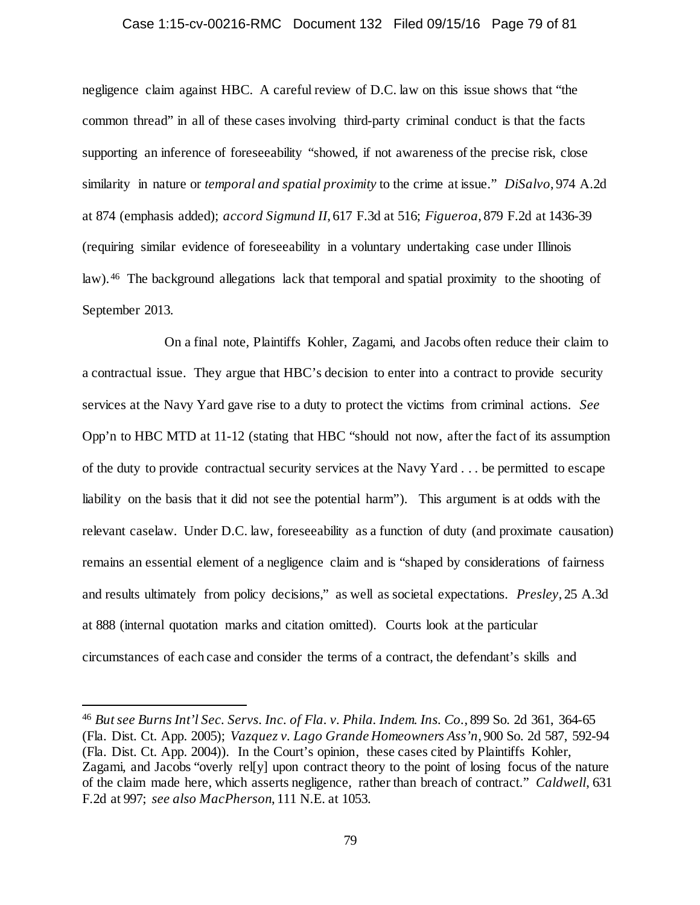negligence claim against HBC. A careful review of D.C. law on this issue shows that "the common thread" in all of these cases involving third-party criminal conduct is that the facts supporting an inference of foreseeability "showed, if not awareness of the precise risk, close similarity in nature or *temporal and spatial proximity* to the crime at issue." *DiSalvo*, 974 A.2d at 874 (emphasis added); *accord Sigmund II*, 617 F.3d at 516; *Figueroa*, 879 F.2d at 1436-39 (requiring similar evidence of foreseeability in a voluntary undertaking case under Illinois law).[46] The background allegations lack that temporal and spatial proximity to the shooting of September 2013.

On a final note, Plaintiffs Kohler, Zagami, and Jacobs often reduce their claim to a contractual issue. They argue that HBC's decision to enter into a contract to provide security services at the Navy Yard gave rise to a duty to protect the victims from criminal actions. *See* Opp'n to HBC MTD at 11-12 (stating that HBC "should not now, after the fact of its assumption of the duty to provide contractual security services at the Navy Yard . . . be permitted to escape liability on the basis that it did not see the potential harm"). This argument is at odds with the relevant caselaw. Under D.C. law, foreseeability as a function of duty (and proximate causation) remains an essential element of a negligence claim and is "shaped by considerations of fairness and results ultimately from policy decisions," as well as societal expectations. *Presley*, 25 A.3d at 888 (internal quotation marks and citation omitted). Courts look at the particular circumstances of each case and consider the terms of a contract, the defendant's skills and

---

[46] *But see Burns Int'l Sec. Servs. Inc. of Fla. v. Phila. Indem. Ins. Co.*, 899 So. 2d 361, 364-65 (Fla. Dist. Ct. App. 2005); *Vazquez v. Lago Grande Homeowners Ass'n*, 900 So. 2d 587, 592-94 (Fla. Dist. Ct. App. 2004)). In the Court's opinion, these cases cited by Plaintiffs Kohler, Zagami, and Jacobs "overly rel[y] upon contract theory to the point of losing focus of the nature of the claim made here, which asserts negligence, rather than breach of contract." *Caldwell*, 631 F.2d at 997; *see also MacPherson*, 111 N.E. at 1053.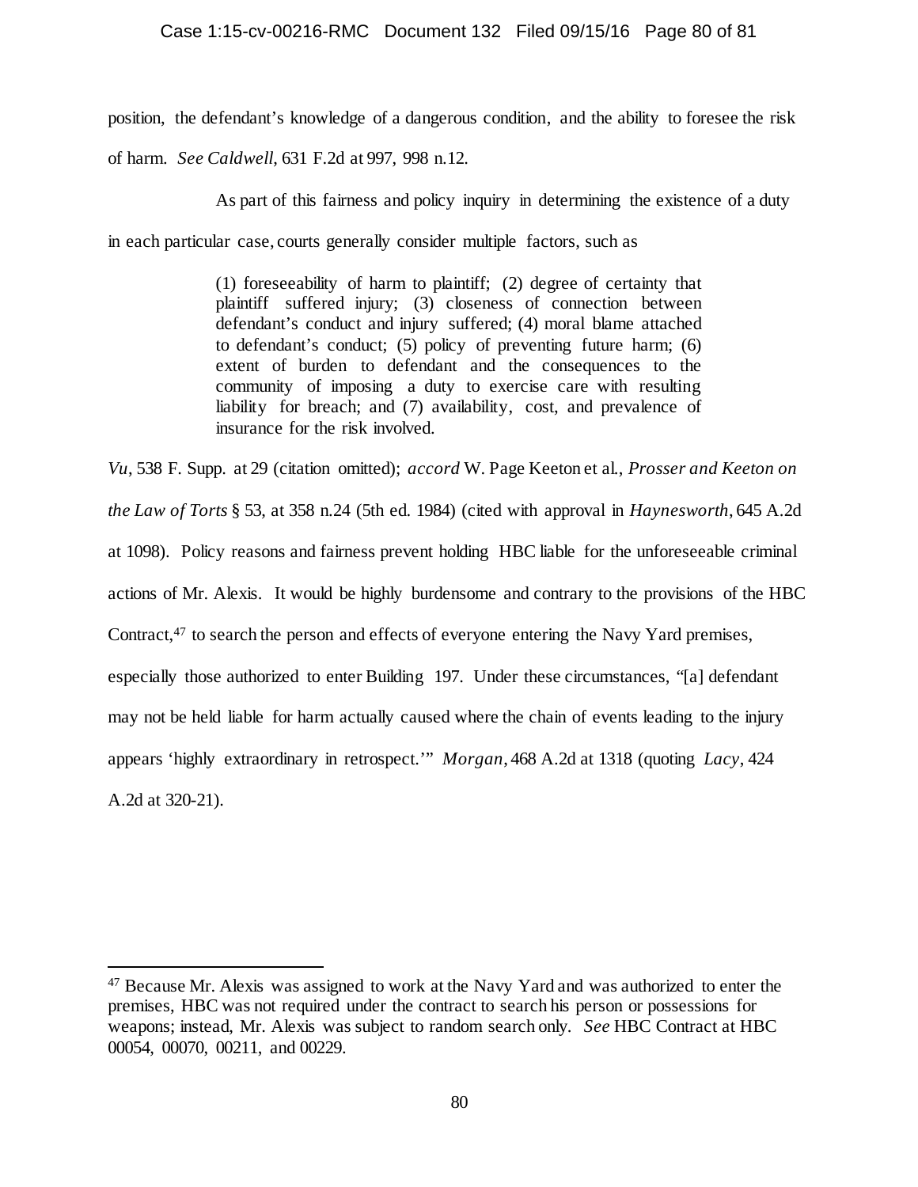position, the defendant's knowledge of a dangerous condition, and the ability to foresee the risk of harm. *See Caldwell*, 631 F.2d at 997, 998 n.12.

As part of this fairness and policy inquiry in determining the existence of a duty in each particular case, courts generally consider multiple factors, such as

> (1) foreseeability of harm to plaintiff; (2) degree of certainty that plaintiff suffered injury; (3) closeness of connection between defendant's conduct and injury suffered; (4) moral blame attached to defendant's conduct; (5) policy of preventing future harm; (6) extent of burden to defendant and the consequences to the community of imposing a duty to exercise care with resulting liability for breach; and (7) availability, cost, and prevalence of insurance for the risk involved.

*Vu*, 538 F. Supp. at 29 (citation omitted); *accord* W. Page Keeton et al., *Prosser and Keeton on the Law of Torts* § 53, at 358 n.24 (5th ed. 1984) (cited with approval in *Haynesworth*, 645 A.2d at 1098). Policy reasons and fairness prevent holding HBC liable for the unforeseeable criminal actions of Mr. Alexis. It would be highly burdensome and contrary to the provisions of the HBC Contract,[47] to search the person and effects of everyone entering the Navy Yard premises, especially those authorized to enter Building 197. Under these circumstances, "[a] defendant may not be held liable for harm actually caused where the chain of events leading to the injury appears 'highly extraordinary in retrospect.'" *Morgan*, 468 A.2d at 1318 (quoting *Lacy*, 424 A.2d at 320-21).

---

[47] Because Mr. Alexis was assigned to work at the Navy Yard and was authorized to enter the premises, HBC was not required under the contract to search his person or possessions for weapons; instead, Mr. Alexis was subject to random search only. *See* HBC Contract at HBC 00054, 00070, 00211, and 00229.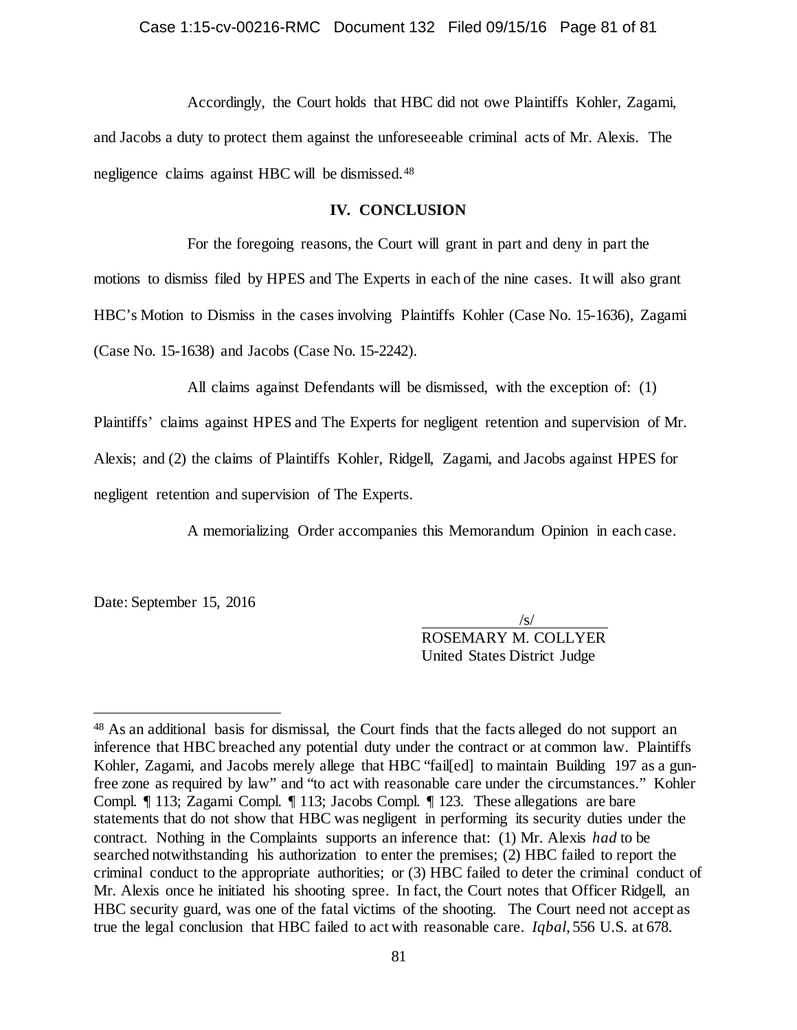Accordingly, the Court holds that HBC did not owe Plaintiffs Kohler, Zagami, and Jacobs a duty to protect them against the unforeseeable criminal acts of Mr. Alexis. The negligence claims against HBC will be dismissed.[48]

## IV. CONCLUSION

For the foregoing reasons, the Court will grant in part and deny in part the motions to dismiss filed by HPES and The Experts in each of the nine cases. It will also grant HBC's Motion to Dismiss in the cases involving Plaintiffs Kohler (Case No. 15-1636), Zagami (Case No. 15-1638) and Jacobs (Case No. 15-2242).

All claims against Defendants will be dismissed, with the exception of: (1) Plaintiffs' claims against HPES and The Experts for negligent retention and supervision of Mr. Alexis; and (2) the claims of Plaintiffs Kohler, Ridgell, Zagami, and Jacobs against HPES for negligent retention and supervision of The Experts.

A memorializing Order accompanies this Memorandum Opinion in each case.

Date: September 15, 2016

/s/
ROSEMARY M. COLLYER
United States District Judge

---

[48] As an additional basis for dismissal, the Court finds that the facts alleged do not support an inference that HBC breached any potential duty under the contract or at common law. Plaintiffs Kohler, Zagami, and Jacobs merely allege that HBC "fail[ed] to maintain Building 197 as a gun-free zone as required by law" and "to act with reasonable care under the circumstances." Kohler Compl. ¶ 113; Zagami Compl. ¶ 113; Jacobs Compl. ¶ 123. These allegations are bare statements that do not show that HBC was negligent in performing its security duties under the contract. Nothing in the Complaints supports an inference that: (1) Mr. Alexis *had* to be searched notwithstanding his authorization to enter the premises; (2) HBC failed to report the criminal conduct to the appropriate authorities; or (3) HBC failed to deter the criminal conduct of Mr. Alexis once he initiated his shooting spree. In fact, the Court notes that Officer Ridgell, an HBC security guard, was one of the fatal victims of the shooting. The Court need not accept as true the legal conclusion that HBC failed to act with reasonable care. *Iqbal*, 556 U.S. at 678.